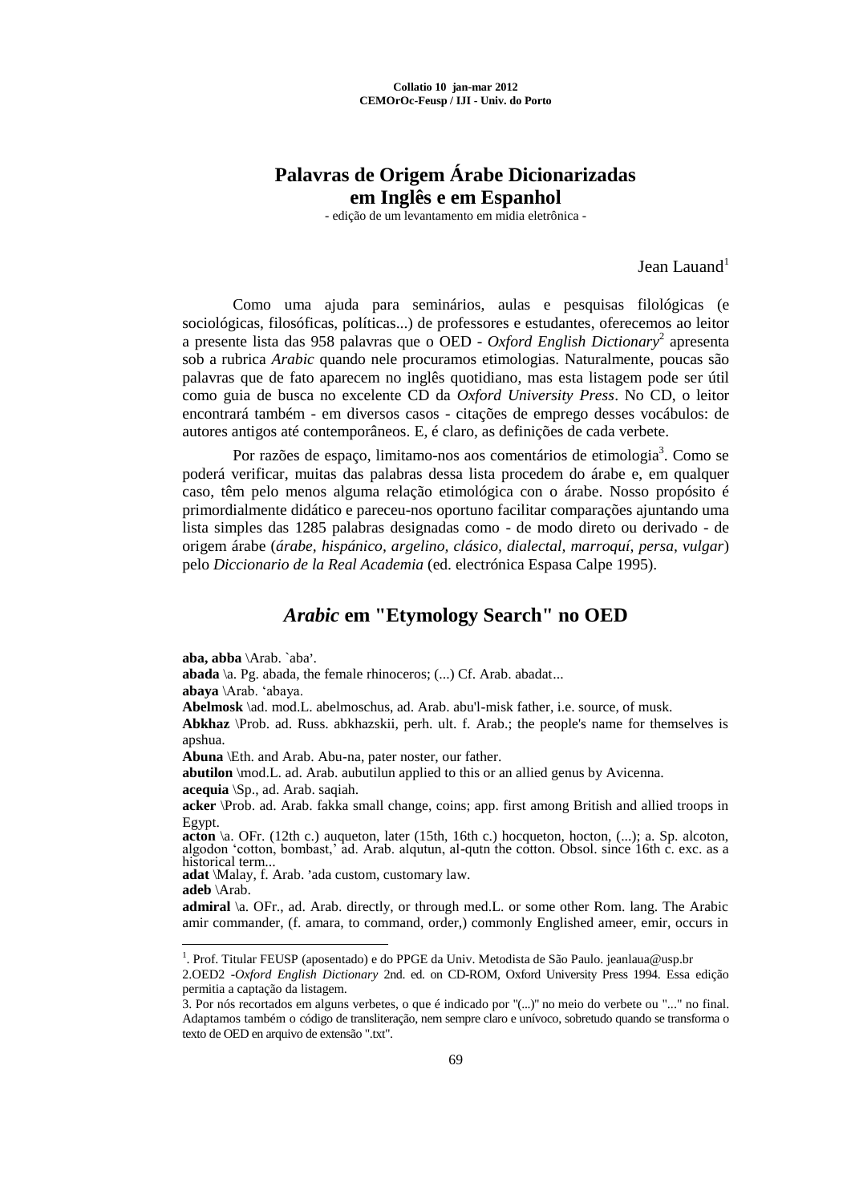# Palavras de Origem Árabe Dicionarizadas em Inglês e em Espanhol

- edição de um levantamento em mídia eletrônica -

Jean Lauand[1]

Como uma ajuda para seminários, aulas e pesquisas filológicas (e sociológicas, filosóficas, políticas...) de professores e estudantes, oferecemos ao leitor a presente lista das 958 palavras que o OED - *Oxford English Dictionary*[2] apresenta sob a rubrica *Arabic* quando nele procuramos etimologias. Naturalmente, poucas são palavras que de fato aparecem no inglês quotidiano, mas esta listagem pode ser útil como guia de busca no excelente CD da *Oxford University Press*. No CD, o leitor encontrará também - em diversos casos - citações de emprego desses vocábulos: de autores antigos até contemporâneos. E, é claro, as definições de cada verbete.

Por razões de espaço, limitamo-nos aos comentários de etimologia[3]. Como se poderá verificar, muitas das palabras dessa lista procedem do árabe e, em qualquer caso, têm pelo menos alguma relação etimológica con o árabe. Nosso propósito é primordialmente didático e pareceu-nos oportuno facilitar comparações ajuntando uma lista simples das 1285 palabras designadas como - de modo direto ou derivado - de origem árabe (*árabe, hispánico, argelino, clásico, dialectal, marroquí, persa, vulgar*) pelo *Diccionario de la Real Academia* (ed. electrónica Espasa Calpe 1995).

## *Arabic* em "Etymology Search" no OED

**aba, abba** \Arab. `aba'.

**abada** \a. Pg. abada, the female rhinoceros; (...) Cf. Arab. abadat...

**abaya** \Arab. 'abaya.

**Abelmosk** \ad. mod.L. abelmoschus, ad. Arab. abu'l-misk father, i.e. source, of musk.

**Abkhaz** \Prob. ad. Russ. abkhazskii, perh. ult. f. Arab.; the people's name for themselves is apshua.

**Abuna** \Eth. and Arab. Abu-na, pater noster, our father.

**abutilon** \mod.L. ad. Arab. aubutilun applied to this or an allied genus by Avicenna.

**acequia** \Sp., ad. Arab. saqiah.

**acker** \Prob. ad. Arab. fakka small change, coins; app. first among British and allied troops in Egypt.

**acton** \a. OFr. (12th c.) auqueton, later (15th, 16th c.) hocqueton, hocton, (...); a. Sp. alcoton, algodon 'cotton, bombast,' ad. Arab. alqutun, al-qutn the cotton. Obsol. since 16th c. exc. as a historical term...

**adat** \Malay, f. Arab. 'ada custom, customary law.

**adeb** \Arab.

**admiral** \a. OFr., ad. Arab. directly, or through med.L. or some other Rom. lang. The Arabic amir commander, (f. amara, to command, order,) commonly Englished ameer, emir, occurs in

---

[1]. Prof. Titular FEUSP (aposentado) e do PPGE da Univ. Metodista de São Paulo. jeanlaua@usp.br

2.OED2 -*Oxford English Dictionary* 2nd. ed. on CD-ROM, Oxford University Press 1994. Essa edição permitia a captação da listagem.

3. Por nós recortados em alguns verbetes, o que é indicado por "(...)" no meio do verbete ou "..." no final. Adaptamos também o código de transliteração, nem sempre claro e unívoco, sobretudo quando se transforma o texto de OED em arquivo de extensão ".txt".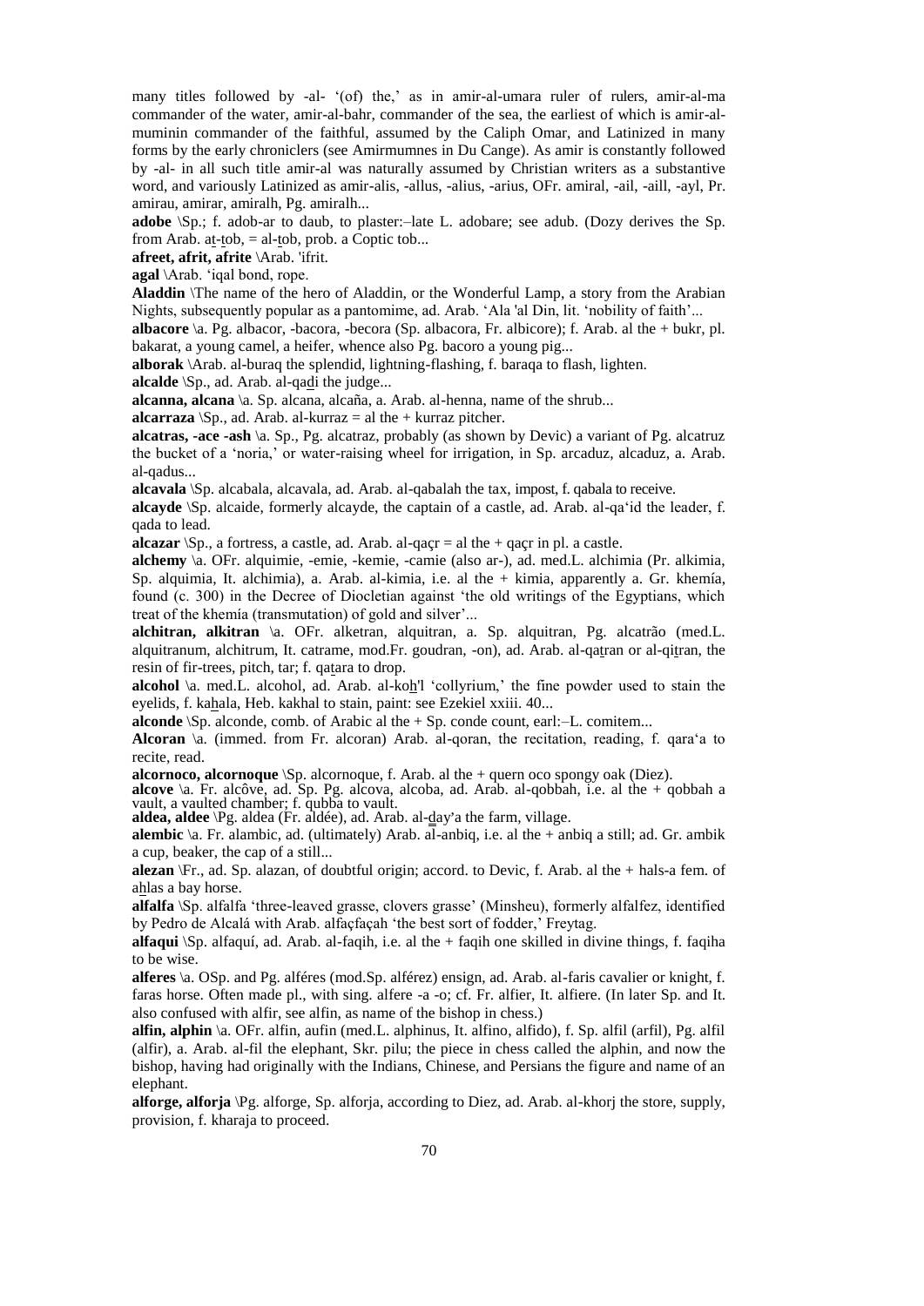many titles followed by -al- '(of) the,' as in amir-al-umara ruler of rulers, amir-al-ma commander of the water, amir-al-bahr, commander of the sea, the earliest of which is amir-al-muminin commander of the faithful, assumed by the Caliph Omar, and Latinized in many forms by the early chroniclers (see Amirmumnes in Du Cange). As amir is constantly followed by -al- in all such title amir-al was naturally assumed by Christian writers as a substantive word, and variously Latinized as amir-alis, -allus, -alius, -arius, OFr. amiral, -ail, -aill, -ayl, Pr. amirau, amirar, amiralh, Pg. amiralh...

**adobe** \Sp.; f. adob-ar to daub, to plaster:–late L. adobare; see adub. (Dozy derives the Sp. from Arab. at-tob, = al-tob, prob. a Coptic tob...

**afreet, afrit, afrite** \Arab. 'ifrit.

**agal** \Arab. 'iqal bond, rope.

**Aladdin** \The name of the hero of Aladdin, or the Wonderful Lamp, a story from the Arabian Nights, subsequently popular as a pantomime, ad. Arab. 'Ala 'al Din, lit. 'nobility of faith'...

**albacore** \a. Pg. albacor, -bacora, -becora (Sp. albacora, Fr. albicore); f. Arab. al the + bukr, pl. bakarat, a young camel, a heifer, whence also Pg. bacoro a young pig...

**alborak** \Arab. al-buraq the splendid, lightning-flashing, f. baraqa to flash, lighten.

**alcalde** \Sp., ad. Arab. al-qadi the judge...

**alcanna, alcana** \a. Sp. alcana, alcaña, a. Arab. al-henna, name of the shrub...

**alcarraza** \Sp., ad. Arab. al-kurraz = al the + kurraz pitcher.

**alcatras, -ace -ash** \a. Sp., Pg. alcatraz, probably (as shown by Devic) a variant of Pg. alcatruz the bucket of a 'noria,' or water-raising wheel for irrigation, in Sp. arcaduz, alcaduz, a. Arab. al-qadus...

**alcavala** \Sp. alcabala, alcavala, ad. Arab. al-qabalah the tax, impost, f. qabala to receive.

**alcayde** \Sp. alcaide, formerly alcayde, the captain of a castle, ad. Arab. al-qa'id the leader, f. qada to lead.

**alcazar** \Sp., a fortress, a castle, ad. Arab. al-qaçr = al the + qaçr in pl. a castle.

**alchemy** \a. OFr. alquimie, -emie, -kemie, -camie (also ar-), ad. med.L. alchimia (Pr. alkimia, Sp. alquimia, It. alchimia), a. Arab. al-kimia, i.e. al the + kimia, apparently a. Gr. khemía, found (c. 300) in the Decree of Diocletian against 'the old writings of the Egyptians, which treat of the khemía (transmutation) of gold and silver'...

**alchitran, alkitran** \a. OFr. alketran, alquitran, a. Sp. alquitran, Pg. alcatrão (med.L. alquitranum, alchitrum, It. catrame, mod.Fr. goudran, -on), ad. Arab. al-qatran or al-qitran, the resin of fir-trees, pitch, tar; f. qatara to drop.

**alcohol** \a. med.L. alcohol, ad. Arab. al-koh'l 'collyrium,' the fine powder used to stain the eyelids, f. kahala, Heb. kakhal to stain, paint: see Ezekiel xxiii. 40...

**alconde** \Sp. alconde, comb. of Arabic al the + Sp. conde count, earl:–L. comitem...

**Alcoran** \a. (immed. from Fr. alcoran) Arab. al-qoran, the recitation, reading, f. qara'a to recite, read.

**alcornoco, alcornoque** \Sp. alcornoque, f. Arab. al the + quern oco spongy oak (Diez).

**alcove** \a. Fr. alcôve, ad. Sp. Pg. alcova, alcoba, ad. Arab. al-qobbah, i.e. al the + qobbah a vault, a vaulted chamber; f. qubba to vault.

**aldea, aldee** \Pg. aldea (Fr. aldée), ad. Arab. al-day'a the farm, village.

**alembic** \a. Fr. alambic, ad. (ultimately) Arab. al-anbiq, i.e. al the + anbiq a still; ad. Gr. ambik a cup, beaker, the cap of a still...

**alezan** \Fr., ad. Sp. alazan, of doubtful origin; accord. to Devic, f. Arab. al the + hals-a fem. of ahlas a bay horse.

**alfalfa** \Sp. alfalfa 'three-leaved grasse, clovers grasse' (Minsheu), formerly alfalfez, identified by Pedro de Alcalá with Arab. alfaçfaçah 'the best sort of fodder,' Freytag.

**alfaqui** \Sp. alfaquí, ad. Arab. al-faqih, i.e. al the + faqih one skilled in divine things, f. faqiha to be wise.

**alferes** \a. OSp. and Pg. alféres (mod.Sp. alférez) ensign, ad. Arab. al-faris cavalier or knight, f. faras horse. Often made pl., with sing. alfere -a -o; cf. Fr. alfier, It. alfiere. (In later Sp. and It. also confused with alfir, see alfin, as name of the bishop in chess.)

**alfin, alphin** \a. OFr. alfin, aufin (med.L. alphinus, It. alfino, alfido), f. Sp. alfil (arfil), Pg. alfil (alfir), a. Arab. al-fil the elephant, Skr. pilu; the piece in chess called the alphin, and now the bishop, having had originally with the Indians, Chinese, and Persians the figure and name of an elephant.

**alforge, alforja** \Pg. alforge, Sp. alforja, according to Diez, ad. Arab. al-khorj the store, supply, provision, f. kharaja to proceed.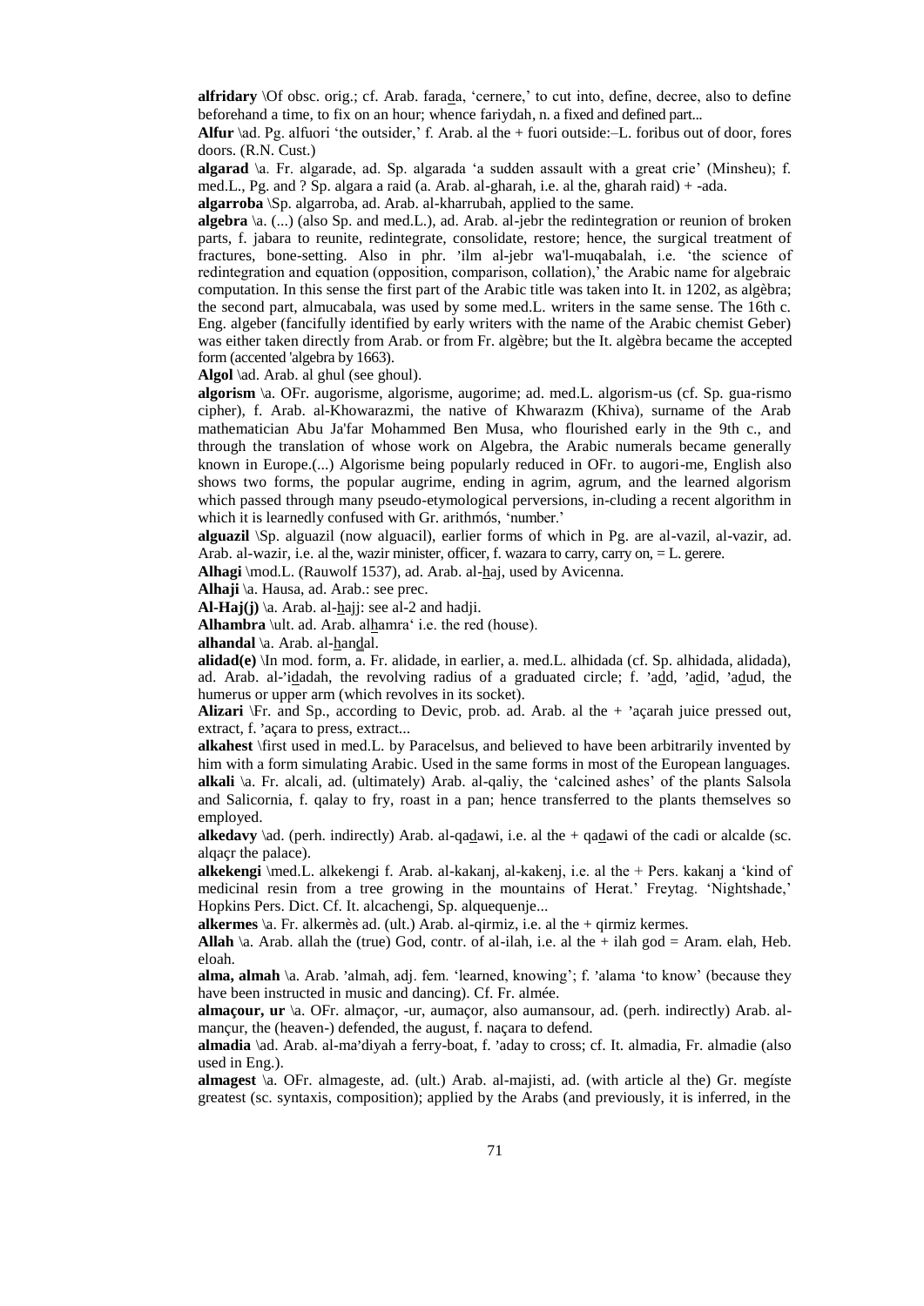**alfridary** \Of obsc. orig.; cf. Arab. farada, 'cernere,' to cut into, define, decree, also to define beforehand a time, to fix on an hour; whence fariydah, n. a fixed and defined part...

**Alfur** \ad. Pg. alfuori 'the outsider,' f. Arab. al the + fuori outside:–L. foribus out of door, fores doors. (R.N. Cust.)

**algarad** \a. Fr. algarade, ad. Sp. algarada 'a sudden assault with a great crie' (Minsheu); f. med.L., Pg. and ? Sp. algara a raid (a. Arab. al-gharah, i.e. al the, gharah raid) + -ada.

**algarroba** \Sp. algarroba, ad. Arab. al-kharrubah, applied to the same.

**algebra** \a. (...) (also Sp. and med.L.), ad. Arab. al-jebr the redintegration or reunion of broken parts, f. jabara to reunite, redintegrate, consolidate, restore; hence, the surgical treatment of fractures, bone-setting. Also in phr. 'ilm al-jebr wa'l-muqabalah, i.e. 'the science of redintegration and equation (opposition, comparison, collation),' the Arabic name for algebraic computation. In this sense the first part of the Arabic title was taken into It. in 1202, as algèbra; the second part, almucabala, was used by some med.L. writers in the same sense. The 16th c. Eng. algeber (fancifully identified by early writers with the name of the Arabic chemist Geber) was either taken directly from Arab. or from Fr. algèbre; but the It. algèbra became the accepted form (accented 'algebra by 1663).

**Algol** \ad. Arab. al ghul (see ghoul).

**algorism** \a. OFr. augorisme, algorisme, augorime; ad. med.L. algorism-us (cf. Sp. gua-rismo cipher), f. Arab. al-Khowarazmi, the native of Khwarazm (Khiva), surname of the Arab mathematician Abu Ja'far Mohammed Ben Musa, who flourished early in the 9th c., and through the translation of whose work on Algebra, the Arabic numerals became generally known in Europe.(...) Algorisme being popularly reduced in OFr. to augori-me, English also shows two forms, the popular augrime, ending in agrim, agrum, and the learned algorism which passed through many pseudo-etymological perversions, in-cluding a recent algorithm in which it is learnedly confused with Gr. arithmós, 'number.'

**alguazil** \Sp. alguazil (now alguacil), earlier forms of which in Pg. are al-vazil, al-vazir, ad. Arab. al-wazir, i.e. al the, wazir minister, officer, f. wazara to carry, carry on, = L. gerere.

**Alhagi** \mod.L. (Rauwolf 1537), ad. Arab. al-haj, used by Avicenna.

**Alhaji** \a. Hausa, ad. Arab.: see prec.

**Al-Haj(j)** \a. Arab. al-hajj: see al-2 and hadji.

**Alhambra** \ult. ad. Arab. alhamra' i.e. the red (house).

**alhandal** \a. Arab. al-handal.

**alidad(e)** \In mod. form, a. Fr. alidade, in earlier, a. med.L. alhidada (cf. Sp. alhidada, alidada), ad. Arab. al-'idadah, the revolving radius of a graduated circle; f. 'add, 'adid, 'adud, the humerus or upper arm (which revolves in its socket).

**Alizari** \Fr. and Sp., according to Devic, prob. ad. Arab. al the + 'açarah juice pressed out, extract, f. 'açara to press, extract...

**alkahest** \first used in med.L. by Paracelsus, and believed to have been arbitrarily invented by him with a form simulating Arabic. Used in the same forms in most of the European languages.

**alkali** \a. Fr. alcali, ad. (ultimately) Arab. al-qaliy, the 'calcined ashes' of the plants Salsola and Salicornia, f. qalay to fry, roast in a pan; hence transferred to the plants themselves so employed.

**alkedavy** \ad. (perh. indirectly) Arab. al-qadawi, i.e. al the + qadawi of the cadi or alcalde (sc. alqaçr the palace).

**alkekengi** \med.L. alkekengi f. Arab. al-kakanj, al-kakenj, i.e. al the + Pers. kakanj a 'kind of medicinal resin from a tree growing in the mountains of Herat.' Freytag. 'Nightshade,' Hopkins Pers. Dict. Cf. It. alcachengi, Sp. alquequenje...

**alkermes** \a. Fr. alkermès ad. (ult.) Arab. al-qirmiz, i.e. al the + qirmiz kermes.

**Allah** \a. Arab. allah the (true) God, contr. of al-ilah, i.e. al the + ilah god = Aram. elah, Heb. eloah.

**alma, almah** \a. Arab. 'almah, adj. fem. 'learned, knowing'; f. 'alama 'to know' (because they have been instructed in music and dancing). Cf. Fr. almée.

**almaçour, ur** \a. OFr. almaçor, -ur, aumaçor, also aumansour, ad. (perh. indirectly) Arab. al-mançur, the (heaven-) defended, the august, f. naçara to defend.

**almadia** \ad. Arab. al-ma'diyah a ferry-boat, f. 'aday to cross; cf. It. almadia, Fr. almadie (also used in Eng.).

**almagest** \a. OFr. almageste, ad. (ult.) Arab. al-majisti, ad. (with article al the) Gr. megíste greatest (sc. syntaxis, composition); applied by the Arabs (and previously, it is inferred, in the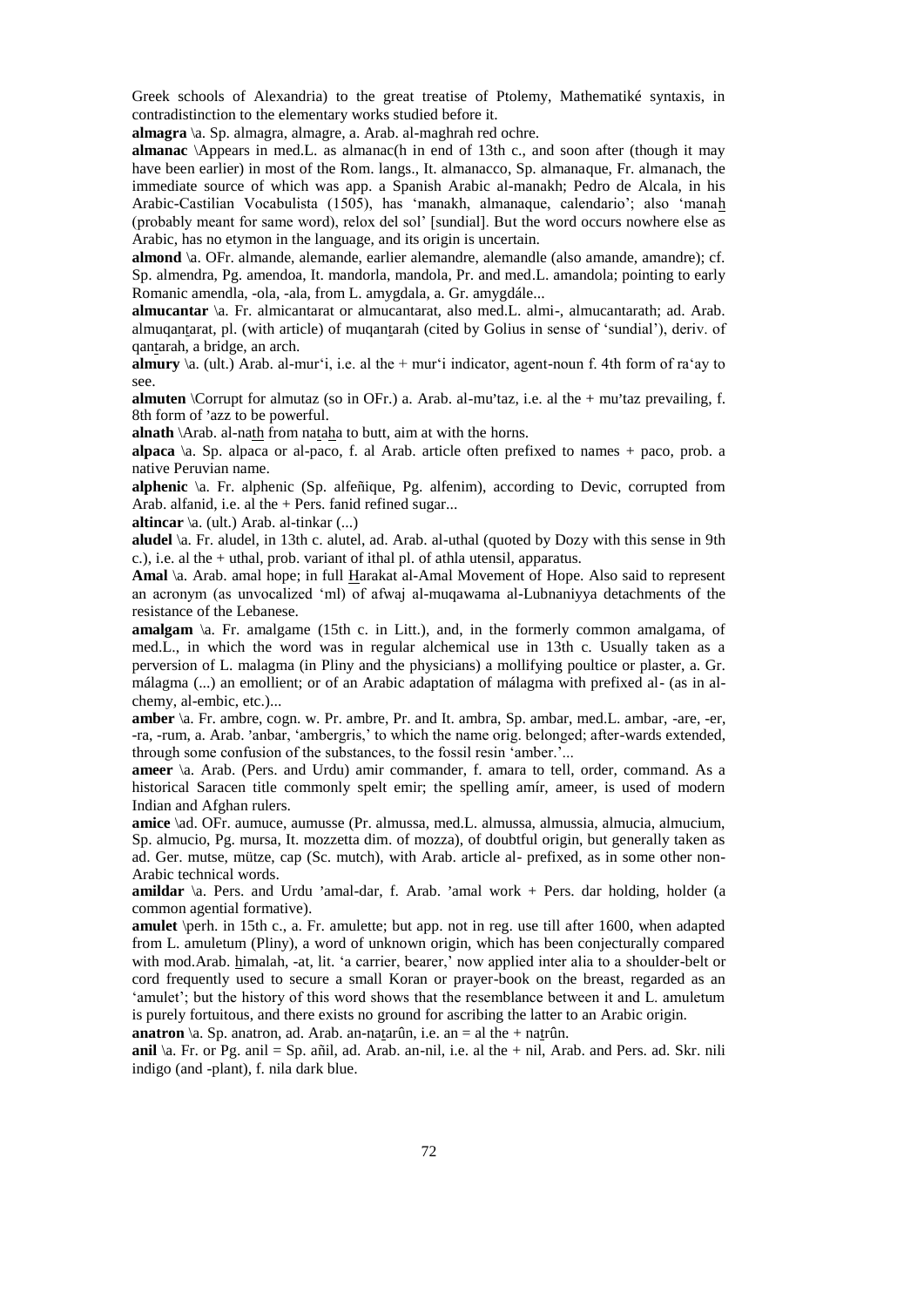Greek schools of Alexandria) to the great treatise of Ptolemy, Mathematiké syntaxis, in contradistinction to the elementary works studied before it.

**almagra** \a. Sp. almagra, almagre, a. Arab. al-maghrah red ochre.

**almanac** \Appears in med.L. as almanac(h in end of 13th c., and soon after (though it may have been earlier) in most of the Rom. langs., It. almanacco, Sp. almanaque, Fr. almanach, the immediate source of which was app. a Spanish Arabic al-manakh; Pedro de Alcala, in his Arabic-Castilian Vocabulista (1505), has 'manakh, almanaque, calendario'; also 'manah (probably meant for same word), relox del sol' [sundial]. But the word occurs nowhere else as Arabic, has no etymon in the language, and its origin is uncertain.

**almond** \a. OFr. almande, alemande, earlier alemandre, alemandle (also amande, amandre); cf. Sp. almendra, Pg. amendoa, It. mandorla, mandola, Pr. and med.L. amandola; pointing to early Romanic amendla, -ola, -ala, from L. amygdala, a. Gr. amygdále...

**almucantar** \a. Fr. almicantarat or almucantarat, also med.L. almi-, almucantarath; ad. Arab. almuqantarat, pl. (with article) of muqantarah (cited by Golius in sense of 'sundial'), deriv. of qantarah, a bridge, an arch.

**almury** \a. (ult.) Arab. al-mur'i, i.e. al the + mur'i indicator, agent-noun f. 4th form of ra'ay to see.

**almuten** \Corrupt for almutaz (so in OFr.) a. Arab. al-mu'taz, i.e. al the + mu'taz prevailing, f. 8th form of 'azz to be powerful.

**alnath** \Arab. al-nath from nataha to butt, aim at with the horns.

**alpaca** \a. Sp. alpaca or al-paco, f. al Arab. article often prefixed to names + paco, prob. a native Peruvian name.

**alphenic** \a. Fr. alphenic (Sp. alfeñique, Pg. alfenim), according to Devic, corrupted from Arab. alfanid, i.e. al the + Pers. fanid refined sugar...

**altincar** \a. (ult.) Arab. al-tinkar (...)

**aludel** \a. Fr. aludel, in 13th c. alutel, ad. Arab. al-uthal (quoted by Dozy with this sense in 9th c.), i.e. al the + uthal, prob. variant of ithal pl. of athla utensil, apparatus.

**Amal** \a. Arab. amal hope; in full Harakat al-Amal Movement of Hope. Also said to represent an acronym (as unvocalized 'ml) of afwaj al-muqawama al-Lubnaniyya detachments of the resistance of the Lebanese.

**amalgam** \a. Fr. amalgame (15th c. in Litt.), and, in the formerly common amalgama, of med.L., in which the word was in regular alchemical use in 13th c. Usually taken as a perversion of L. malagma (in Pliny and the physicians) a mollifying poultice or plaster, a. Gr. málagma (...) an emollient; or of an Arabic adaptation of málagma with prefixed al- (as in al-chemy, al-embic, etc.)...

**amber** \a. Fr. ambre, cogn. w. Pr. ambre, Pr. and It. ambra, Sp. ambar, med.L. ambar, -are, -er, -ra, -rum, a. Arab. 'anbar, 'ambergris,' to which the name orig. belonged; after-wards extended, through some confusion of the substances, to the fossil resin 'amber.'...

**ameer** \a. Arab. (Pers. and Urdu) amir commander, f. amara to tell, order, command. As a historical Saracen title commonly spelt emir; the spelling amír, ameer, is used of modern Indian and Afghan rulers.

**amice** \ad. OFr. aumuce, aumusse (Pr. almussa, med.L. almussa, almussia, almucia, almucium, Sp. almucio, Pg. mursa, It. mozzetta dim. of mozza), of doubtful origin, but generally taken as ad. Ger. mutse, mütze, cap (Sc. mutch), with Arab. article al- prefixed, as in some other non-Arabic technical words.

**amildar** \a. Pers. and Urdu 'amal-dar, f. Arab. 'amal work + Pers. dar holding, holder (a common agential formative).

**amulet** \perh. in 15th c., a. Fr. amulette; but app. not in reg. use till after 1600, when adapted from L. amuletum (Pliny), a word of unknown origin, which has been conjecturally compared with mod.Arab. himalah, -at, lit. 'a carrier, bearer,' now applied inter alia to a shoulder-belt or cord frequently used to secure a small Koran or prayer-book on the breast, regarded as an 'amulet'; but the history of this word shows that the resemblance between it and L. amuletum is purely fortuitous, and there exists no ground for ascribing the latter to an Arabic origin.

**anatron** \a. Sp. anatron, ad. Arab. an-natarûn, i.e. an = al the + natrûn.

**anil** \a. Fr. or Pg. anil = Sp. añil, ad. Arab. an-nil, i.e. al the + nil, Arab. and Pers. ad. Skr. nili indigo (and -plant), f. nila dark blue.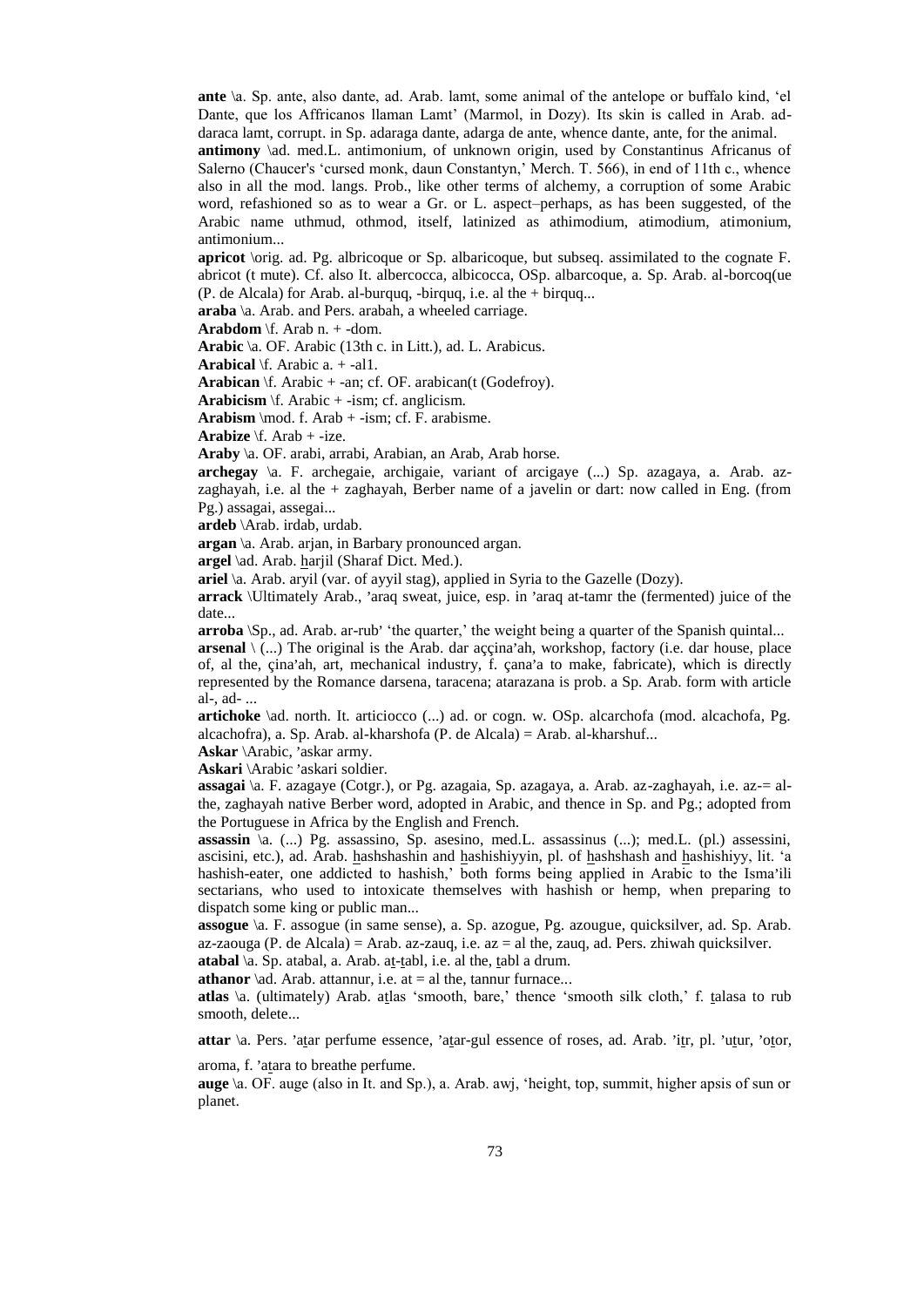**ante** \a. Sp. ante, also dante, ad. Arab. lamt, some animal of the antelope or buffalo kind, 'el Dante, que los Affricanos llaman Lamt' (Marmol, in Dozy). Its skin is called in Arab. ad-daraca lamt, corrupt. in Sp. adaraga dante, adarga de ante, whence dante, ante, for the animal.

**antimony** \ad. med.L. antimonium, of unknown origin, used by Constantinus Africanus of Salerno (Chaucer's 'cursed monk, daun Constantyn,' Merch. T. 566), in end of 11th c., whence also in all the mod. langs. Prob., like other terms of alchemy, a corruption of some Arabic word, refashioned so as to wear a Gr. or L. aspect–perhaps, as has been suggested, of the Arabic name uthmud, othmod, itself, latinized as athimodium, atimodium, atimonium, antimonium...

**apricot** \orig. ad. Pg. albricoque or Sp. albaricoque, but subseq. assimilated to the cognate F. abricot (t mute). Cf. also It. albercocca, albicocca, OSp. albarcoque, a. Sp. Arab. al-borcoq(ue (P. de Alcala) for Arab. al-burquq, -birquq, i.e. al the + birquq...

**araba** \a. Arab. and Pers. arabah, a wheeled carriage.

**Arabdom** \f. Arab n. + -dom.

**Arabic** \a. OF. Arabic (13th c. in Litt.), ad. L. Arabicus.

**Arabical** \f. Arabic a. + -al1.

**Arabican** \f. Arabic + -an; cf. OF. arabican(t (Godefroy).

**Arabicism** \f. Arabic + -ism; cf. anglicism.

**Arabism** \mod. f. Arab + -ism; cf. F. arabisme.

**Arabize** \f. Arab + -ize.

**Araby** \a. OF. arabi, arrabi, Arabian, an Arab, Arab horse.

**archegay** \a. F. archegaie, archigaie, variant of arcigaye (...) Sp. azagaya, a. Arab. az-zaghayah, i.e. al the + zaghayah, Berber name of a javelin or dart: now called in Eng. (from Pg.) assagai, assegai...

**ardeb** \Arab. irdab, urdab.

**argan** \a. Arab. arjan, in Barbary pronounced argan.

**argel** \ad. Arab. h̲arjil (Sharaf Dict. Med.).

**ariel** \a. Arab. aryil (var. of ayyil stag), applied in Syria to the Gazelle (Dozy).

**arrack** \Ultimately Arab., 'araq sweat, juice, esp. in 'araq at-tamr the (fermented) juice of the date...

**arroba** \Sp., ad. Arab. ar-rub' 'the quarter,' the weight being a quarter of the Spanish quintal...

**arsenal** \ (...) The original is the Arab. dar aççina'ah, workshop, factory (i.e. dar house, place of, al the, çina'ah, art, mechanical industry, f. çana'a to make, fabricate), which is directly represented by the Romance darsena, taracena; atarazana is prob. a Sp. Arab. form with article al-, ad- ...

**artichoke** \ad. north. It. articiocco (...) ad. or cogn. w. OSp. alcarchofa (mod. alcachofa, Pg. alcachofra), a. Sp. Arab. al-kharshofa (P. de Alcala) = Arab. al-kharshuf...

**Askar** \Arabic, 'askar army.

**Askari** \Arabic 'askari soldier.

**assagai** \a. F. azagaye (Cotgr.), or Pg. azagaia, Sp. azagaya, a. Arab. az-zaghayah, i.e. az-= al-the, zaghayah native Berber word, adopted in Arabic, and thence in Sp. and Pg.; adopted from the Portuguese in Africa by the English and French.

**assassin** \a. (...) Pg. assassino, Sp. asesino, med.L. assassinus (...); med.L. (pl.) assessini, ascisini, etc.), ad. Arab. h̲ashshashin and h̲ashishiyyin, pl. of h̲ashshash and h̲ashishiyy, lit. 'a hashish-eater, one addicted to hashish,' both forms being applied in Arabic to the Isma'ili sectarians, who used to intoxicate themselves with hashish or hemp, when preparing to dispatch some king or public man...

**assogue** \a. F. assogue (in same sense), a. Sp. azogue, Pg. azougue, quicksilver, ad. Sp. Arab. az-zaouga (P. de Alcala) = Arab. az-zauq, i.e. az = al the, zauq, ad. Pers. zhiwah quicksilver.

**atabal** \a. Sp. atabal, a. Arab. at̲-t̲abl, i.e. al the, t̲abl a drum.

**athanor** \ad. Arab. attannur, i.e. at = al the, tannur furnace...

**atlas** \a. (ultimately) Arab. at̲las 'smooth, bare,' thence 'smooth silk cloth,' f. t̲alasa to rub smooth, delete...

**attar** \a. Pers. 'at̲ar perfume essence, 'at̲ar-gul essence of roses, ad. Arab. 'it̲r, pl. 'ut̲ur, 'ot̲or, aroma, f. 'at̲ara to breathe perfume.

**auge** \a. OF. auge (also in It. and Sp.), a. Arab. awj, 'height, top, summit, higher apsis of sun or planet.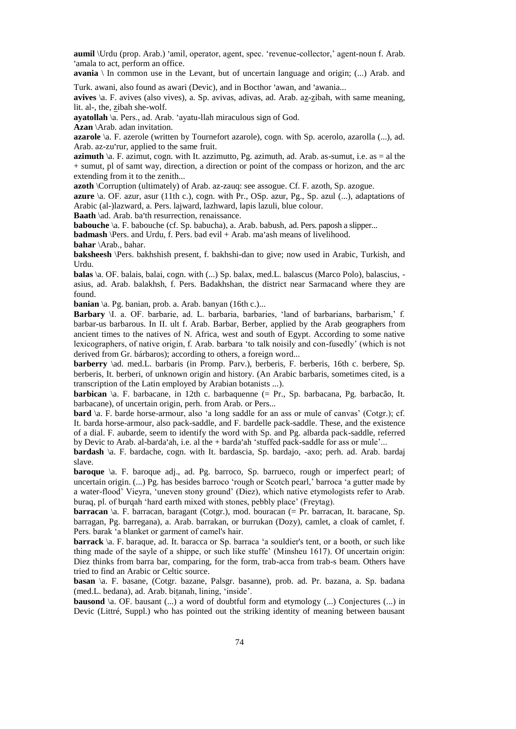**aumil** \Urdu (prop. Arab.) 'amil, operator, agent, spec. 'revenue-collector,' agent-noun f. Arab. 'amala to act, perform an office.

**avania** \ In common use in the Levant, but of uncertain language and origin; (...) Arab. and Turk. awani, also found as awari (Devic), and in Bocthor 'awan, and 'awania...

**avives** \a. F. avives (also vives), a. Sp. avivas, adivas, ad. Arab. az-zibah, with same meaning, lit. al-, the, zibah she-wolf.

**ayatollah** \a. Pers., ad. Arab. 'ayatu-llah miraculous sign of God.

**Azan** \Arab. adan invitation.

**azarole** \a. F. azerole (written by Tournefort azarole), cogn. with Sp. acerolo, azarolla (...), ad. Arab. az-zu'rur, applied to the same fruit.

**azimuth** \a. F. azimut, cogn. with It. azzimutto, Pg. azimuth, ad. Arab. as-sumut, i.e. as = al the + sumut, pl of samt way, direction, a direction or point of the compass or horizon, and the arc extending from it to the zenith...

**azoth** \Corruption (ultimately) of Arab. az-zauq: see assogue. Cf. F. azoth, Sp. azogue.

**azure** \a. OF. azur, asur (11th c.), cogn. with Pr., OSp. azur, Pg., Sp. azul (...), adaptations of Arabic (al-)lazward, a. Pers. lajward, lazhward, lapis lazuli, blue colour.

**Baath** \ad. Arab. ba'th resurrection, renaissance.

**babouche** \a. F. babouche (cf. Sp. babucha), a. Arab. babush, ad. Pers. paposh a slipper...

**badmash** \Pers. and Urdu, f. Pers. bad evil + Arab. ma'ash means of livelihood.

**bahar** \Arab., bahar.

**baksheesh** \Pers. bakhshish present, f. bakhshi-dan to give; now used in Arabic, Turkish, and Urdu.

**balas** \a. OF. balais, balai, cogn. with (...) Sp. balax, med.L. balascus (Marco Polo), balascius, -asius, ad. Arab. balakhsh, f. Pers. Badakhshan, the district near Sarmacand where they are found.

**banian** \a. Pg. banian, prob. a. Arab. banyan (16th c.)...

**Barbary** \I. a. OF. barbarie, ad. L. barbaria, barbaries, 'land of barbarians, barbarism,' f. barbar-us barbarous. In II. ult f. Arab. Barbar, Berber, applied by the Arab geographers from ancient times to the natives of N. Africa, west and south of Egypt. According to some native lexicographers, of native origin, f. Arab. barbara 'to talk noisily and con-fusedly' (which is not derived from Gr. bárbaros); according to others, a foreign word...

**barberry** \ad. med.L. barbaris (in Promp. Parv.), berberis, F. berberis, 16th c. berbere, Sp. berberis, It. berberi, of unknown origin and history. (An Arabic barbaris, sometimes cited, is a transcription of the Latin employed by Arabian botanists ...).

**barbican** \a. F. barbacane, in 12th c. barbaquenne (= Pr., Sp. barbacana, Pg. barbacão, It. barbacane), of uncertain origin, perh. from Arab. or Pers...

**bard** \a. F. barde horse-armour, also 'a long saddle for an ass or mule of canvas' (Cotgr.); cf. It. barda horse-armour, also pack-saddle, and F. bardelle pack-saddle. These, and the existence of a dial. F. aubarde, seem to identify the word with Sp. and Pg. albarda pack-saddle, referred by Devic to Arab. al-barda'ah, i.e. al the + barda'ah 'stuffed pack-saddle for ass or mule'...

**bardash** \a. F. bardache, cogn. with It. bardascia, Sp. bardajo, -axo; perh. ad. Arab. bardaj slave.

**baroque** \a. F. baroque adj., ad. Pg. barroco, Sp. barrueco, rough or imperfect pearl; of uncertain origin. (...) Pg. has besides barroco 'rough or Scotch pearl,' barroca 'a gutter made by a water-flood' Vieyra, 'uneven stony ground' (Diez), which native etymologists refer to Arab. buraq, pl. of burqah 'hard earth mixed with stones, pebbly place' (Freytag).

**barracan** \a. F. barracan, baragant (Cotgr.), mod. bouracan (= Pr. barracan, It. baracane, Sp. barragan, Pg. barregana), a. Arab. barrakan, or burrukan (Dozy), camlet, a cloak of camlet, f. Pers. barak 'a blanket or garment of camel's hair.

**barrack** \a. F. baraque, ad. It. baracca or Sp. barraca 'a souldier's tent, or a booth, or such like thing made of the sayle of a shippe, or such like stuffe' (Minsheu 1617). Of uncertain origin: Diez thinks from barra bar, comparing, for the form, trab-acca from trab-s beam. Others have tried to find an Arabic or Celtic source.

**basan** \a. F. basane, (Cotgr. bazane, Palsgr. basanne), prob. ad. Pr. bazana, a. Sp. badana (med.L. bedana), ad. Arab. biṭanah, lining, 'inside'.

**bausond** \a. OF. bausant (...) a word of doubtful form and etymology (...) Conjectures (...) in Devic (Littré, Suppl.) who has pointed out the striking identity of meaning between bausant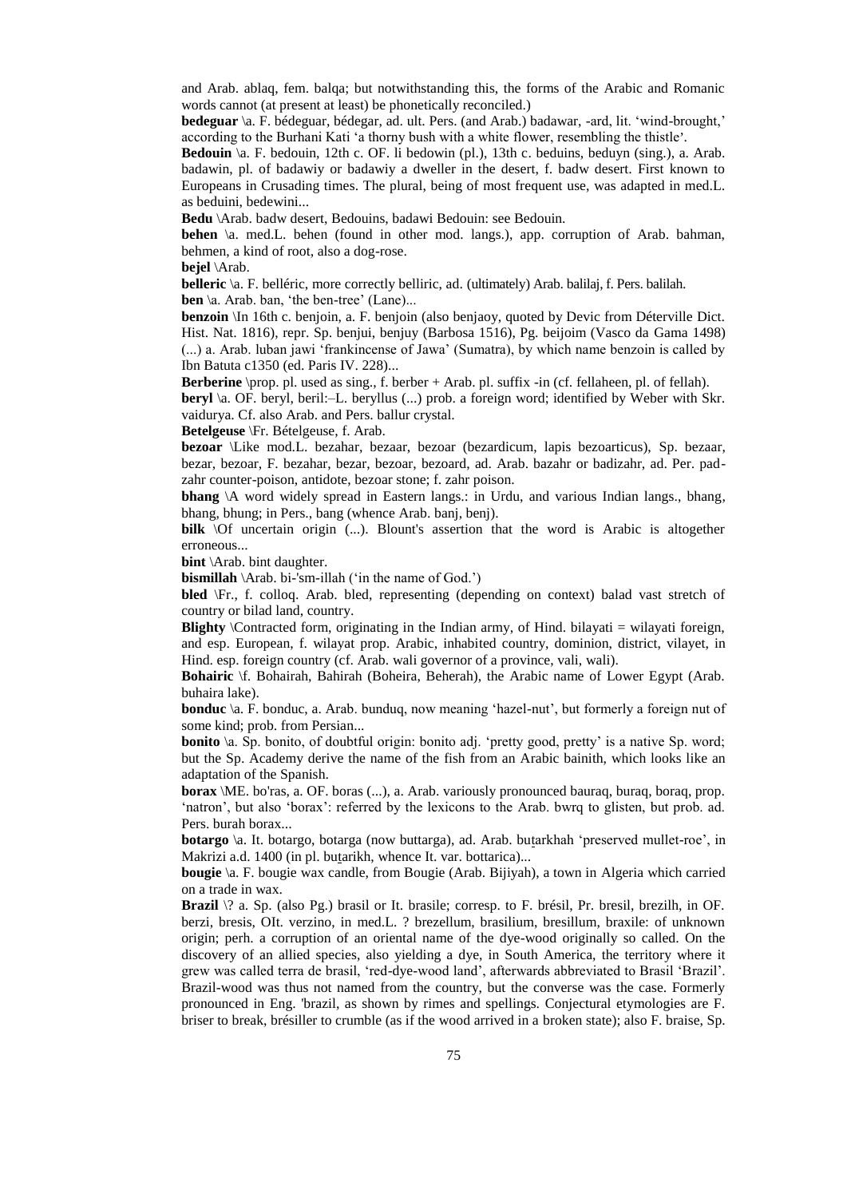and Arab. ablaq, fem. balqa; but notwithstanding this, the forms of the Arabic and Romanic words cannot (at present at least) be phonetically reconciled.)

**bedeguar** \a. F. bédeguar, bédegar, ad. ult. Pers. (and Arab.) badawar, -ard, lit. 'wind-brought,' according to the Burhani Kati 'a thorny bush with a white flower, resembling the thistle'.

**Bedouin** \a. F. bedouin, 12th c. OF. li bedowin (pl.), 13th c. beduins, beduyn (sing.), a. Arab. badawin, pl. of badawiy or badawiy a dweller in the desert, f. badw desert. First known to Europeans in Crusading times. The plural, being of most frequent use, was adapted in med.L. as beduini, bedewini...

**Bedu** \Arab. badw desert, Bedouins, badawi Bedouin: see Bedouin.

**behen** \a. med.L. behen (found in other mod. langs.), app. corruption of Arab. bahman, behmen, a kind of root, also a dog-rose.

**bejel** \Arab.

**belleric** \a. F. belléric, more correctly belliric, ad. (ultimately) Arab. balilaj, f. Pers. balilah.

**ben** \a. Arab. ban, 'the ben-tree' (Lane)...

**benzoin** \In 16th c. benjoin, a. F. benjoin (also benjaoy, quoted by Devic from Déterville Dict. Hist. Nat. 1816), repr. Sp. benjui, benjuy (Barbosa 1516), Pg. beijoim (Vasco da Gama 1498) (...) a. Arab. luban jawi 'frankincense of Jawa' (Sumatra), by which name benzoin is called by Ibn Batuta c1350 (ed. Paris IV. 228)...

**Berberine** \prop. pl. used as sing., f. berber + Arab. pl. suffix -in (cf. fellaheen, pl. of fellah).

**beryl** \a. OF. beryl, beril:–L. beryllus (...) prob. a foreign word; identified by Weber with Skr. vaidurya. Cf. also Arab. and Pers. ballur crystal.

**Betelgeuse** \Fr. Bételgeuse, f. Arab.

**bezoar** \Like mod.L. bezahar, bezaar, bezoar (bezardicum, lapis bezoarticus), Sp. bezaar, bezar, bezoar, F. bezahar, bezar, bezoar, bezoard, ad. Arab. bazahr or badizahr, ad. Per. pad-zahr counter-poison, antidote, bezoar stone; f. zahr poison.

**bhang** \A word widely spread in Eastern langs.: in Urdu, and various Indian langs., bhang, bhang, bhung; in Pers., bang (whence Arab. banj, benj).

**bilk** \Of uncertain origin (...). Blount's assertion that the word is Arabic is altogether erroneous...

**bint** \Arab. bint daughter.

**bismillah** \Arab. bi-'sm-illah ('in the name of God.')

**bled** \Fr., f. colloq. Arab. bled, representing (depending on context) balad vast stretch of country or bilad land, country.

**Blighty** \Contracted form, originating in the Indian army, of Hind. bilayati = wilayati foreign, and esp. European, f. wilayat prop. Arabic, inhabited country, dominion, district, vilayet, in Hind. esp. foreign country (cf. Arab. wali governor of a province, vali, wali).

**Bohairic** \f. Bohairah, Bahirah (Boheira, Beherah), the Arabic name of Lower Egypt (Arab. buhaira lake).

**bonduc** \a. F. bonduc, a. Arab. bunduq, now meaning 'hazel-nut', but formerly a foreign nut of some kind; prob. from Persian...

**bonito** \a. Sp. bonito, of doubtful origin: bonito adj. 'pretty good, pretty' is a native Sp. word; but the Sp. Academy derive the name of the fish from an Arabic bainith, which looks like an adaptation of the Spanish.

**borax** \ME. bo'ras, a. OF. boras (...), a. Arab. variously pronounced bauraq, buraq, boraq, prop. 'natron', but also 'borax': referred by the lexicons to the Arab. bwrq to glisten, but prob. ad. Pers. burah borax...

**botargo** \a. It. botargo, botarga (now buttarga), ad. Arab. buṭarkhah 'preserved mullet-roe', in Makrizi a.d. 1400 (in pl. buṭarikh, whence It. var. bottarica)...

**bougie** \a. F. bougie wax candle, from Bougie (Arab. Bijiyah), a town in Algeria which carried on a trade in wax.

**Brazil** \? a. Sp. (also Pg.) brasil or It. brasile; corresp. to F. brésil, Pr. bresil, brezilh, in OF. berzi, bresis, OIt. verzino, in med.L. ? brezellum, brasilium, bresillum, braxile: of unknown origin; perh. a corruption of an oriental name of the dye-wood originally so called. On the discovery of an allied species, also yielding a dye, in South America, the territory where it grew was called terra de brasil, 'red-dye-wood land', afterwards abbreviated to Brasil 'Brazil'. Brazil-wood was thus not named from the country, but the converse was the case. Formerly pronounced in Eng. 'brazil, as shown by rimes and spellings. Conjectural etymologies are F. briser to break, brésiller to crumble (as if the wood arrived in a broken state); also F. braise, Sp.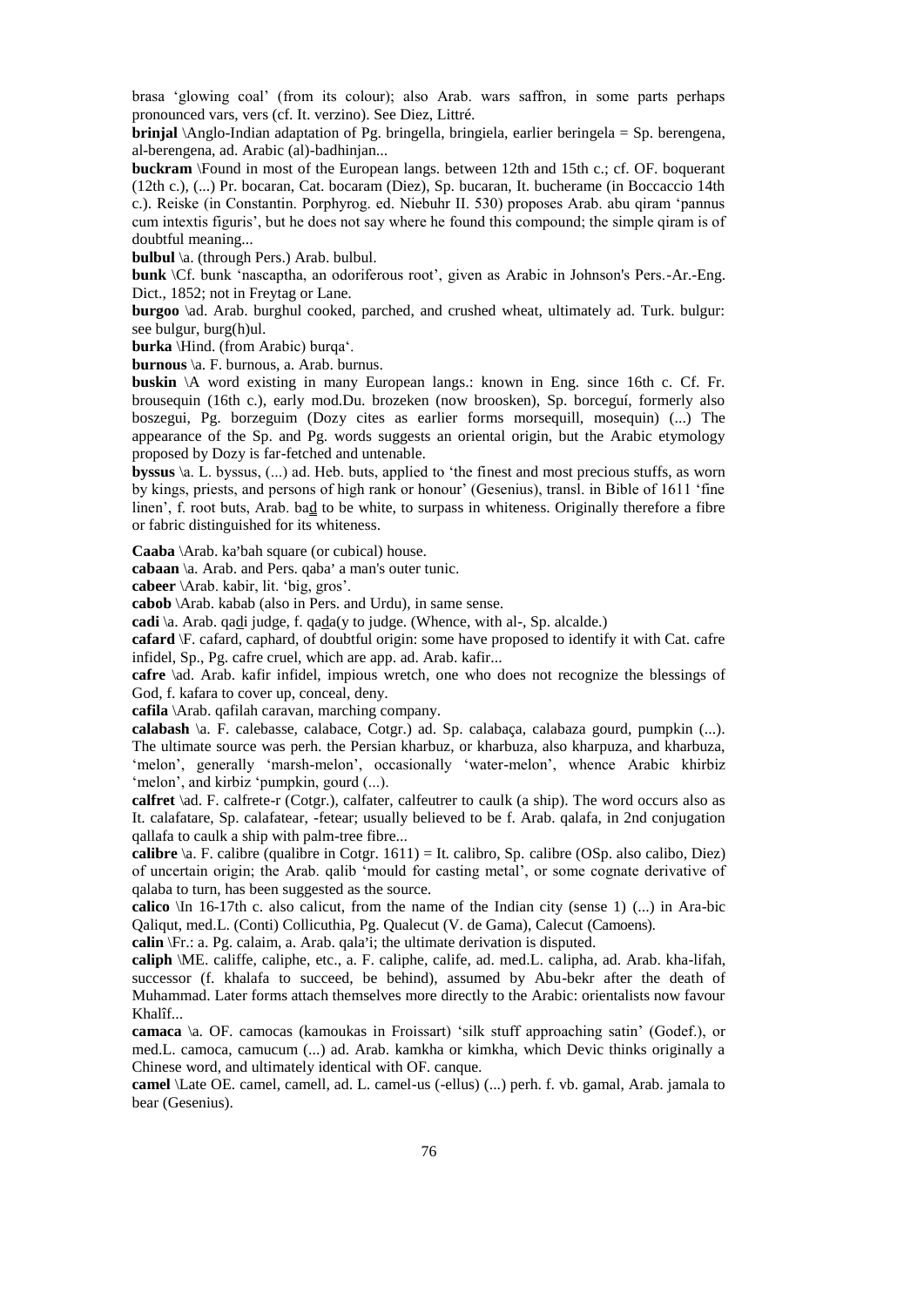brasa 'glowing coal' (from its colour); also Arab. wars saffron, in some parts perhaps pronounced vars, vers (cf. It. verzino). See Diez, Littré.

**brinjal** \Anglo-Indian adaptation of Pg. bringella, bringiela, earlier beringela = Sp. berengena, al-berengena, ad. Arabic (al)-badhinjan...

**buckram** \Found in most of the European langs. between 12th and 15th c.; cf. OF. boquerant (12th c.), (...) Pr. bocaran, Cat. bocaram (Diez), Sp. bucaran, It. bucherame (in Boccaccio 14th c.). Reiske (in Constantin. Porphyrog. ed. Niebuhr II. 530) proposes Arab. abu qiram 'pannus cum intextis figuris', but he does not say where he found this compound; the simple qiram is of doubtful meaning...

**bulbul** \a. (through Pers.) Arab. bulbul.

**bunk** \Cf. bunk 'nascaptha, an odoriferous root', given as Arabic in Johnson's Pers.-Ar.-Eng. Dict., 1852; not in Freytag or Lane.

**burgoo** \ad. Arab. burghul cooked, parched, and crushed wheat, ultimately ad. Turk. bulgur: see bulgur, burg(h)ul.

**burka** \Hind. (from Arabic) burqa'.

**burnous** \a. F. burnous, a. Arab. burnus.

**buskin** \A word existing in many European langs.: known in Eng. since 16th c. Cf. Fr. brousequin (16th c.), early mod.Du. brozeken (now broosken), Sp. borceguí, formerly also boszegui, Pg. borzeguim (Dozy cites as earlier forms morsequill, mosequin) (...) The appearance of the Sp. and Pg. words suggests an oriental origin, but the Arabic etymology proposed by Dozy is far-fetched and untenable.

**byssus** \a. L. byssus, (...) ad. Heb. buts, applied to 'the finest and most precious stuffs, as worn by kings, priests, and persons of high rank or honour' (Gesenius), transl. in Bible of 1611 'fine linen', f. root buts, Arab. baḏ to be white, to surpass in whiteness. Originally therefore a fibre or fabric distinguished for its whiteness.

**Caaba** \Arab. ka'bah square (or cubical) house.

**cabaan** \a. Arab. and Pers. qaba' a man's outer tunic.

**cabeer** \Arab. kabir, lit. 'big, gros'.

**cabob** \Arab. kabab (also in Pers. and Urdu), in same sense.

**cadi** \a. Arab. qaḏi judge, f. qaḏa(y to judge. (Whence, with al-, Sp. alcalde.)

**cafard** \F. cafard, caphard, of doubtful origin: some have proposed to identify it with Cat. cafre infidel, Sp., Pg. cafre cruel, which are app. ad. Arab. kafir...

**cafre** \ad. Arab. kafir infidel, impious wretch, one who does not recognize the blessings of God, f. kafara to cover up, conceal, deny.

**cafila** \Arab. qafilah caravan, marching company.

**calabash** \a. F. calebasse, calabace, Cotgr.) ad. Sp. calabaça, calabaza gourd, pumpkin (...). The ultimate source was perh. the Persian kharbuz, or kharbuza, also kharpuza, and kharbuza, 'melon', generally 'marsh-melon', occasionally 'water-melon', whence Arabic khirbiz 'melon', and kirbiz 'pumpkin, gourd (...).

**calfret** \ad. F. calfrete-r (Cotgr.), calfater, calfeutrer to caulk (a ship). The word occurs also as It. calafatare, Sp. calafatear, -fetear; usually believed to be f. Arab. qalafa, in 2nd conjugation qallafa to caulk a ship with palm-tree fibre...

**calibre** \a. F. calibre (qualibre in Cotgr. 1611) = It. calibro, Sp. calibre (OSp. also calibo, Diez) of uncertain origin; the Arab. qalib 'mould for casting metal', or some cognate derivative of qalaba to turn, has been suggested as the source.

**calico** \In 16-17th c. also calicut, from the name of the Indian city (sense 1) (...) in Ara-bic Qaliqut, med.L. (Conti) Collicuthia, Pg. Qualecut (V. de Gama), Calecut (Camoens).

**calin** \Fr.: a. Pg. calaim, a. Arab. qala'i; the ultimate derivation is disputed.

**caliph** \ME. califfe, caliphe, etc., a. F. caliphe, calife, ad. med.L. calipha, ad. Arab. kha-lifah, successor (f. khalafa to succeed, be behind), assumed by Abu-bekr after the death of Muhammad. Later forms attach themselves more directly to the Arabic: orientalists now favour Khalîf...

**camaca** \a. OF. camocas (kamoukas in Froissart) 'silk stuff approaching satin' (Godef.), or med.L. camoca, camucum (...) ad. Arab. kamkha or kimkha, which Devic thinks originally a Chinese word, and ultimately identical with OF. canque.

**camel** \Late OE. camel, camell, ad. L. camel-us (-ellus) (...) perh. f. vb. gamal, Arab. jamala to bear (Gesenius).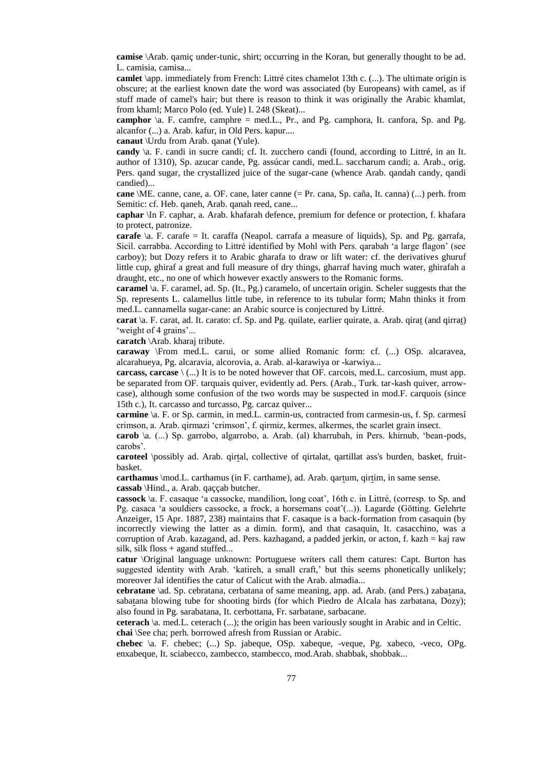**camise** \Arab. qamiç under-tunic, shirt; occurring in the Koran, but generally thought to be ad. L. camisia, camisa...

**camlet** \app. immediately from French: Littré cites chamelot 13th c. (...). The ultimate origin is obscure; at the earliest known date the word was associated (by Europeans) with camel, as if stuff made of camel's hair; but there is reason to think it was originally the Arabic khamlat, from khaml; Marco Polo (ed. Yule) I. 248 (Skeat)...

**camphor** \a. F. camfre, camphre = med.L., Pr., and Pg. camphora, It. canfora, Sp. and Pg. alcanfor (...) a. Arab. kafur, in Old Pers. kapur....

**canaut** \Urdu from Arab. qanat (Yule).

**candy** \a. F. candi in sucre candi; cf. It. zucchero candi (found, according to Littré, in an It. author of 1310), Sp. azucar cande, Pg. assúcar candi, med.L. saccharum candi; a. Arab., orig. Pers. qand sugar, the crystallized juice of the sugar-cane (whence Arab. qandah candy, qandi candied)...

**cane** \ME. canne, cane, a. OF. cane, later canne (= Pr. cana, Sp. caña, It. canna) (...) perh. from Semitic: cf. Heb. qaneh, Arab. qanah reed, cane...

**caphar** \In F. caphar, a. Arab. khafarah defence, premium for defence or protection, f. khafara to protect, patronize.

**carafe** \a. F. carafe = It. caraffa (Neapol. carrafa a measure of liquids), Sp. and Pg. garrafa, Sicil. carrabba. According to Littré identified by Mohl with Pers. qarabah 'a large flagon' (see carboy); but Dozy refers it to Arabic gharafa to draw or lift water: cf. the derivatives ghuruf little cup, ghiraf a great and full measure of dry things, gharraf having much water, ghirafah a draught, etc., no one of which however exactly answers to the Romanic forms.

**caramel** \a. F. caramel, ad. Sp. (It., Pg.) caramelo, of uncertain origin. Scheler suggests that the Sp. represents L. calamellus little tube, in reference to its tubular form; Mahn thinks it from med.L. cannamella sugar-cane: an Arabic source is conjectured by Littré.

**carat** \a. F. carat, ad. It. carato: cf. Sp. and Pg. quilate, earlier quirate, a. Arab. qiraṯ (and qirraṯ) 'weight of 4 grains'...

**caratch** \Arab. kharaj tribute.

**caraway** \From med.L. carui, or some allied Romanic form: cf. (...) OSp. alcaravea, alcarahueya, Pg. alcaravia, alcorovia, a. Arab. al-karawiya or -karwiya...

**carcass, carcase** \ (...) It is to be noted however that OF. carcois, med.L. carcosium, must app. be separated from OF. tarquais quiver, evidently ad. Pers. (Arab., Turk. tar-kash quiver, arrow-case), although some confusion of the two words may be suspected in mod.F. carquois (since 15th c.), It. carcasso and turcasso, Pg. carcaz quiver...

**carmine** \a. F. or Sp. carmin, in med.L. carmin-us, contracted from carmesin-us, f. Sp. carmesí crimson, a. Arab. qirmazi 'crimson', f. qirmiz, kermes, alkermes, the scarlet grain insect.

**carob** \a. (...) Sp. garrobo, algarrobo, a. Arab. (al) kharrubah, in Pers. khirnub, 'bean-pods, carobs'.

**caroteel** \possibly ad. Arab. qirṯal, collective of qirtalat, qartillat ass's burden, basket, fruit-basket.

**carthamus** \mod.L. carthamus (in F. carthame), ad. Arab. qarṯum, qirṯim, in same sense.

**cassab** \Hind., a. Arab. qaççab butcher.

**cassock** \a. F. casaque 'a cassocke, mandilion, long coat', 16th c. in Littré, (corresp. to Sp. and Pg. casaca 'a souldiers cassocke, a frock, a horsemans coat'(...)). Lagarde (Götting. Gelehrte Anzeiger, 15 Apr. 1887, 238) maintains that F. casaque is a back-formation from casaquin (by incorrectly viewing the latter as a dimin. form), and that casaquin, It. casacchino, was a corruption of Arab. kazagand, ad. Pers. kazhagand, a padded jerkin, or acton, f. kazh = kaj raw silk, silk floss + agand stuffed...

**catur** \Original language unknown: Portuguese writers call them catures: Capt. Burton has suggested identity with Arab. 'katireh, a small craft,' but this seems phonetically unlikely; moreover Jal identifies the catur of Calicut with the Arab. almadia...

**cebratane** \ad. Sp. cebratana, cerbatana of same meaning, app. ad. Arab. (and Pers.) zabaṯana, sabaṯana blowing tube for shooting birds (for which Piedro de Alcala has zarbatana, Dozy); also found in Pg. sarabatana, It. cerbottana, Fr. sarbatane, sarbacane.

**ceterach** \a. med.L. ceterach (...); the origin has been variously sought in Arabic and in Celtic.

**chai** \See cha; perh. borrowed afresh from Russian or Arabic.

**chebec** \a. F. chebec; (...) Sp. jabeque, OSp. xabeque, -veque, Pg. xabeco, -veco, OPg. enxabeque, It. sciabecco, zambecco, stambecco, mod.Arab. shabbak, shobbak...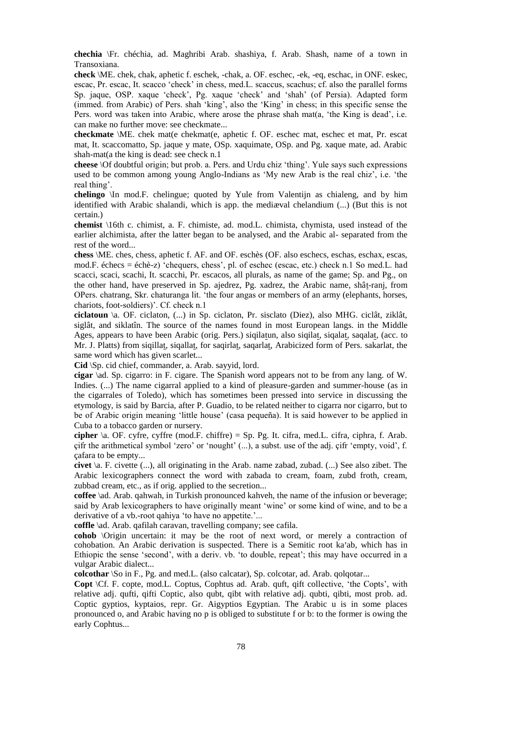**chechia** \Fr. chéchia, ad. Maghribi Arab. shashiya, f. Arab. Shash, name of a town in Transoxiana.

**check** \ME. chek, chak, aphetic f. eschek, -chak, a. OF. eschec, -ek, -eq, eschac, in ONF. eskec, escac, Pr. escac, It. scacco 'check' in chess, med.L. scaccus, scachus; cf. also the parallel forms Sp. jaque, OSP. xaque 'check', Pg. xaque 'check' and 'shah' (of Persia). Adapted form (immed. from Arabic) of Pers. shah 'king', also the 'King' in chess; in this specific sense the Pers. word was taken into Arabic, where arose the phrase shah mat(a, 'the King is dead', i.e. can make no further move: see checkmate...

**checkmate** \ME. chek mat(e chekmat(e, aphetic f. OF. eschec mat, eschec et mat, Pr. escat mat, It. scaccomatto, Sp. jaque y mate, OSp. xaquimate, OSp. and Pg. xaque mate, ad. Arabic shah-mat(a the king is dead: see check n.1

**cheese** \Of doubtful origin; but prob. a. Pers. and Urdu chiz 'thing'. Yule says such expressions used to be common among young Anglo-Indians as 'My new Arab is the real chiz', i.e. 'the real thing'.

**chelingo** \In mod.F. chelingue; quoted by Yule from Valentijn as chialeng, and by him identified with Arabic shalandi, which is app. the mediæval chelandium (...) (But this is not certain.)

**chemist** \16th c. chimist, a. F. chimiste, ad. mod.L. chimista, chymista, used instead of the earlier alchimista, after the latter began to be analysed, and the Arabic al- separated from the rest of the word...

**chess** \ME. ches, chess, aphetic f. AF. and OF. eschès (OF. also eschecs, eschas, eschax, escas, mod.F. échecs = échè-z) 'chequers, chess', pl. of eschec (escac, etc.) check n.1 So med.L. had scacci, scaci, scachi, It. scacchi, Pr. escacos, all plurals, as name of the game; Sp. and Pg., on the other hand, have preserved in Sp. ajedrez, Pg. xadrez, the Arabic name, shâṯ-ranj, from OPers. chatrang, Skr. chaturanga lit. 'the four angas or members of an army (elephants, horses, chariots, foot-soldiers)'. Cf. check n.1

**ciclatoun** \a. OF. ciclaton, (...) in Sp. ciclaton, Pr. sisclato (Diez), also MHG. ciclât, ziklât, siglât, and siklatîn. The source of the names found in most European langs. in the Middle Ages, appears to have been Arabic (orig. Pers.) siqilaṯun, also siqilaṯ, siqalaṯ, saqalaṯ, (acc. to Mr. J. Platts) from siqillaṯ, siqallaṯ, for saqirlaṯ, saqarlaṯ, Arabicized form of Pers. sakarlat, the same word which has given scarlet...

**Cid** \Sp. cid chief, commander, a. Arab. sayyid, lord.

**cigar** \ad. Sp. cigarro: in F. cigare. The Spanish word appears not to be from any lang. of W. Indies. (...) The name cigarral applied to a kind of pleasure-garden and summer-house (as in the cigarrales of Toledo), which has sometimes been pressed into service in discussing the etymology, is said by Barcia, after P. Guadio, to be related neither to cigarra nor cigarro, but to be of Arabic origin meaning 'little house' (casa pequeña). It is said however to be applied in Cuba to a tobacco garden or nursery.

**cipher** \a. OF. cyfre, cyffre (mod.F. chiffre) = Sp. Pg. It. cifra, med.L. cifra, ciphra, f. Arab. çifr the arithmetical symbol 'zero' or 'nought' (...), a subst. use of the adj. çifr 'empty, void', f. çafara to be empty...

**civet** \a. F. civette (...), all originating in the Arab. name zabad, zubad. (...) See also zibet. The Arabic lexicographers connect the word with zabada to cream, foam, zubd froth, cream, zubbad cream, etc., as if orig. applied to the secretion...

**coffee** \ad. Arab. qahwah, in Turkish pronounced kahveh, the name of the infusion or beverage; said by Arab lexicographers to have originally meant 'wine' or some kind of wine, and to be a derivative of a vb.-root qahiya 'to have no appetite.'...

**coffle** \ad. Arab. qafilah caravan, travelling company; see cafila.

**cohob** \Origin uncertain: it may be the root of next word, or merely a contraction of cohobation. An Arabic derivation is suspected. There is a Semitic root ka'ab, which has in Ethiopic the sense 'second', with a deriv. vb. 'to double, repeat'; this may have occurred in a vulgar Arabic dialect...

**colcothar** \So in F., Pg. and med.L. (also calcatar), Sp. colcotar, ad. Arab. qolqotar...

**Copt** \Cf. F. copte, mod.L. Coptus, Cophtus ad. Arab. quft, qift collective, 'the Copts', with relative adj. qufti, qifti Coptic, also qubt, qibt with relative adj. qubti, qibti, most prob. ad. Coptic gyptios, kyptaios, repr. Gr. Aigyptios Egyptian. The Arabic u is in some places pronounced o, and Arabic having no p is obliged to substitute f or b: to the former is owing the early Cophtus...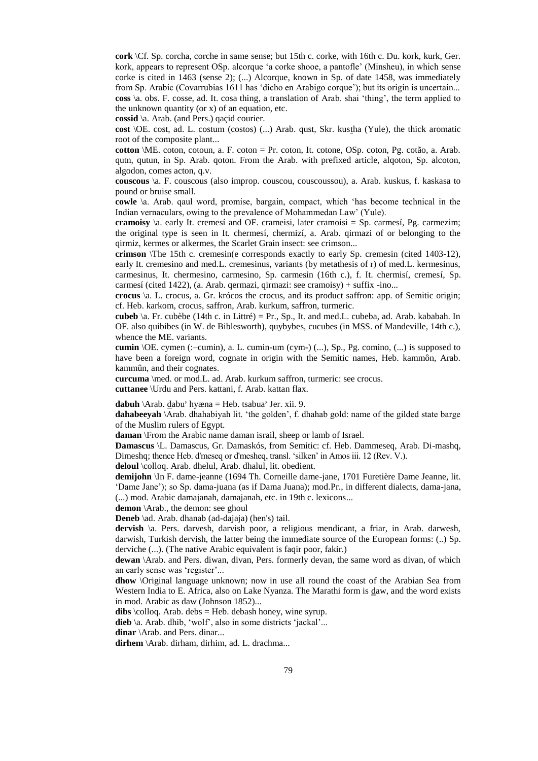**cork** \Cf. Sp. corcha, corche in same sense; but 15th c. corke, with 16th c. Du. kork, kurk, Ger. kork, appears to represent OSp. alcorque 'a corke shooe, a pantofle' (Minsheu), in which sense corke is cited in 1463 (sense 2); (...) Alcorque, known in Sp. of date 1458, was immediately from Sp. Arabic (Covarrubias 1611 has 'dicho en Arabigo corque'); but its origin is uncertain...

**coss** \a. obs. F. cosse, ad. It. cosa thing, a translation of Arab. shai 'thing', the term applied to the unknown quantity (or x) of an equation, etc.

**cossid** \a. Arab. (and Pers.) qaçid courier.

**cost** \OE. cost, ad. L. costum (costos) (...) Arab. qust, Skr. kuṣṯha (Yule), the thick aromatic root of the composite plant...

**cotton** \ME. coton, cotoun, a. F. coton = Pr. coton, It. cotone, OSp. coton, Pg. cotão, a. Arab. qutn, qutun, in Sp. Arab. qoton. From the Arab. with prefixed article, alqoton, Sp. alcoton, algodon, comes acton, q.v.

**couscous** \a. F. couscous (also improp. couscou, couscoussou), a. Arab. kuskus, f. kaskasa to pound or bruise small.

**cowle** \a. Arab. qaul word, promise, bargain, compact, which 'has become technical in the Indian vernaculars, owing to the prevalence of Mohammedan Law' (Yule).

**cramoisy** \a. early It. cremesí and OF. crameisi, later cramoisi = Sp. carmesí, Pg. carmezim; the original type is seen in It. chermesí, chermizí, a. Arab. qirmazi of or belonging to the qirmiz, kermes or alkermes, the Scarlet Grain insect: see crimson...

**crimson** \The 15th c. cremesin(e corresponds exactly to early Sp. cremesin (cited 1403-12), early It. cremesino and med.L. cremesinus, variants (by metathesis of r) of med.L. kermesinus, carmesinus, It. chermesino, carmesino, Sp. carmesin (16th c.), f. It. chermisí, cremesí, Sp. carmesí (cited 1422), (a. Arab. qermazi, qirmazi: see cramoisy) + suffix -ino...

**crocus** \a. L. crocus, a. Gr. krócos the crocus, and its product saffron: app. of Semitic origin; cf. Heb. karkom, crocus, saffron, Arab. kurkum, saffron, turmeric.

**cubeb** \a. Fr. cubèbe (14th c. in Littré) = Pr., Sp., It. and med.L. cubeba, ad. Arab. kababah. In OF. also quibibes (in W. de Biblesworth), quybybes, cucubes (in MSS. of Mandeville, 14th c.), whence the ME. variants.

**cumin** \OE. cymen (:–cumin), a. L. cumin-um (cym-) (...), Sp., Pg. comino, (...) is supposed to have been a foreign word, cognate in origin with the Semitic names, Heb. kammôn, Arab. kammûn, and their cognates.

**curcuma** \med. or mod.L. ad. Arab. kurkum saffron, turmeric: see crocus.

**cuttanee** \Urdu and Pers. kattani, f. Arab. kattan flax.

**dabuh** \Arab. d̲abu' hyæna = Heb. tsabua' Jer. xii. 9.

**dahabeeyah** \Arab. dhahabiyah lit. 'the golden', f. dhahab gold: name of the gilded state barge of the Muslim rulers of Egypt.

**daman** \From the Arabic name daman israil, sheep or lamb of Israel.

**Damascus** \L. Damascus, Gr. Damaskós, from Semitic: cf. Heb. Dammeseq, Arab. Di-mashq, Dimeshq; thence Heb. d'meseq or d'mesheq, transl. 'silken' in Amos iii. 12 (Rev. V.).

**deloul** \colloq. Arab. dhelul, Arab. dhalul, lit. obedient.

**demijohn** \In F. dame-jeanne (1694 Th. Corneille dame-jane, 1701 Furetière Dame Jeanne, lit. 'Dame Jane'); so Sp. dama-juana (as if Dama Juana); mod.Pr., in different dialects, dama-jana, (...) mod. Arabic damajanah, damajanah, etc. in 19th c. lexicons...

**demon** \Arab., the demon: see ghoul

**Deneb** \ad. Arab. dhanab (ad-dajaja) (hen's) tail.

**dervish** \a. Pers. darvesh, darvish poor, a religious mendicant, a friar, in Arab. darwesh, darwish, Turkish dervish, the latter being the immediate source of the European forms: (..) Sp. derviche (...). (The native Arabic equivalent is faqir poor, fakir.)

**dewan** \Arab. and Pers. diwan, divan, Pers. formerly devan, the same word as divan, of which an early sense was 'register'...

**dhow** \Original language unknown; now in use all round the coast of the Arabian Sea from Western India to E. Africa, also on Lake Nyanza. The Marathi form is d̲aw, and the word exists in mod. Arabic as daw (Johnson 1852)...

**dibs** \colloq. Arab. debs = Heb. debash honey, wine syrup.

**dieb** \a. Arab. dhib, 'wolf', also in some districts 'jackal'...

**dinar** \Arab. and Pers. dinar...

**dirhem** \Arab. dirham, dirhim, ad. L. drachma...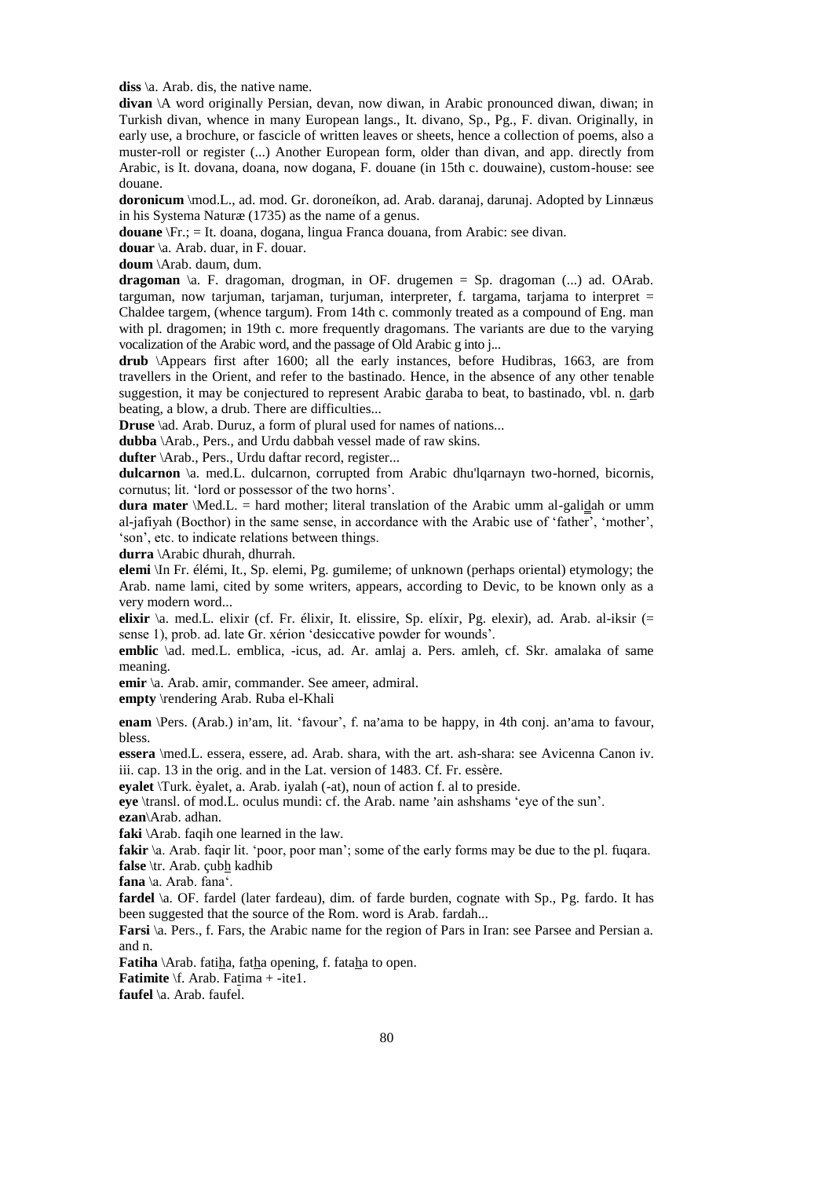**diss** \a. Arab. dis, the native name.

**divan** \A word originally Persian, devan, now diwan, in Arabic pronounced diwan, diwan; in Turkish divan, whence in many European langs., It. divano, Sp., Pg., F. divan. Originally, in early use, a brochure, or fascicle of written leaves or sheets, hence a collection of poems, also a muster-roll or register (...) Another European form, older than divan, and app. directly from Arabic, is It. dovana, doana, now dogana, F. douane (in 15th c. douwaine), custom-house: see douane.

**doronicum** \mod.L., ad. mod. Gr. doroneíkon, ad. Arab. daranaj, darunaj. Adopted by Linnæus in his Systema Naturæ (1735) as the name of a genus.

**douane** \Fr.; = It. doana, dogana, lingua Franca douana, from Arabic: see divan.

**douar** \a. Arab. duar, in F. douar.

**doum** \Arab. daum, dum.

**dragoman** \a. F. dragoman, drogman, in OF. drugemen = Sp. dragoman (...) ad. OArab. targuman, now tarjuman, tarjaman, turjuman, interpreter, f. targama, tarjama to interpret = Chaldee targem, (whence targum). From 14th c. commonly treated as a compound of Eng. man with pl. dragomen; in 19th c. more frequently dragomans. The variants are due to the varying vocalization of the Arabic word, and the passage of Old Arabic g into j...

**drub** \Appears first after 1600; all the early instances, before Hudibras, 1663, are from travellers in the Orient, and refer to the bastinado. Hence, in the absence of any other tenable suggestion, it may be conjectured to represent Arabic d̲araba to beat, to bastinado, vbl. n. d̲arb beating, a blow, a drub. There are difficulties...

**Druse** \ad. Arab. Duruz, a form of plural used for names of nations...

**dubba** \Arab., Pers., and Urdu dabbah vessel made of raw skins.

**dufter** \Arab., Pers., Urdu daftar record, register...

**dulcarnon** \a. med.L. dulcarnon, corrupted from Arabic dhu'lqarnayn two-horned, bicornis, cornutus; lit. 'lord or possessor of the two horns'.

**dura mater** \Med.L. = hard mother; literal translation of the Arabic umm al-galid̲̲ah or umm al-jafiyah (Bocthor) in the same sense, in accordance with the Arabic use of 'father', 'mother', 'son', etc. to indicate relations between things.

**durra** \Arabic dhurah, dhurrah.

**elemi** \In Fr. élémi, It., Sp. elemi, Pg. gumileme; of unknown (perhaps oriental) etymology; the Arab. name lami, cited by some writers, appears, according to Devic, to be known only as a very modern word...

**elixir** \a. med.L. elixir (cf. Fr. élixir, It. elissire, Sp. elíxir, Pg. elexir), ad. Arab. al-iksir (= sense 1), prob. ad. late Gr. xérion 'desiccative powder for wounds'.

**emblic** \ad. med.L. emblica, -icus, ad. Ar. amlaj a. Pers. amleh, cf. Skr. amalaka of same meaning.

**emir** \a. Arab. amir, commander. See ameer, admiral.

**empty** \rendering Arab. Ruba el-Khali

**enam** \Pers. (Arab.) in'am, lit. 'favour', f. na'ama to be happy, in 4th conj. an'ama to favour, bless.

**essera** \med.L. essera, essere, ad. Arab. shara, with the art. ash-shara: see Avicenna Canon iv. iii. cap. 13 in the orig. and in the Lat. version of 1483. Cf. Fr. essère.

**eyalet** \Turk. èyalet, a. Arab. iyalah (-at), noun of action f. al to preside.

**eye** \transl. of mod.L. oculus mundi: cf. the Arab. name 'ain ashshams 'eye of the sun'.

**ezan**\Arab. adhan.

**faki** \Arab. faqih one learned in the law.

**fakir** \a. Arab. faqir lit. 'poor, poor man'; some of the early forms may be due to the pl. fuqara.

**false** \tr. Arab. çubẖ kadhib

**fana** \a. Arab. fana'.

**fardel** \a. OF. fardel (later fardeau), dim. of farde burden, cognate with Sp., Pg. fardo. It has been suggested that the source of the Rom. word is Arab. fardah...

**Farsi** \a. Pers., f. Fars, the Arabic name for the region of Pars in Iran: see Parsee and Persian a. and n.

**Fatiha** \Arab. fatiẖa, fatẖa opening, f. fataẖa to open.

**Fatimite** \f. Arab. Fat̲ima + -ite1.

**faufel** \a. Arab. faufel.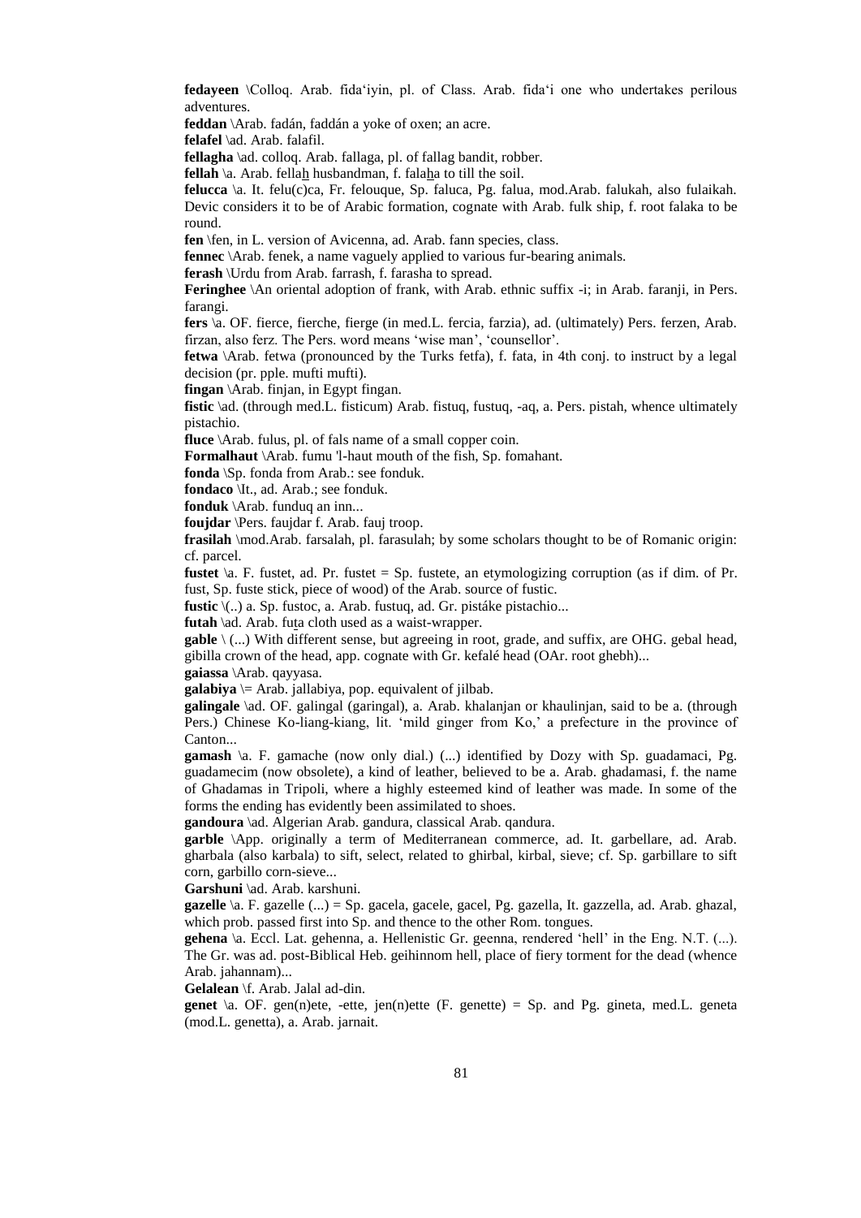**fedayeen** \Colloq. Arab. fida'iyin, pl. of Class. Arab. fida'i one who undertakes perilous adventures.

**feddan** \Arab. fadán, faddán a yoke of oxen; an acre.

**felafel** \ad. Arab. falafil.

**fellagha** \ad. colloq. Arab. fallaga, pl. of fallag bandit, robber.

**fellah** \a. Arab. fellah husbandman, f. falaha to till the soil.

**felucca** \a. It. felu(c)ca, Fr. felouque, Sp. faluca, Pg. falua, mod.Arab. falukah, also fulaikah. Devic considers it to be of Arabic formation, cognate with Arab. fulk ship, f. root falaka to be round.

**fen** \fen, in L. version of Avicenna, ad. Arab. fann species, class.

**fennec** \Arab. fenek, a name vaguely applied to various fur-bearing animals.

**ferash** \Urdu from Arab. farrash, f. farasha to spread.

**Feringhee** \An oriental adoption of frank, with Arab. ethnic suffix -i; in Arab. faranji, in Pers. farangi.

**fers** \a. OF. fierce, fierche, fierge (in med.L. fercia, farzia), ad. (ultimately) Pers. ferzen, Arab. firzan, also ferz. The Pers. word means 'wise man', 'counsellor'.

**fetwa** \Arab. fetwa (pronounced by the Turks fetfa), f. fata, in 4th conj. to instruct by a legal decision (pr. pple. mufti mufti).

**fingan** \Arab. finjan, in Egypt fingan.

**fistic** \ad. (through med.L. fisticum) Arab. fistuq, fustuq, -aq, a. Pers. pistah, whence ultimately pistachio.

**fluce** \Arab. fulus, pl. of fals name of a small copper coin.

**Formalhaut** \Arab. fumu 'l-haut mouth of the fish, Sp. fomahant.

**fonda** \Sp. fonda from Arab.: see fonduk.

**fondaco** \It., ad. Arab.; see fonduk.

**fonduk** \Arab. funduq an inn...

**foujdar** \Pers. faujdar f. Arab. fauj troop.

**frasilah** \mod.Arab. farsalah, pl. farasulah; by some scholars thought to be of Romanic origin: cf. parcel.

**fustet** \a. F. fustet, ad. Pr. fustet = Sp. fustete, an etymologizing corruption (as if dim. of Pr. fust, Sp. fuste stick, piece of wood) of the Arab. source of fustic.

**fustic** \(..) a. Sp. fustoc, a. Arab. fustuq, ad. Gr. pistáke pistachio...

**futah** \ad. Arab. futa cloth used as a waist-wrapper.

**gable** \ (...) With different sense, but agreeing in root, grade, and suffix, are OHG. gebal head, gibilla crown of the head, app. cognate with Gr. kefalé head (OAr. root ghebh)...

**gaiassa** \Arab. qayyasa.

**galabiya** \= Arab. jallabiya, pop. equivalent of jilbab.

**galingale** \ad. OF. galingal (garingal), a. Arab. khalanjan or khaulinjan, said to be a. (through Pers.) Chinese Ko-liang-kiang, lit. 'mild ginger from Ko,' a prefecture in the province of Canton...

**gamash** \a. F. gamache (now only dial.) (...) identified by Dozy with Sp. guadamaci, Pg. guadamecim (now obsolete), a kind of leather, believed to be a. Arab. ghadamasi, f. the name of Ghadamas in Tripoli, where a highly esteemed kind of leather was made. In some of the forms the ending has evidently been assimilated to shoes.

**gandoura** \ad. Algerian Arab. gandura, classical Arab. qandura.

**garble** \App. originally a term of Mediterranean commerce, ad. It. garbellare, ad. Arab. gharbala (also karbala) to sift, select, related to ghirbal, kirbal, sieve; cf. Sp. garbillare to sift corn, garbillo corn-sieve...

**Garshuni** \ad. Arab. karshuni.

**gazelle** \a. F. gazelle (...) = Sp. gacela, gacele, gacel, Pg. gazella, It. gazzella, ad. Arab. ghazal, which prob. passed first into Sp. and thence to the other Rom. tongues.

**gehena** \a. Eccl. Lat. gehenna, a. Hellenistic Gr. geenna, rendered 'hell' in the Eng. N.T. (...). The Gr. was ad. post-Biblical Heb. geihinnom hell, place of fiery torment for the dead (whence Arab. jahannam)...

**Gelalean** \f. Arab. Jalal ad-din.

**genet** \a. OF. gen(n)ete, -ette, jen(n)ette (F. genette) = Sp. and Pg. gineta, med.L. geneta (mod.L. genetta), a. Arab. jarnait.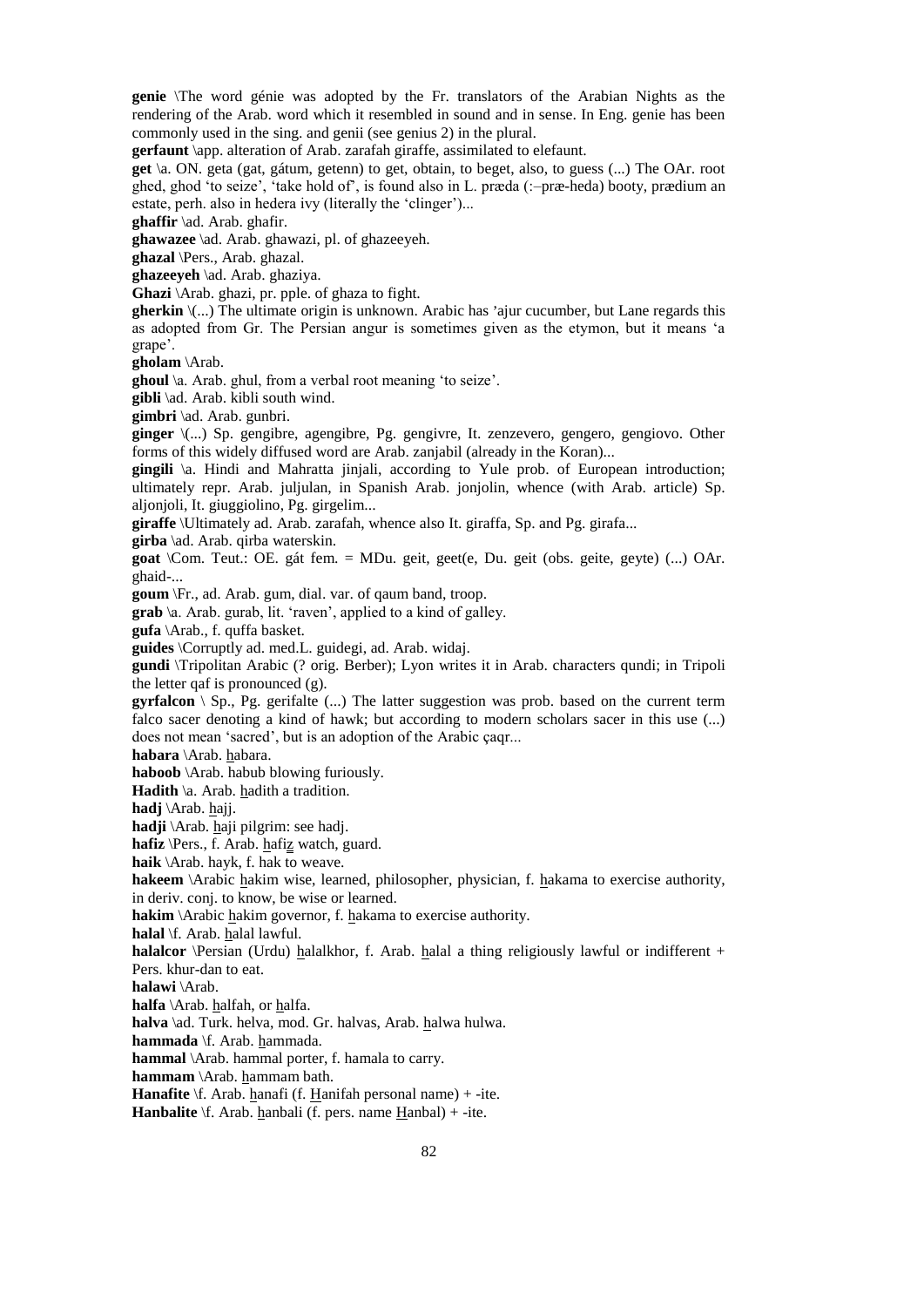**genie** \The word génie was adopted by the Fr. translators of the Arabian Nights as the rendering of the Arab. word which it resembled in sound and in sense. In Eng. genie has been commonly used in the sing. and genii (see genius 2) in the plural.

**gerfaunt** \app. alteration of Arab. zarafah giraffe, assimilated to elefaunt.

**get** \a. ON. geta (gat, gátum, getenn) to get, obtain, to beget, also, to guess (...) The OAr. root ghed, ghod 'to seize', 'take hold of', is found also in L. præda (:–præ-heda) booty, prædium an estate, perh. also in hedera ivy (literally the 'clinger')...

**ghaffir** \ad. Arab. ghafir.

**ghawazee** \ad. Arab. ghawazi, pl. of ghazeeyeh.

**ghazal** \Pers., Arab. ghazal.

**ghazeeyeh** \ad. Arab. ghaziya.

**Ghazi** \Arab. ghazi, pr. pple. of ghaza to fight.

**gherkin** \(...) The ultimate origin is unknown. Arabic has 'ajur cucumber, but Lane regards this as adopted from Gr. The Persian angur is sometimes given as the etymon, but it means 'a grape'.

**gholam** \Arab.

**ghoul** \a. Arab. ghul, from a verbal root meaning 'to seize'.

**gibli** \ad. Arab. kibli south wind.

**gimbri** \ad. Arab. gunbri.

**ginger** \(...) Sp. gengibre, agengibre, Pg. gengivre, It. zenzevero, gengero, gengiovo. Other forms of this widely diffused word are Arab. zanjabil (already in the Koran)...

**gingili** \a. Hindi and Mahratta jinjali, according to Yule prob. of European introduction; ultimately repr. Arab. juljulan, in Spanish Arab. jonjolin, whence (with Arab. article) Sp. aljonjoli, It. giuggiolino, Pg. girgelim...

**giraffe** \Ultimately ad. Arab. zarafah, whence also It. giraffa, Sp. and Pg. girafa...

**girba** \ad. Arab. qirba waterskin.

**goat** \Com. Teut.: OE. gát fem. = MDu. geit, geet(e, Du. geit (obs. geite, geyte) (...) OAr. ghaid-...

**goum** \Fr., ad. Arab. gum, dial. var. of qaum band, troop.

**grab** \a. Arab. gurab, lit. 'raven', applied to a kind of galley.

**gufa** \Arab., f. quffa basket.

**guides** \Corruptly ad. med.L. guidegi, ad. Arab. widaj.

**gundi** \Tripolitan Arabic (? orig. Berber); Lyon writes it in Arab. characters qundi; in Tripoli the letter qaf is pronounced (g).

**gyrfalcon** \ Sp., Pg. gerifalte (...) The latter suggestion was prob. based on the current term falco sacer denoting a kind of hawk; but according to modern scholars sacer in this use (...) does not mean 'sacred', but is an adoption of the Arabic çaqr...

**habara** \Arab. habara.

**haboob** \Arab. habub blowing furiously.

**Hadith** \a. Arab. hadith a tradition.

**hadj** \Arab. hajj.

**hadji** \Arab. haji pilgrim: see hadj.

**hafiz** \Pers., f. Arab. hafiz watch, guard.

**haik** \Arab. hayk, f. hak to weave.

**hakeem** \Arabic hakim wise, learned, philosopher, physician, f. hakama to exercise authority, in deriv. conj. to know, be wise or learned.

**hakim** \Arabic hakim governor, f. hakama to exercise authority.

**halal** \f. Arab. halal lawful.

**halalcor** \Persian (Urdu) halalkhor, f. Arab. halal a thing religiously lawful or indifferent + Pers. khur-dan to eat.

**halawi** \Arab.

**halfa** \Arab. halfah, or halfa.

**halva** \ad. Turk. helva, mod. Gr. halvas, Arab. halwa hulwa.

**hammada** \f. Arab. hammada.

**hammal** \Arab. hammal porter, f. hamala to carry.

**hammam** \Arab. hammam bath.

**Hanafite** \f. Arab. hanafi (f. Hanifah personal name) + -ite.

**Hanbalite** \f. Arab. hanbali (f. pers. name Hanbal) + -ite.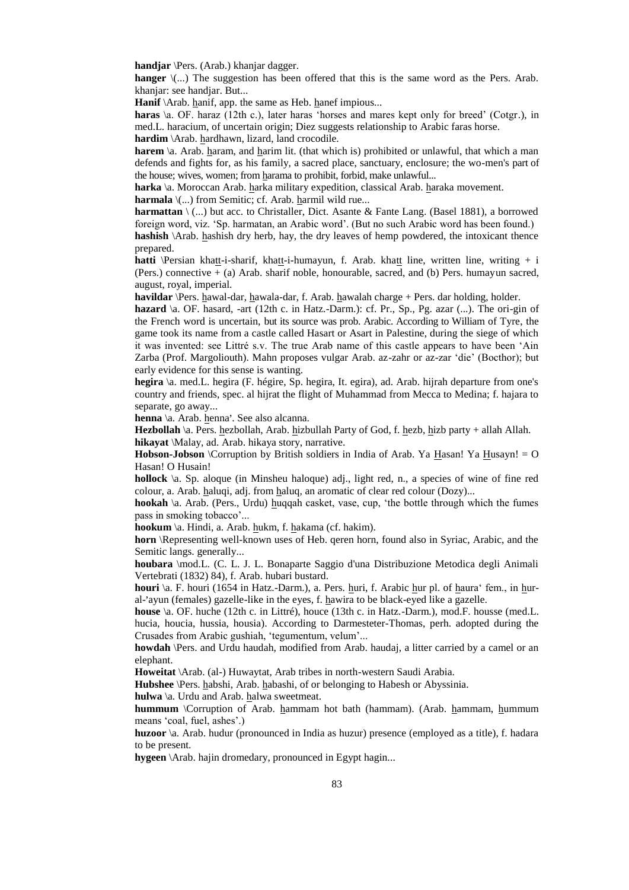**handjar** \Pers. (Arab.) khanjar dagger.

**hanger** \(...) The suggestion has been offered that this is the same word as the Pers. Arab. khanjar: see handjar. But...

**Hanif** \Arab. hanif, app. the same as Heb. hanef impious...

**haras** \a. OF. haraz (12th c.), later haras 'horses and mares kept only for breed' (Cotgr.), in med.L. haracium, of uncertain origin; Diez suggests relationship to Arabic faras horse.

**hardim** \Arab. hardhawn, lizard, land crocodile.

**harem** \a. Arab. haram, and harim lit. (that which is) prohibited or unlawful, that which a man defends and fights for, as his family, a sacred place, sanctuary, enclosure; the wo-men's part of the house; wives, women; from harama to prohibit, forbid, make unlawful...

**harka** \a. Moroccan Arab. harka military expedition, classical Arab. haraka movement.

**harmala** \(...) from Semitic; cf. Arab. harmil wild rue...

**harmattan** \ (...) but acc. to Christaller, Dict. Asante & Fante Lang. (Basel 1881), a borrowed foreign word, viz. 'Sp. harmatan, an Arabic word'. (But no such Arabic word has been found.)

**hashish** \Arab. hashish dry herb, hay, the dry leaves of hemp powdered, the intoxicant thence prepared.

**hatti** \Persian khatt-i-sharif, khatt-i-humayun, f. Arab. khatt line, written line, writing + i (Pers.) connective + (a) Arab. sharif noble, honourable, sacred, and (b) Pers. humayun sacred, august, royal, imperial.

**havildar** \Pers. hawal-dar, hawala-dar, f. Arab. hawalah charge + Pers. dar holding, holder.

**hazard** \a. OF. hasard, -art (12th c. in Hatz.-Darm.): cf. Pr., Sp., Pg. azar (...). The ori-gin of the French word is uncertain, but its source was prob. Arabic. According to William of Tyre, the game took its name from a castle called Hasart or Asart in Palestine, during the siege of which it was invented: see Littré s.v. The true Arab name of this castle appears to have been 'Ain Zarba (Prof. Margoliouth). Mahn proposes vulgar Arab. az-zahr or az-zar 'die' (Bocthor); but early evidence for this sense is wanting.

**hegira** \a. med.L. hegira (F. hégire, Sp. hegira, It. egira), ad. Arab. hijrah departure from one's country and friends, spec. al hijrat the flight of Muhammad from Mecca to Medina; f. hajara to separate, go away...

**henna** \a. Arab. henna'. See also alcanna.

**Hezbollah** \a. Pers. hezbollah, Arab. hizbullah Party of God, f. hezb, hizb party + allah Allah.

**hikayat** \Malay, ad. Arab. hikaya story, narrative.

**Hobson-Jobson** \Corruption by British soldiers in India of Arab. Ya Hasan! Ya Husayn! = O Hasan! O Husain!

**hollock** \a. Sp. aloque (in Minsheu haloque) adj., light red, n., a species of wine of fine red colour, a. Arab. haluqi, adj. from haluq, an aromatic of clear red colour (Dozy)...

**hookah** \a. Arab. (Pers., Urdu) huqqah casket, vase, cup, 'the bottle through which the fumes pass in smoking tobacco'...

**hookum** \a. Hindi, a. Arab. hukm, f. hakama (cf. hakim).

**horn** \Representing well-known uses of Heb. qeren horn, found also in Syriac, Arabic, and the Semitic langs. generally...

**houbara** \mod.L. (C. L. J. L. Bonaparte Saggio d'una Distribuzione Metodica degli Animali Vertebrati (1832) 84), f. Arab. hubari bustard.

**houri** \a. F. houri (1654 in Hatz.-Darm.), a. Pers. huri, f. Arabic hur pl. of haura' fem., in hur-al-'ayun (females) gazelle-like in the eyes, f. hawira to be black-eyed like a gazelle.

**house** \a. OF. huche (12th c. in Littré), houce (13th c. in Hatz.-Darm.), mod.F. housse (med.L. hucia, houcia, hussia, housia). According to Darmesteter-Thomas, perh. adopted during the Crusades from Arabic gushiah, 'tegumentum, velum'...

**howdah** \Pers. and Urdu haudah, modified from Arab. haudaj, a litter carried by a camel or an elephant.

**Howeitat** \Arab. (al-) Huwaytat, Arab tribes in north-western Saudi Arabia.

**Hubshee** \Pers. habshi, Arab. habashi, of or belonging to Habesh or Abyssinia.

**hulwa** \a. Urdu and Arab. halwa sweetmeat.

**hummum** \Corruption of Arab. hammam hot bath (hammam). (Arab. hammam, hummum means 'coal, fuel, ashes'.)

**huzoor** \a. Arab. hudur (pronounced in India as huzur) presence (employed as a title), f. hadara to be present.

**hygeen** \Arab. hajin dromedary, pronounced in Egypt hagin...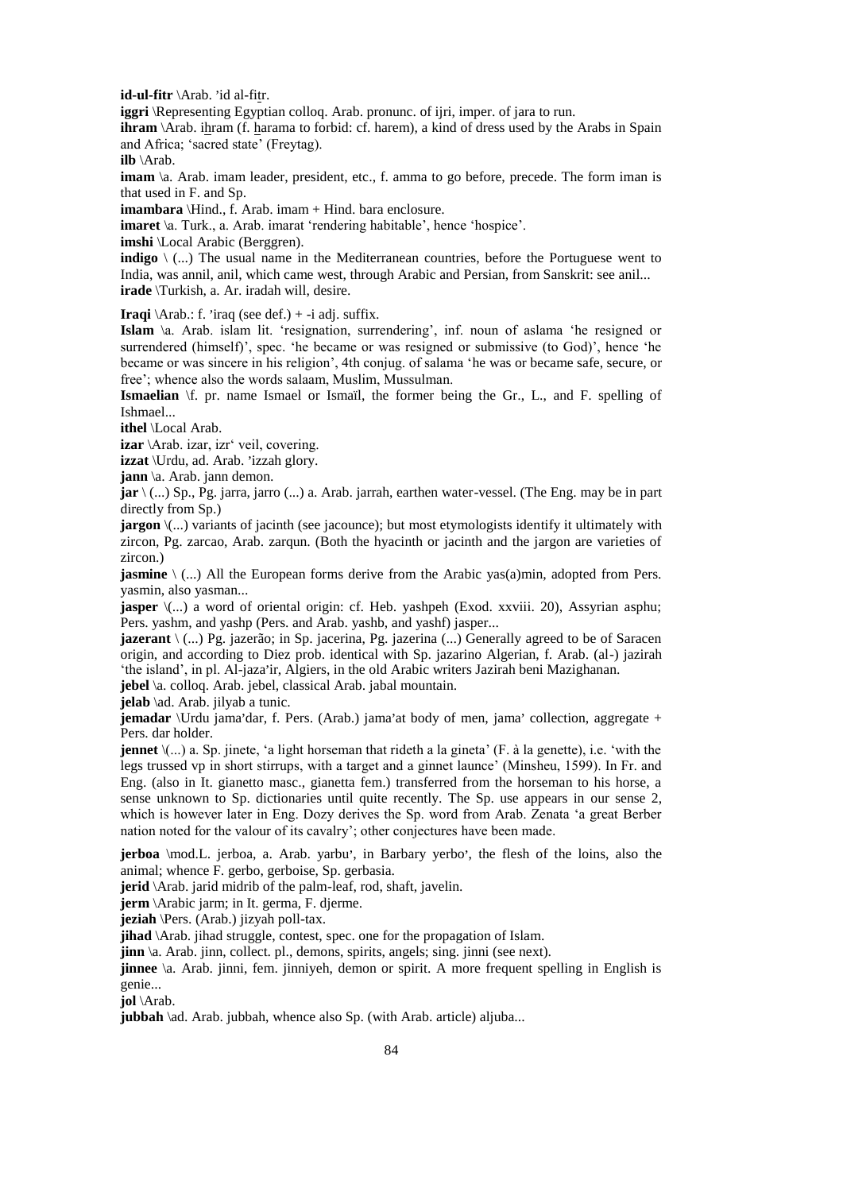**id-ul-fitr** \Arab. 'id al-fiṯr.

**iggri** \Representing Egyptian colloq. Arab. pronunc. of ijri, imper. of jara to run.

**ihram** \Arab. iẖram (f. ẖarama to forbid: cf. harem), a kind of dress used by the Arabs in Spain and Africa; 'sacred state' (Freytag).

**ilb** \Arab.

**imam** \a. Arab. imam leader, president, etc., f. amma to go before, precede. The form iman is that used in F. and Sp.

**imambara** \Hind., f. Arab. imam + Hind. bara enclosure.

**imaret** \a. Turk., a. Arab. imarat 'rendering habitable', hence 'hospice'.

**imshi** \Local Arabic (Berggren).

**indigo** \ (...) The usual name in the Mediterranean countries, before the Portuguese went to India, was annil, anil, which came west, through Arabic and Persian, from Sanskrit: see anil...

**irade** \Turkish, a. Ar. iradah will, desire.

**Iraqi** \Arab.: f. 'iraq (see def.) + -i adj. suffix.

**Islam** \a. Arab. islam lit. 'resignation, surrendering', inf. noun of aslama 'he resigned or surrendered (himself)', spec. 'he became or was resigned or submissive (to God)', hence 'he became or was sincere in his religion', 4th conjug. of salama 'he was or became safe, secure, or free'; whence also the words salaam, Muslim, Mussulman.

**Ismaelian** \f. pr. name Ismael or Ismaïl, the former being the Gr., L., and F. spelling of Ishmael...

**ithel** \Local Arab.

**izar** \Arab. izar, izr' veil, covering.

**izzat** \Urdu, ad. Arab. 'izzah glory.

**jann** \a. Arab. jann demon.

**jar** \ (...) Sp., Pg. jarra, jarro (...) a. Arab. jarrah, earthen water-vessel. (The Eng. may be in part directly from Sp.)

**jargon** \(...) variants of jacinth (see jacounce); but most etymologists identify it ultimately with zircon, Pg. zarcao, Arab. zarqun. (Both the hyacinth or jacinth and the jargon are varieties of zircon.)

**jasmine** \ (...) All the European forms derive from the Arabic yas(a)min, adopted from Pers. yasmin, also yasman...

**jasper** \(...) a word of oriental origin: cf. Heb. yashpeh (Exod. xxviii. 20), Assyrian asphu; Pers. yashm, and yashp (Pers. and Arab. yashb, and yashf) jasper...

**jazerant** \ (...) Pg. jazerão; in Sp. jacerina, Pg. jazerina (...) Generally agreed to be of Saracen origin, and according to Diez prob. identical with Sp. jazarino Algerian, f. Arab. (al-) jazirah 'the island', in pl. Al-jaza'ir, Algiers, in the old Arabic writers Jazirah beni Mazighanan.

**jebel** \a. colloq. Arab. jebel, classical Arab. jabal mountain.

**jelab** \ad. Arab. jilyab a tunic.

**jemadar** \Urdu jama'dar, f. Pers. (Arab.) jama'at body of men, jama' collection, aggregate + Pers. dar holder.

**jennet** \(...) a. Sp. jinete, 'a light horseman that rideth a la gineta' (F. à la genette), i.e. 'with the legs trussed vp in short stirrups, with a target and a ginnet launce' (Minsheu, 1599). In Fr. and Eng. (also in It. gianetto masc., gianetta fem.) transferred from the horseman to his horse, a sense unknown to Sp. dictionaries until quite recently. The Sp. use appears in our sense 2, which is however later in Eng. Dozy derives the Sp. word from Arab. Zenata 'a great Berber nation noted for the valour of its cavalry'; other conjectures have been made.

**jerboa** \mod.L. jerboa, a. Arab. yarbu', in Barbary yerbo', the flesh of the loins, also the animal; whence F. gerbo, gerboise, Sp. gerbasia.

**jerid** \Arab. jarid midrib of the palm-leaf, rod, shaft, javelin.

**jerm** \Arabic jarm; in It. germa, F. djerme.

**jeziah** \Pers. (Arab.) jizyah poll-tax.

**jihad** \Arab. jihad struggle, contest, spec. one for the propagation of Islam.

**jinn** \a. Arab. jinn, collect. pl., demons, spirits, angels; sing. jinni (see next).

**jinnee** \a. Arab. jinni, fem. jinniyeh, demon or spirit. A more frequent spelling in English is genie...

**jol** \Arab.

**jubbah** \ad. Arab. jubbah, whence also Sp. (with Arab. article) aljuba...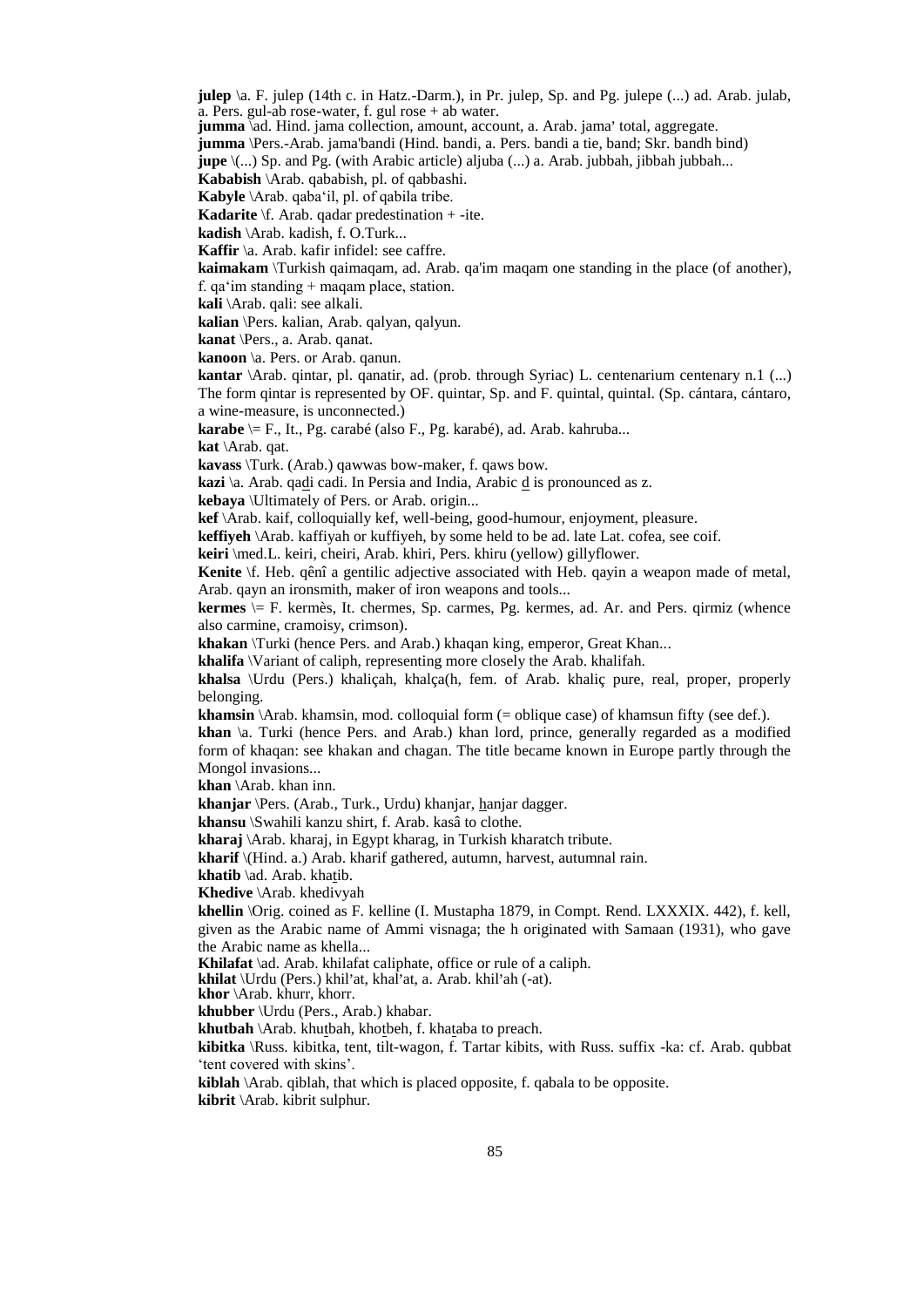**julep** \a. F. julep (14th c. in Hatz.-Darm.), in Pr. julep, Sp. and Pg. julepe (...) ad. Arab. julab, a. Pers. gul-ab rose-water, f. gul rose + ab water.

**jumma** \ad. Hind. jama collection, amount, account, a. Arab. jama' total, aggregate.

**jumma** \Pers.-Arab. jama'bandi (Hind. bandi, a. Pers. bandi a tie, band; Skr. bandh bind)

**jupe** \(...) Sp. and Pg. (with Arabic article) aljuba (...) a. Arab. jubbah, jibbah jubbah...

**Kababish** \Arab. qababish, pl. of qabbashi.

**Kabyle** \Arab. qaba‘il, pl. of qabila tribe.

**Kadarite** \f. Arab. qadar predestination + -ite.

**kadish** \Arab. kadish, f. O.Turk...

**Kaffir** \a. Arab. kafir infidel: see caffre.

**kaimakam** \Turkish qaimaqam, ad. Arab. qa'im maqam one standing in the place (of another), f. qa‘im standing + maqam place, station.

**kali** \Arab. qali: see alkali.

**kalian** \Pers. kalian, Arab. qalyan, qalyun.

**kanat** \Pers., a. Arab. qanat.

**kanoon** \a. Pers. or Arab. qanun.

**kantar** \Arab. qintar, pl. qanatir, ad. (prob. through Syriac) L. centenarium centenary n.1 (...) The form qintar is represented by OF. quintar, Sp. and F. quintal, quintal. (Sp. cántara, cántaro, a wine-measure, is unconnected.)

**karabe** \= F., It., Pg. carabé (also F., Pg. karabé), ad. Arab. kahruba...

**kat** \Arab. qat.

**kavass** \Turk. (Arab.) qawwas bow-maker, f. qaws bow.

**kazi** \a. Arab. qaḏi cadi. In Persia and India, Arabic ḏ is pronounced as z.

**kebaya** \Ultimately of Pers. or Arab. origin...

**kef** \Arab. kaif, colloquially kef, well-being, good-humour, enjoyment, pleasure.

**keffiyeh** \Arab. kaffiyah or kuffiyeh, by some held to be ad. late Lat. cofea, see coif.

**keiri** \med.L. keiri, cheiri, Arab. khiri, Pers. khiru (yellow) gillyflower.

**Kenite** \f. Heb. qênî a gentilic adjective associated with Heb. qayin a weapon made of metal, Arab. qayn an ironsmith, maker of iron weapons and tools...

**kermes** \= F. kermès, It. chermes, Sp. carmes, Pg. kermes, ad. Ar. and Pers. qirmiz (whence also carmine, cramoisy, crimson).

**khakan** \Turki (hence Pers. and Arab.) khaqan king, emperor, Great Khan...

**khalifa** \Variant of caliph, representing more closely the Arab. khalifah.

**khalsa** \Urdu (Pers.) khaliçah, khalça(h, fem. of Arab. khaliç pure, real, proper, properly belonging.

**khamsin** \Arab. khamsin, mod. colloquial form (= oblique case) of khamsun fifty (see def.).

**khan** \a. Turki (hence Pers. and Arab.) khan lord, prince, generally regarded as a modified form of khaqan: see khakan and chagan. The title became known in Europe partly through the Mongol invasions...

**khan** \Arab. khan inn.

**khanjar** \Pers. (Arab., Turk., Urdu) khanjar, ẖanjar dagger.

**khansu** \Swahili kanzu shirt, f. Arab. kasâ to clothe.

**kharaj** \Arab. kharaj, in Egypt kharag, in Turkish kharatch tribute.

**kharif** \(Hind. a.) Arab. kharif gathered, autumn, harvest, autumnal rain.

**khatib** \ad. Arab. khaṯib.

**Khedive** \Arab. khedivyah

**khellin** \Orig. coined as F. kelline (I. Mustapha 1879, in Compt. Rend. LXXXIX. 442), f. kell, given as the Arabic name of Ammi visnaga; the h originated with Samaan (1931), who gave the Arabic name as khella...

**Khilafat** \ad. Arab. khilafat caliphate, office or rule of a caliph.

**khilat** \Urdu (Pers.) khil'at, khal'at, a. Arab. khil'ah (-at).

**khor** \Arab. khurr, khorr.

**khubber** \Urdu (Pers., Arab.) khabar.

**khutbah** \Arab. khuṯbah, khoṯbeh, f. khaṯaba to preach.

**kibitka** \Russ. kibitka, tent, tilt-wagon, f. Tartar kibits, with Russ. suffix -ka: cf. Arab. qubbat 'tent covered with skins'.

**kiblah** \Arab. qiblah, that which is placed opposite, f. qabala to be opposite.

**kibrit** \Arab. kibrit sulphur.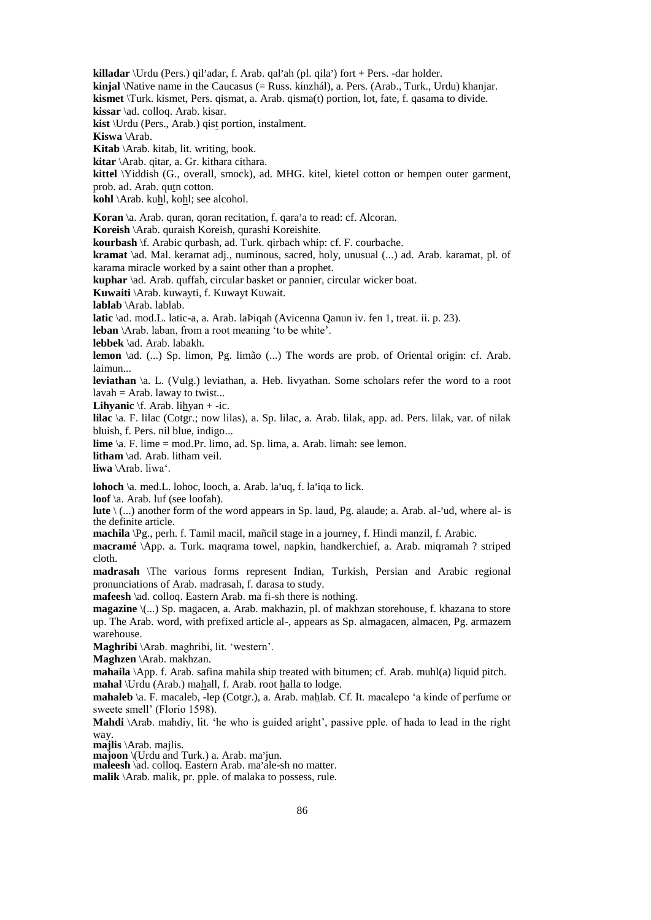**killadar** \Urdu (Pers.) qil'adar, f. Arab. qal'ah (pl. qila') fort + Pers. -dar holder.
**kinjal** \Native name in the Caucasus (= Russ. kinzhál), a. Pers. (Arab., Turk., Urdu) khanjar.
**kismet** \Turk. kismet, Pers. qismat, a. Arab. qisma(t) portion, lot, fate, f. qasama to divide.
**kissar** \ad. colloq. Arab. kisar.
**kist** \Urdu (Pers., Arab.) qist portion, instalment.
**Kiswa** \Arab.
**Kitab** \Arab. kitab, lit. writing, book.
**kitar** \Arab. qitar, a. Gr. kithara cithara.
**kittel** \Yiddish (G., overall, smock), ad. MHG. kitel, kietel cotton or hempen outer garment, prob. ad. Arab. qutn cotton.
**kohl** \Arab. kuhl, kohl; see alcohol.

**Koran** \a. Arab. quran, qoran recitation, f. qara'a to read: cf. Alcoran.
**Koreish** \Arab. quraish Koreish, qurashi Koreishite.
**kourbash** \f. Arabic qurbash, ad. Turk. qirbach whip: cf. F. courbache.
**kramat** \ad. Mal. keramat adj., numinous, sacred, holy, unusual (...) ad. Arab. karamat, pl. of karama miracle worked by a saint other than a prophet.
**kuphar** \ad. Arab. quffah, circular basket or pannier, circular wicker boat.
**Kuwaiti** \Arab. kuwayti, f. Kuwayt Kuwait.
**lablab** \Arab. lablab.
**latic** \ad. mod.L. latic-a, a. Arab. laÞiqah (Avicenna Qanun iv. fen 1, treat. ii. p. 23).
**leban** \Arab. laban, from a root meaning 'to be white'.
**lebbek** \ad. Arab. labakh.
**lemon** \ad. (...) Sp. limon, Pg. limão (...) The words are prob. of Oriental origin: cf. Arab. laimun...
**leviathan** \a. L. (Vulg.) leviathan, a. Heb. livyathan. Some scholars refer the word to a root lavah = Arab. laway to twist...
**Lihyanic** \f. Arab. lihyan + -ic.
**lilac** \a. F. lilac (Cotgr.; now lilas), a. Sp. lilac, a. Arab. lilak, app. ad. Pers. lilak, var. of nilak bluish, f. Pers. nil blue, indigo...
**lime** \a. F. lime = mod.Pr. limo, ad. Sp. lima, a. Arab. limah: see lemon.
**litham** \ad. Arab. litham veil.
**liwa** \Arab. liwa'.

**lohoch** \a. med.L. lohoc, looch, a. Arab. la'uq, f. la'iqa to lick.
**loof** \a. Arab. luf (see loofah).
**lute** \ (...) another form of the word appears in Sp. laud, Pg. alaude; a. Arab. al-'ud, where al- is the definite article.
**machila** \Pg., perh. f. Tamil macil, mañcil stage in a journey, f. Hindi manzil, f. Arabic.
**macramé** \App. a. Turk. maqrama towel, napkin, handkerchief, a. Arab. miqramah ? striped cloth.
**madrasah** \The various forms represent Indian, Turkish, Persian and Arabic regional pronunciations of Arab. madrasah, f. darasa to study.
**mafeesh** \ad. colloq. Eastern Arab. ma fi-sh there is nothing.
**magazine** \(...) Sp. magacen, a. Arab. makhazin, pl. of makhzan storehouse, f. khazana to store up. The Arab. word, with prefixed article al-, appears as Sp. almagacen, almacen, Pg. armazem warehouse.
**Maghribi** \Arab. maghribi, lit. 'western'.
**Maghzen** \Arab. makhzan.
**mahaila** \App. f. Arab. safina mahila ship treated with bitumen; cf. Arab. muhl(a) liquid pitch.
**mahal** \Urdu (Arab.) mahall, f. Arab. root halla to lodge.
**mahaleb** \a. F. macaleb, -lep (Cotgr.), a. Arab. mahlab. Cf. It. macalepo 'a kinde of perfume or sweete smell' (Florio 1598).
**Mahdi** \Arab. mahdiy, lit. 'he who is guided aright', passive pple. of hada to lead in the right way.
**majlis** \Arab. majlis.
**majoon** \(Urdu and Turk.) a. Arab. ma'jun.
**maleesh** \ad. colloq. Eastern Arab. ma'ale-sh no matter.
**malik** \Arab. malik, pr. pple. of malaka to possess, rule.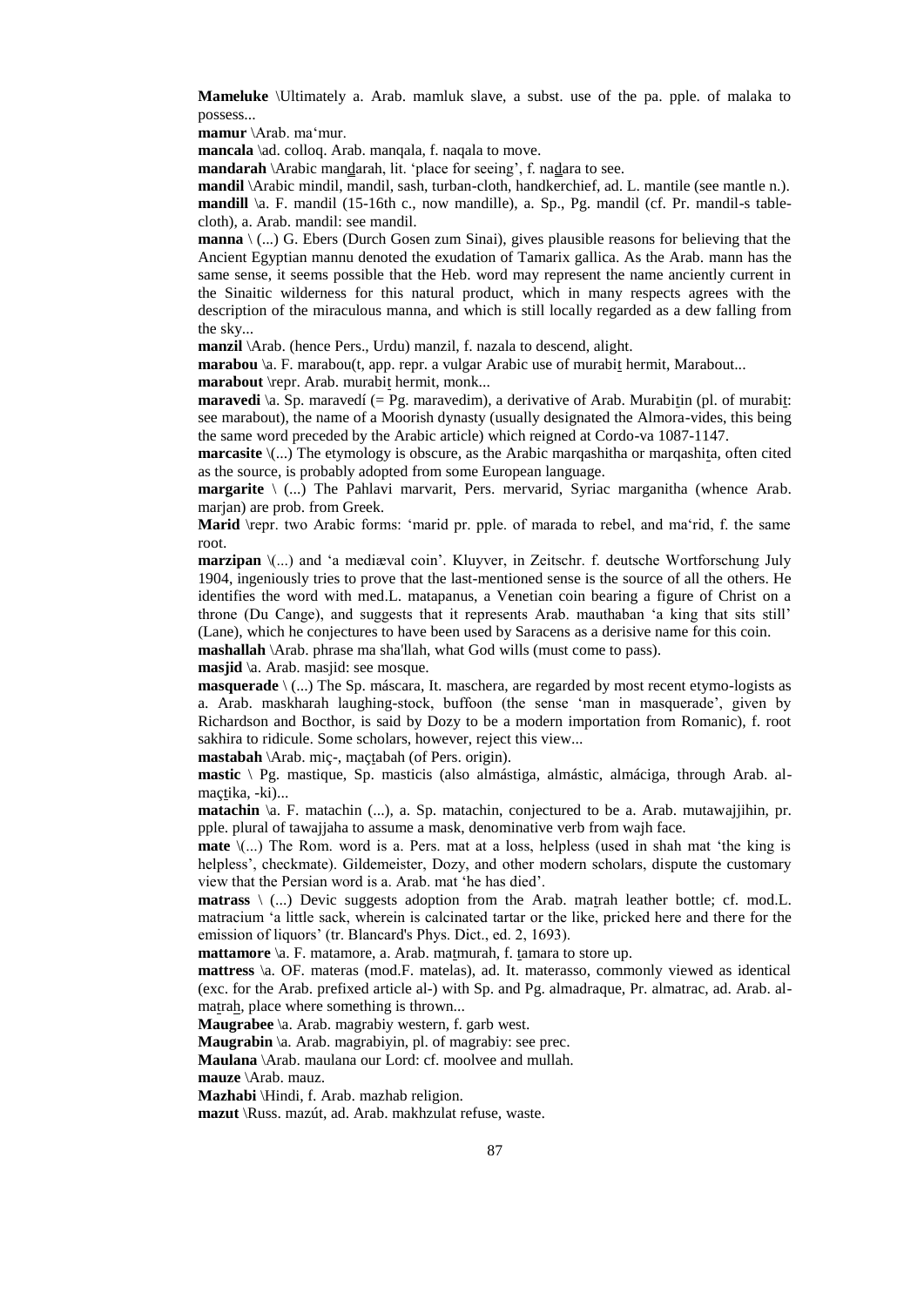**Mameluke** \Ultimately a. Arab. mamluk slave, a subst. use of the pa. pple. of malaka to possess...

**mamur** \Arab. ma'mur.

**mancala** \ad. colloq. Arab. manqala, f. naqala to move.

**mandarah** \Arabic manḏarah, lit. 'place for seeing', f. naḏara to see.

**mandil** \Arabic mindil, mandil, sash, turban-cloth, handkerchief, ad. L. mantile (see mantle n.).

**mandill** \a. F. mandil (15-16th c., now mandille), a. Sp., Pg. mandil (cf. Pr. mandil-s table-cloth), a. Arab. mandil: see mandil.

**manna** \ (...) G. Ebers (Durch Gosen zum Sinai), gives plausible reasons for believing that the Ancient Egyptian mannu denoted the exudation of Tamarix gallica. As the Arab. mann has the same sense, it seems possible that the Heb. word may represent the name anciently current in the Sinaitic wilderness for this natural product, which in many respects agrees with the description of the miraculous manna, and which is still locally regarded as a dew falling from the sky...

**manzil** \Arab. (hence Pers., Urdu) manzil, f. nazala to descend, alight.

**marabou** \a. F. marabou(t, app. repr. a vulgar Arabic use of murabiṯ hermit, Marabout...

**marabout** \repr. Arab. murabiṯ hermit, monk...

**maravedi** \a. Sp. maravedí (= Pg. maravedim), a derivative of Arab. Murabiṯin (pl. of murabiṯ: see marabout), the name of a Moorish dynasty (usually designated the Almora-vides, this being the same word preceded by the Arabic article) which reigned at Cordo-va 1087-1147.

**marcasite** \(...) The etymology is obscure, as the Arabic marqashitha or marqashiṯa, often cited as the source, is probably adopted from some European language.

**margarite** \ (...) The Pahlavi marvarit, Pers. mervarid, Syriac marganitha (whence Arab. marjan) are prob. from Greek.

**Marid** \repr. two Arabic forms: 'marid pr. pple. of marada to rebel, and ma'rid, f. the same root.

**marzipan** \(...) and 'a mediæval coin'. Kluyver, in Zeitschr. f. deutsche Wortforschung July 1904, ingeniously tries to prove that the last-mentioned sense is the source of all the others. He identifies the word with med.L. matapanus, a Venetian coin bearing a figure of Christ on a throne (Du Cange), and suggests that it represents Arab. mauthaban 'a king that sits still' (Lane), which he conjectures to have been used by Saracens as a derisive name for this coin.

**mashallah** \Arab. phrase ma sha'llah, what God wills (must come to pass).

**masjid** \a. Arab. masjid: see mosque.

**masquerade** \ (...) The Sp. máscara, It. maschera, are regarded by most recent etymo-logists as a. Arab. maskharah laughing-stock, buffoon (the sense 'man in masquerade', given by Richardson and Bocthor, is said by Dozy to be a modern importation from Romanic), f. root sakhira to ridicule. Some scholars, however, reject this view...

**mastabah** \Arab. miç-, maçṯabah (of Pers. origin).

**mastic** \ Pg. mastique, Sp. masticis (also almástiga, almástic, almáciga, through Arab. al-maçṯika, -ki)...

**matachin** \a. F. matachin (...), a. Sp. matachin, conjectured to be a. Arab. mutawajjihin, pr. pple. plural of tawajjaha to assume a mask, denominative verb from wajh face.

**mate** \(...) The Rom. word is a. Pers. mat at a loss, helpless (used in shah mat 'the king is helpless', checkmate). Gildemeister, Dozy, and other modern scholars, dispute the customary view that the Persian word is a. Arab. mat 'he has died'.

**matrass** \ (...) Devic suggests adoption from the Arab. maṯrah leather bottle; cf. mod.L. matracium 'a little sack, wherein is calcinated tartar or the like, pricked here and there for the emission of liquors' (tr. Blancard's Phys. Dict., ed. 2, 1693).

**mattamore** \a. F. matamore, a. Arab. maṯmurah, f. ṯamara to store up.

**mattress** \a. OF. materas (mod.F. matelas), ad. It. materasso, commonly viewed as identical (exc. for the Arab. prefixed article al-) with Sp. and Pg. almadraque, Pr. almatrac, ad. Arab. al-maṯraḥ, place where something is thrown...

**Maugrabee** \a. Arab. magrabiy western, f. garb west.

**Maugrabin** \a. Arab. magrabiyin, pl. of magrabiy: see prec.

**Maulana** \Arab. maulana our Lord: cf. moolvee and mullah.

**mauze** \Arab. mauz.

**Mazhabi** \Hindi, f. Arab. mazhab religion.

**mazut** \Russ. mazút, ad. Arab. makhzulat refuse, waste.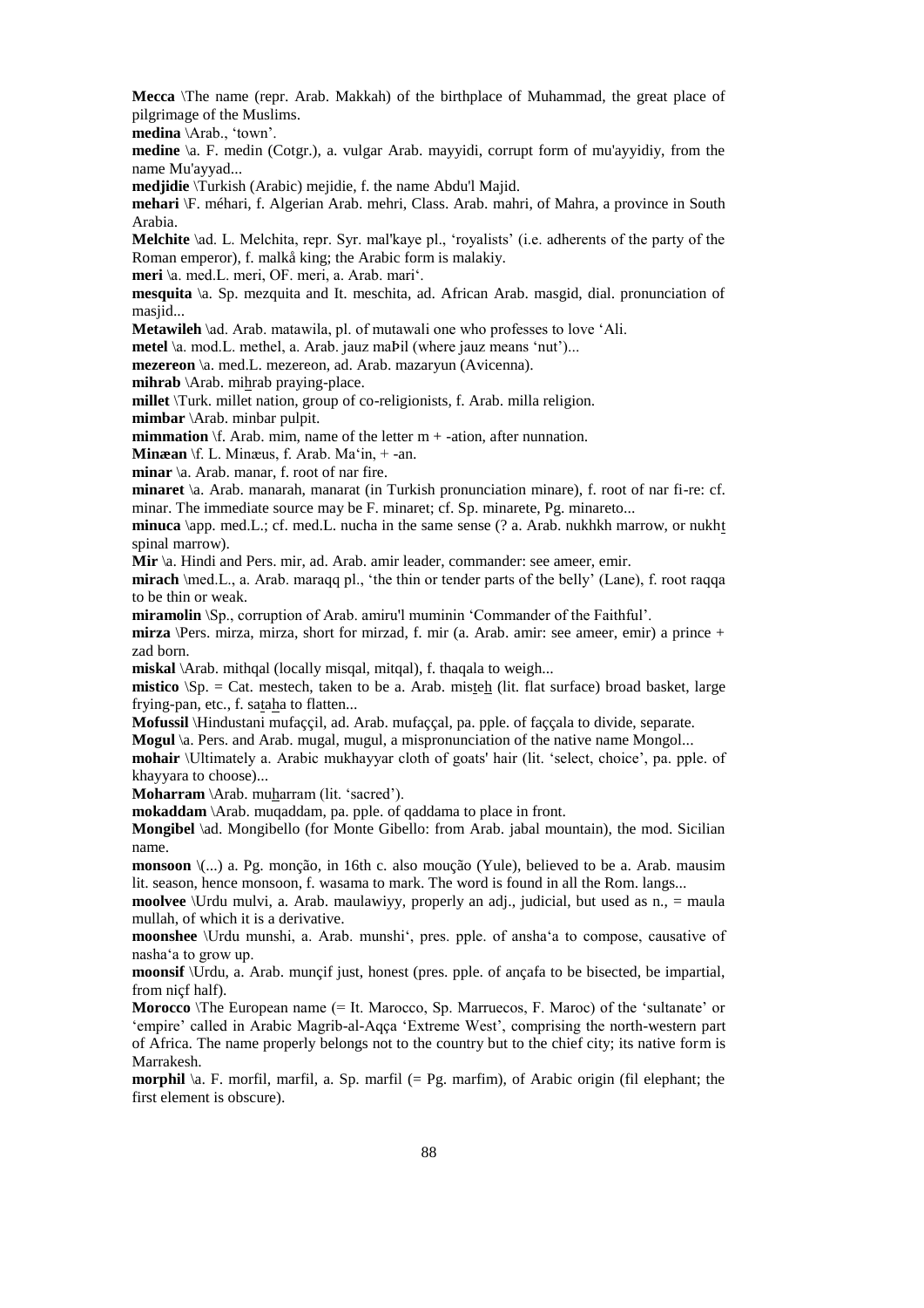**Mecca** \The name (repr. Arab. Makkah) of the birthplace of Muhammad, the great place of pilgrimage of the Muslims.

**medina** \Arab., 'town'.

**medine** \a. F. medin (Cotgr.), a. vulgar Arab. mayyidi, corrupt form of mu'ayyidiy, from the name Mu'ayyad...

**medjidie** \Turkish (Arabic) mejidie, f. the name Abdu'l Majid.

**mehari** \F. méhari, f. Algerian Arab. mehri, Class. Arab. mahri, of Mahra, a province in South Arabia.

**Melchite** \ad. L. Melchita, repr. Syr. mal'kaye pl., 'royalists' (i.e. adherents of the party of the Roman emperor), f. malkå king; the Arabic form is malakiy.

**meri** \a. med.L. meri, OF. meri, a. Arab. mari'.

**mesquita** \a. Sp. mezquita and It. meschita, ad. African Arab. masgid, dial. pronunciation of masjid...

**Metawileh** \ad. Arab. matawila, pl. of mutawali one who professes to love 'Ali.

**metel** \a. mod.L. methel, a. Arab. jauz maÞil (where jauz means 'nut')...

**mezereon** \a. med.L. mezereon, ad. Arab. mazaryun (Avicenna).

**mihrab** \Arab. mihrab praying-place.

**millet** \Turk. millet nation, group of co-religionists, f. Arab. milla religion.

**mimbar** \Arab. minbar pulpit.

**mimmation** \f. Arab. mim, name of the letter m + -ation, after nunnation.

**Minæan** \f. L. Minæus, f. Arab. Ma'in, + -an.

**minar** \a. Arab. manar, f. root of nar fire.

**minaret** \a. Arab. manarah, manarat (in Turkish pronunciation minare), f. root of nar fi-re: cf. minar. The immediate source may be F. minaret; cf. Sp. minarete, Pg. minareto...

**minuca** \app. med.L.; cf. med.L. nucha in the same sense (? a. Arab. nukhkh marrow, or nukht spinal marrow).

**Mir** \a. Hindi and Pers. mir, ad. Arab. amir leader, commander: see ameer, emir.

**mirach** \med.L., a. Arab. maraqq pl., 'the thin or tender parts of the belly' (Lane), f. root raqqa to be thin or weak.

**miramolin** \Sp., corruption of Arab. amiru'l muminin 'Commander of the Faithful'.

**mirza** \Pers. mirza, mirza, short for mirzad, f. mir (a. Arab. amir: see ameer, emir) a prince + zad born.

**miskal** \Arab. mithqal (locally misqal, mitqal), f. thaqala to weigh...

**mistico** \Sp. = Cat. mestech, taken to be a. Arab. misteh (lit. flat surface) broad basket, large frying-pan, etc., f. sataha to flatten...

**Mofussil** \Hindustani mufaççil, ad. Arab. mufaççal, pa. pple. of faççala to divide, separate.

**Mogul** \a. Pers. and Arab. mugal, mugul, a mispronunciation of the native name Mongol...

**mohair** \Ultimately a. Arabic mukhayyar cloth of goats' hair (lit. 'select, choice', pa. pple. of khayyara to choose)...

**Moharram** \Arab. muharram (lit. 'sacred').

**mokaddam** \Arab. muqaddam, pa. pple. of qaddama to place in front.

**Mongibel** \ad. Mongibello (for Monte Gibello: from Arab. jabal mountain), the mod. Sicilian name.

**monsoon** \(...) a. Pg. monção, in 16th c. also moução (Yule), believed to be a. Arab. mausim lit. season, hence monsoon, f. wasama to mark. The word is found in all the Rom. langs...

**moolvee** \Urdu mulvi, a. Arab. maulawiyy, properly an adj., judicial, but used as n., = maula mullah, of which it is a derivative.

**moonshee** \Urdu munshi, a. Arab. munshi', pres. pple. of ansha'a to compose, causative of nasha'a to grow up.

**moonsif** \Urdu, a. Arab. munçif just, honest (pres. pple. of ançafa to be bisected, be impartial, from niçf half).

**Morocco** \The European name (= It. Marocco, Sp. Marruecos, F. Maroc) of the 'sultanate' or 'empire' called in Arabic Magrib-al-Aqça 'Extreme West', comprising the north-western part of Africa. The name properly belongs not to the country but to the chief city; its native form is Marrakesh.

**morphil** \a. F. morfil, marfil, a. Sp. marfil (= Pg. marfim), of Arabic origin (fil elephant; the first element is obscure).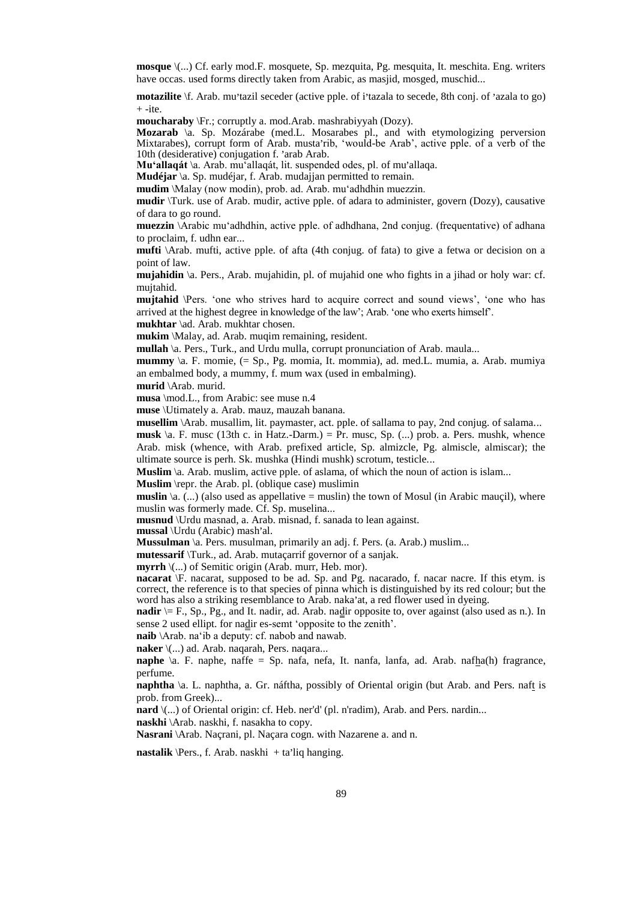**mosque** \(...) Cf. early mod.F. mosquete, Sp. mezquita, Pg. mesquita, It. meschita. Eng. writers have occas. used forms directly taken from Arabic, as masjid, mosged, muschid...

**motazilite** \f. Arab. muʼtazil seceder (active pple. of iʼtazala to secede, 8th conj. of ʼazala to go) + -ite.

**moucharaby** \Fr.; corruptly a. mod.Arab. mashrabiyyah (Dozy).

**Mozarab** \a. Sp. Mozárabe (med.L. Mosarabes pl., and with etymologizing perversion Mixtarabes), corrupt form of Arab. mustaʼrib, 'would-be Arab', active pple. of a verb of the 10th (desiderative) conjugation f. ʼarab Arab.

**Muʻallaqát** \a. Arab. muʻallaqát, lit. suspended odes, pl. of muʼallaqa.

**Mudéjar** \a. Sp. mudéjar, f. Arab. mudajjan permitted to remain.

**mudim** \Malay (now modin), prob. ad. Arab. muʻadhdhin muezzin.

**mudir** \Turk. use of Arab. mudir, active pple. of adara to administer, govern (Dozy), causative of dara to go round.

**muezzin** \Arabic muʻadhdhin, active pple. of adhdhana, 2nd conjug. (frequentative) of adhana to proclaim, f. udhn ear...

**mufti** \Arab. mufti, active pple. of afta (4th conjug. of fata) to give a fetwa or decision on a point of law.

**mujahidin** \a. Pers., Arab. mujahidin, pl. of mujahid one who fights in a jihad or holy war: cf. mujtahid.

**mujtahid** \Pers. 'one who strives hard to acquire correct and sound views', 'one who has arrived at the highest degree in knowledge of the law'; Arab. 'one who exerts himself'.

**mukhtar** \ad. Arab. mukhtar chosen.

**mukim** \Malay, ad. Arab. muqim remaining, resident.

**mullah** \a. Pers., Turk., and Urdu mulla, corrupt pronunciation of Arab. maula...

**mummy** \a. F. momie, (= Sp., Pg. momia, It. mommia), ad. med.L. mumia, a. Arab. mumiya an embalmed body, a mummy, f. mum wax (used in embalming).

**murid** \Arab. murid.

**musa** \mod.L., from Arabic: see muse n.4

**muse** \Utimately a. Arab. mauz, mauzah banana.

**musellim** \Arab. musallim, lit. paymaster, act. pple. of sallama to pay, 2nd conjug. of salama...

**musk** \a. F. musc (13th c. in Hatz.-Darm.) = Pr. musc, Sp. (...) prob. a. Pers. mushk, whence Arab. misk (whence, with Arab. prefixed article, Sp. almizcle, Pg. almiscle, almiscar); the ultimate source is perh. Sk. mushka (Hindi mushk) scrotum, testicle...

**Muslim** \a. Arab. muslim, active pple. of aslama, of which the noun of action is islam...

**Muslim** \repr. the Arab. pl. (oblique case) muslimin

**muslin** \a. (...) (also used as appellative = muslin) the town of Mosul (in Arabic mauçil), where muslin was formerly made. Cf. Sp. muselina...

**musnud** \Urdu masnad, a. Arab. misnad, f. sanada to lean against.

**mussal** \Urdu (Arabic) mashʼal.

**Mussulman** \a. Pers. musulman, primarily an adj. f. Pers. (a. Arab.) muslim...

**mutessarif** \Turk., ad. Arab. mutaçarrif governor of a sanjak.

**myrrh** \(...) of Semitic origin (Arab. murr, Heb. mor).

**nacarat** \F. nacarat, supposed to be ad. Sp. and Pg. nacarado, f. nacar nacre. If this etym. is correct, the reference is to that species of pinna which is distinguished by its red colour; but the word has also a striking resemblance to Arab. nakaʼat, a red flower used in dyeing.

**nadir** \= F., Sp., Pg., and It. nadir, ad. Arab. nadhir opposite to, over against (also used as n.). In sense 2 used ellipt. for nadhir es-semt 'opposite to the zenith'.

**naib** \Arab. naʻib a deputy: cf. nabob and nawab.

**naker** \(...) ad. Arab. naqarah, Pers. naqara...

**naphe** \a. F. naphe, naffe = Sp. nafa, nefa, It. nanfa, lanfa, ad. Arab. nafha(h) fragrance, perfume.

**naphtha** \a. L. naphtha, a. Gr. náftha, possibly of Oriental origin (but Arab. and Pers. naft is prob. from Greek)...

**nard** \(...) of Oriental origin: cf. Heb. ner'd' (pl. n'radim), Arab. and Pers. nardin...

**naskhi** \Arab. naskhi, f. nasakha to copy.

**Nasrani** \Arab. Naçrani, pl. Naçara cogn. with Nazarene a. and n.

**nastalik** \Pers., f. Arab. naskhi + taʼliq hanging.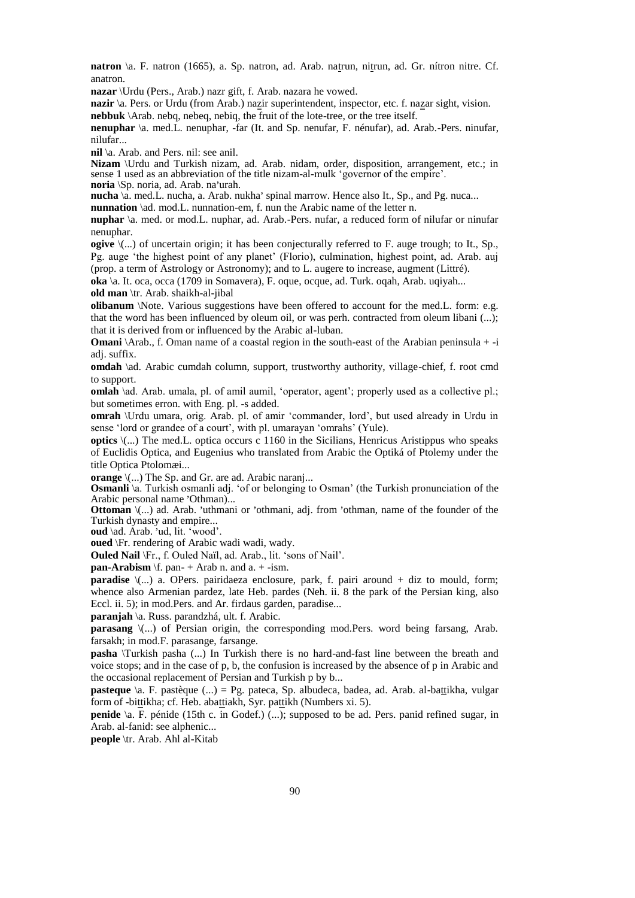**natron** \a. F. natron (1665), a. Sp. natron, ad. Arab. naṯrun, niṯrun, ad. Gr. nítron nitre. Cf. anatron.

**nazar** \Urdu (Pers., Arab.) nazr gift, f. Arab. nazara he vowed.

**nazir** \a. Pers. or Urdu (from Arab.) naẕir superintendent, inspector, etc. f. naẕar sight, vision.

**nebbuk** \Arab. nebq, nebeq, nebiq, the fruit of the lote-tree, or the tree itself.

**nenuphar** \a. med.L. nenuphar, -far (It. and Sp. nenufar, F. nénufar), ad. Arab.-Pers. ninufar, nilufar...

**nil** \a. Arab. and Pers. nil: see anil.

**Nizam** \Urdu and Turkish nizam, ad. Arab. nidam, order, disposition, arrangement, etc.; in sense 1 used as an abbreviation of the title nizam-al-mulk 'governor of the empire'.

**noria** \Sp. noria, ad. Arab. na'urah.

**nucha** \a. med.L. nucha, a. Arab. nukha' spinal marrow. Hence also It., Sp., and Pg. nuca...

**nunnation** \ad. mod.L. nunnation-em, f. nun the Arabic name of the letter n.

**nuphar** \a. med. or mod.L. nuphar, ad. Arab.-Pers. nufar, a reduced form of nilufar or ninufar nenuphar.

**ogive** \(...) of uncertain origin; it has been conjecturally referred to F. auge trough; to It., Sp., Pg. auge 'the highest point of any planet' (Florio), culmination, highest point, ad. Arab. auj (prop. a term of Astrology or Astronomy); and to L. augere to increase, augment (Littré).

**oka** \a. It. oca, occa (1709 in Somavera), F. oque, ocque, ad. Turk. oqah, Arab. uqiyah...

**old man** \tr. Arab. shaikh-al-jibal

**olibanum** \Note. Various suggestions have been offered to account for the med.L. form: e.g. that the word has been influenced by oleum oil, or was perh. contracted from oleum libani (...); that it is derived from or influenced by the Arabic al-luban.

**Omani** \Arab., f. Oman name of a coastal region in the south-east of the Arabian peninsula + -i adj. suffix.

**omdah** \ad. Arabic cumdah column, support, trustworthy authority, village-chief, f. root cmd to support.

**omlah** \ad. Arab. umala, pl. of amil aumil, 'operator, agent'; properly used as a collective pl.; but sometimes erron. with Eng. pl. -s added.

**omrah** \Urdu umara, orig. Arab. pl. of amir 'commander, lord', but used already in Urdu in sense 'lord or grandee of a court', with pl. umarayan 'omrahs' (Yule).

**optics** \(...) The med.L. optica occurs c 1160 in the Sicilians, Henricus Aristippus who speaks of Euclidis Optica, and Eugenius who translated from Arabic the Optiká of Ptolemy under the title Optica Ptolomæi...

**orange** \(...) The Sp. and Gr. are ad. Arabic naranj...

**Osmanli** \a. Turkish osmanli adj. 'of or belonging to Osman' (the Turkish pronunciation of the Arabic personal name 'Othman)...

**Ottoman** \(...) ad. Arab. 'uthmani or 'othmani, adj. from 'othman, name of the founder of the Turkish dynasty and empire...

**oud** \ad. Arab. 'ud, lit. 'wood'.

**oued** \Fr. rendering of Arabic wadi wadi, wady.

**Ouled Nail** \Fr., f. Ouled Naïl, ad. Arab., lit. 'sons of Nail'.

**pan-Arabism** \f. pan- + Arab n. and a. + -ism.

**paradise** \(...) a. OPers. pairidaeza enclosure, park, f. pairi around + diz to mould, form; whence also Armenian pardez, late Heb. pardes (Neh. ii. 8 the park of the Persian king, also Eccl. ii. 5); in mod.Pers. and Ar. firdaus garden, paradise...

**paranjah** \a. Russ. parandzhá, ult. f. Arabic.

**parasang** \(...) of Persian origin, the corresponding mod.Pers. word being farsang, Arab. farsakh; in mod.F. parasange, farsange.

**pasha** \Turkish pasha (...) In Turkish there is no hard-and-fast line between the breath and voice stops; and in the case of p, b, the confusion is increased by the absence of p in Arabic and the occasional replacement of Persian and Turkish p by b...

**pasteque** \a. F. pastèque (...) = Pg. pateca, Sp. albudeca, badea, ad. Arab. al-baṯṯikha, vulgar form of -biṯṯikha; cf. Heb. abaṯṯiakh, Syr. paṯṯikh (Numbers xi. 5).

**penide** \a. F. pénide (15th c. in Godef.) (...); supposed to be ad. Pers. panid refined sugar, in Arab. al-fanid: see alphenic...

**people** \tr. Arab. Ahl al-Kitab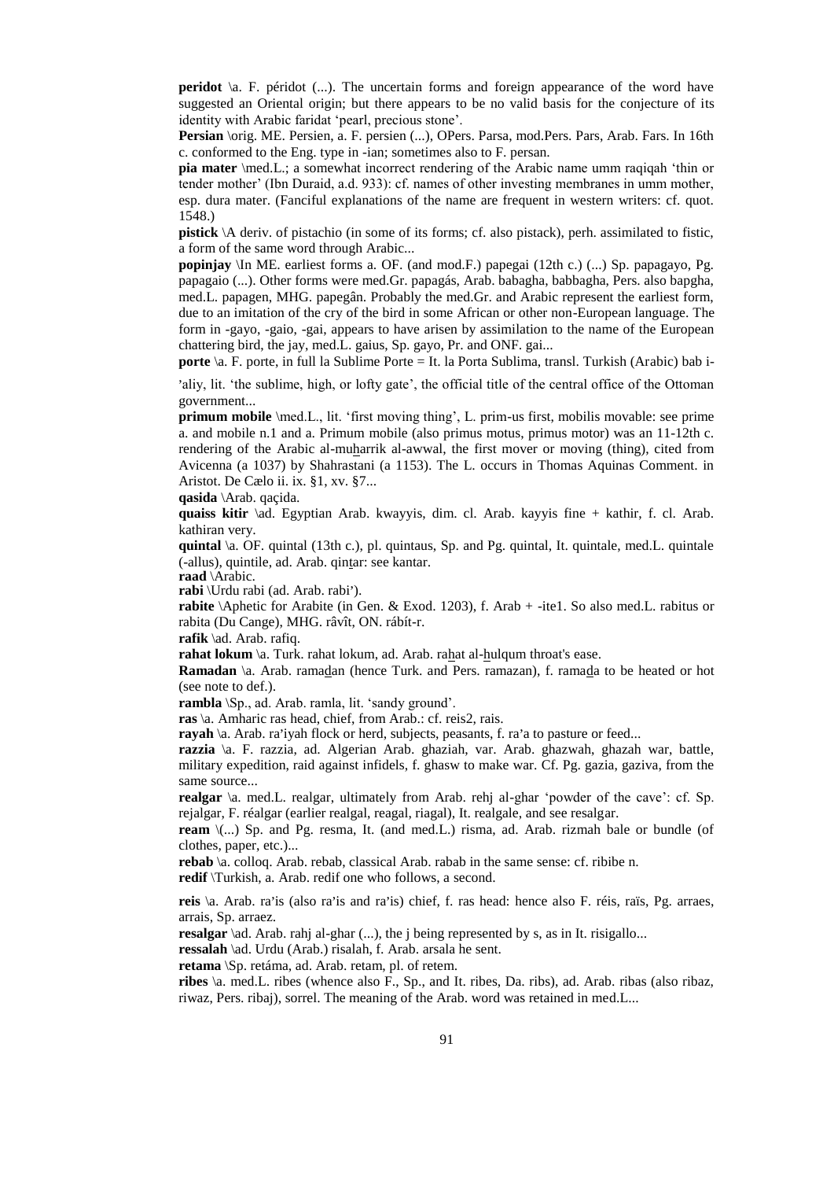**peridot** \a. F. péridot (...). The uncertain forms and foreign appearance of the word have suggested an Oriental origin; but there appears to be no valid basis for the conjecture of its identity with Arabic faridat 'pearl, precious stone'.

**Persian** \orig. ME. Persien, a. F. persien (...), OPers. Parsa, mod.Pers. Pars, Arab. Fars. In 16th c. conformed to the Eng. type in -ian; sometimes also to F. persan.

**pia mater** \med.L.; a somewhat incorrect rendering of the Arabic name umm raqiqah 'thin or tender mother' (Ibn Duraid, a.d. 933): cf. names of other investing membranes in umm mother, esp. dura mater. (Fanciful explanations of the name are frequent in western writers: cf. quot. 1548.)

**pistick** \A deriv. of pistachio (in some of its forms; cf. also pistack), perh. assimilated to fistic, a form of the same word through Arabic...

**popinjay** \In ME. earliest forms a. OF. (and mod.F.) papegai (12th c.) (...) Sp. papagayo, Pg. papagaio (...). Other forms were med.Gr. papagás, Arab. babagha, babbagha, Pers. also bapgha, med.L. papagen, MHG. papegân. Probably the med.Gr. and Arabic represent the earliest form, due to an imitation of the cry of the bird in some African or other non-European language. The form in -gayo, -gaio, -gai, appears to have arisen by assimilation to the name of the European chattering bird, the jay, med.L. gaius, Sp. gayo, Pr. and ONF. gai...

**porte** \a. F. porte, in full la Sublime Porte = It. la Porta Sublima, transl. Turkish (Arabic) bab i-'aliy, lit. 'the sublime, high, or lofty gate', the official title of the central office of the Ottoman government...

**primum mobile** \med.L., lit. 'first moving thing', L. prim-us first, mobilis movable: see prime a. and mobile n.1 and a. Primum mobile (also primus motus, primus motor) was an 11-12th c. rendering of the Arabic al-muharrik al-awwal, the first mover or moving (thing), cited from Avicenna (a 1037) by Shahrastani (a 1153). The L. occurs in Thomas Aquinas Comment. in Aristot. De Cælo ii. ix. §1, xv. §7...

**qasida** \Arab. qaçida.

**quaiss kitir** \ad. Egyptian Arab. kwayyis, dim. cl. Arab. kayyis fine + kathir, f. cl. Arab. kathiran very.

**quintal** \a. OF. quintal (13th c.), pl. quintaus, Sp. and Pg. quintal, It. quintale, med.L. quintale (-allus), quintile, ad. Arab. qintar: see kantar.

**raad** \Arabic.

**rabi** \Urdu rabi (ad. Arab. rabi').

**rabite** \Aphetic for Arabite (in Gen. & Exod. 1203), f. Arab + -ite1. So also med.L. rabitus or rabita (Du Cange), MHG. râvît, ON. rábít-r.

**rafik** \ad. Arab. rafiq.

**rahat lokum** \a. Turk. rahat lokum, ad. Arab. rahat al-hulqum throat's ease.

**Ramadan** \a. Arab. ramadan (hence Turk. and Pers. ramazan), f. ramada to be heated or hot (see note to def.).

**rambla** \Sp., ad. Arab. ramla, lit. 'sandy ground'.

**ras** \a. Amharic ras head, chief, from Arab.: cf. reis2, rais.

**rayah** \a. Arab. ra'iyah flock or herd, subjects, peasants, f. ra'a to pasture or feed...

**razzia** \a. F. razzia, ad. Algerian Arab. ghaziah, var. Arab. ghazwah, ghazah war, battle, military expedition, raid against infidels, f. ghasw to make war. Cf. Pg. gazia, gaziva, from the same source...

**realgar** \a. med.L. realgar, ultimately from Arab. rehj al-ghar 'powder of the cave': cf. Sp. rejalgar, F. réalgar (earlier realgal, reagal, riagal), It. realgale, and see resalgar.

**ream** \(...) Sp. and Pg. resma, It. (and med.L.) risma, ad. Arab. rizmah bale or bundle (of clothes, paper, etc.)...

**rebab** \a. colloq. Arab. rebab, classical Arab. rabab in the same sense: cf. ribibe n.

**redif** \Turkish, a. Arab. redif one who follows, a second.

**reis** \a. Arab. ra'is (also ra'is and ra'is) chief, f. ras head: hence also F. réis, raïs, Pg. arraes, arrais, Sp. arraez.

**resalgar** \ad. Arab. rahj al-ghar (...), the j being represented by s, as in It. risigallo...

**ressalah** \ad. Urdu (Arab.) risalah, f. Arab. arsala he sent.

**retama** \Sp. retáma, ad. Arab. retam, pl. of retem.

**ribes** \a. med.L. ribes (whence also F., Sp., and It. ribes, Da. ribs), ad. Arab. ribas (also ribaz, riwaz, Pers. ribaj), sorrel. The meaning of the Arab. word was retained in med.L...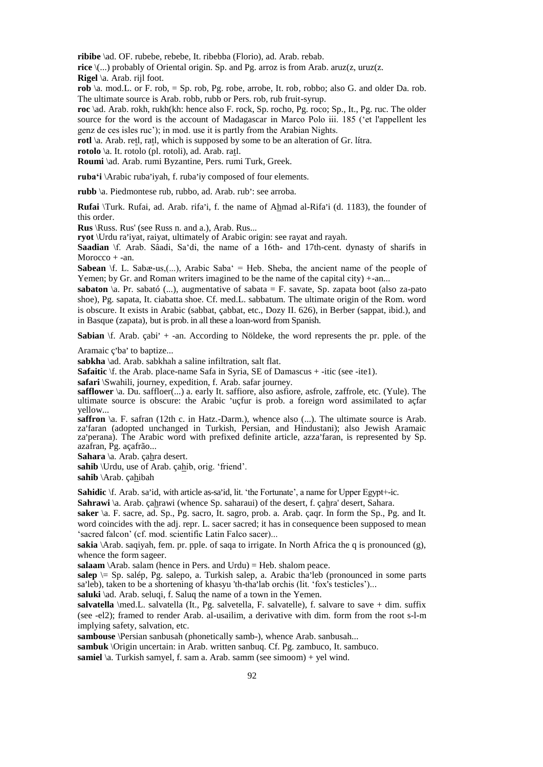**ribibe** \ad. OF. rubebe, rebebe, It. ribebba (Florio), ad. Arab. rebab.

**rice** \(...) probably of Oriental origin. Sp. and Pg. arroz is from Arab. aruz(z, uruz(z.

**Rigel** \a. Arab. rijl foot.

**rob** \a. mod.L. or F. rob, = Sp. rob, Pg. robe, arrobe, It. rob, robbo; also G. and older Da. rob. The ultimate source is Arab. robb, rubb or Pers. rob, rub fruit-syrup.

**roc** \ad. Arab. rokh, rukh(kh: hence also F. rock, Sp. rocho, Pg. roco; Sp., It., Pg. ruc. The older source for the word is the account of Madagascar in Marco Polo iii. 185 ('et l'appellent les genz de ces isles ruc'); in mod. use it is partly from the Arabian Nights.

**rotl** \a. Arab. reṯl, raṯl, which is supposed by some to be an alteration of Gr. lítra.

**rotolo** \a. It. rotolo (pl. rotoli), ad. Arab. raṯl.

**Roumi** \ad. Arab. rumi Byzantine, Pers. rumi Turk, Greek.

**ruba'i** \Arabic ruba'iyah, f. ruba'iy composed of four elements.

**rubb** \a. Piedmontese rub, rubbo, ad. Arab. rub': see arroba.

**Rufai** \Turk. Rufai, ad. Arab. rifa'i, f. the name of Aẖmad al-Rifa'i (d. 1183), the founder of this order.

**Rus** \Russ. Rus' (see Russ n. and a.), Arab. Rus...

**ryot** \Urdu ra'iyat, raiyat, ultimately of Arabic origin: see rayat and rayah.

**Saadian** \f. Arab. Sâadi, Sa'di, the name of a 16th- and 17th-cent. dynasty of sharifs in Morocco + -an.

**Sabean** \f. L. Sabæ-us,(...), Arabic Saba' = Heb. Sheba, the ancient name of the people of Yemen; by Gr. and Roman writers imagined to be the name of the capital city) +-an...

**sabaton** \a. Pr. sabató (...), augmentative of sabata = F. savate, Sp. zapata boot (also za-pato shoe), Pg. sapata, It. ciabatta shoe. Cf. med.L. sabbatum. The ultimate origin of the Rom. word is obscure. It exists in Arabic (sabbat, çabbat, etc., Dozy II. 626), in Berber (sappat, ibid.), and in Basque (zapata), but is prob. in all these a loan-word from Spanish.

**Sabian** \f. Arab. çabi' + -an. According to Nöldeke, the word represents the pr. pple. of the Aramaic ç'ba' to baptize...

**sabkha** \ad. Arab. sabkhah a saline infiltration, salt flat.

**Safaitic** \f. the Arab. place-name Safa in Syria, SE of Damascus + -itic (see -ite1).

**safari** \Swahili, journey, expedition, f. Arab. safar journey.

**safflower** \a. Du. saffloer(...) a. early It. saffiore, also asfiore, asfrole, zaffrole, etc. (Yule). The ultimate source is obscure: the Arabic 'uçfur is prob. a foreign word assimilated to açfar yellow...

**saffron** \a. F. safran (12th c. in Hatz.-Darm.), whence also (...). The ultimate source is Arab. za'faran (adopted unchanged in Turkish, Persian, and Hindustani); also Jewish Aramaic za'perana). The Arabic word with prefixed definite article, azza'faran, is represented by Sp. azafran, Pg. açafrão...

**Sahara** \a. Arab. çaẖra desert.

**sahib** \Urdu, use of Arab. çaẖib, orig. 'friend'.

**sahib** \Arab. çaẖibah

**Sahidic** \f. Arab. sa'id, with article as-sa'id, lit. 'the Fortunate', a name for Upper Egypt+-ic.

**Sahrawi** \a. Arab. çaẖrawi (whence Sp. saharaui) of the desert, f. çaẖra' desert, Sahara.

**saker** \a. F. sacre, ad. Sp., Pg. sacro, It. sagro, prob. a. Arab. çaqr. In form the Sp., Pg. and It. word coincides with the adj. repr. L. sacer sacred; it has in consequence been supposed to mean 'sacred falcon' (cf. mod. scientific Latin Falco sacer)...

**sakia** \Arab. saqiyah, fem. pr. pple. of saqa to irrigate. In North Africa the q is pronounced (g), whence the form sageer.

**salaam** \Arab. salam (hence in Pers. and Urdu) = Heb. shalom peace.

**salep** \= Sp. salép, Pg. salepo, a. Turkish salep, a. Arabic tha'leb (pronounced in some parts sa'leb), taken to be a shortening of khasyu 'th-tha'lab orchis (lit. 'fox's testicles')...

**saluki** \ad. Arab. seluqi, f. Saluq the name of a town in the Yemen.

**salvatella** \med.L. salvatella (It., Pg. salvetella, F. salvatelle), f. salvare to save + dim. suffix (see -el2); framed to render Arab. al-usailim, a derivative with dim. form from the root s-l-m implying safety, salvation, etc.

**sambouse** \Persian sanbusah (phonetically samb-), whence Arab. sanbusah...

**sambuk** \Origin uncertain: in Arab. written sanbuq. Cf. Pg. zambuco, It. sambuco.

**samiel** \a. Turkish samyel, f. sam a. Arab. samm (see simoom) + yel wind.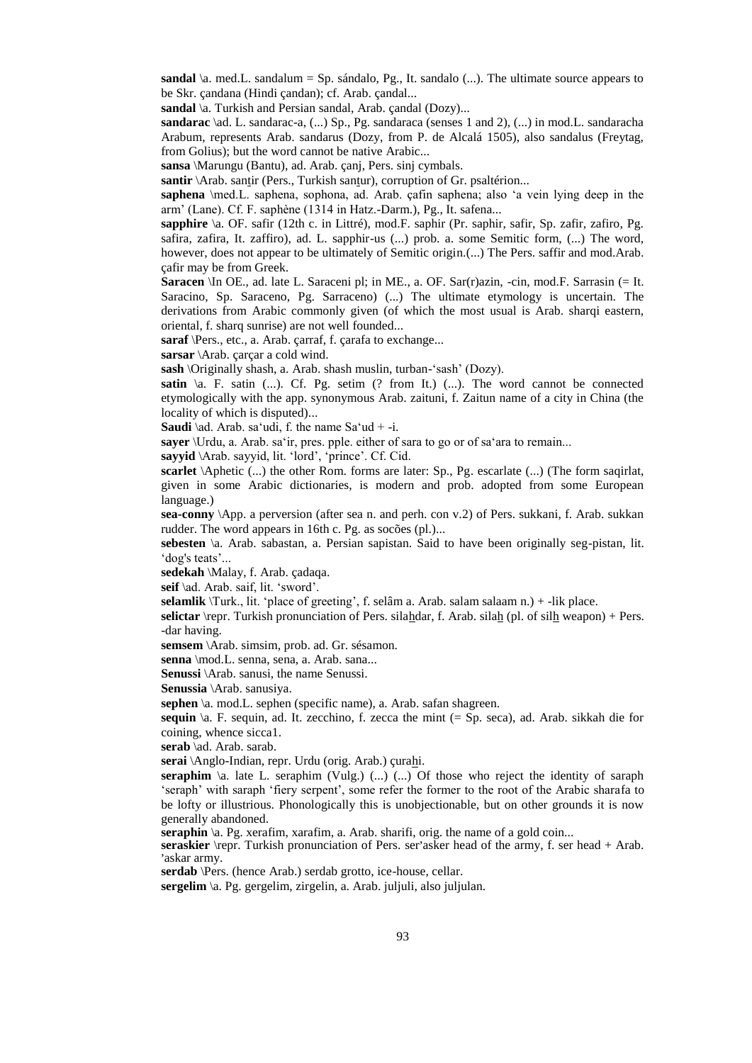**sandal** \a. med.L. sandalum = Sp. sándalo, Pg., It. sandalo (...). The ultimate source appears to be Skr. çandana (Hindi çandan); cf. Arab. çandal...

**sandal** \a. Turkish and Persian sandal, Arab. çandal (Dozy)...

**sandarac** \ad. L. sandarac-a, (...) Sp., Pg. sandaraca (senses 1 and 2), (...) in mod.L. sandaracha Arabum, represents Arab. sandarus (Dozy, from P. de Alcalá 1505), also sandalus (Freytag, from Golius); but the word cannot be native Arabic...

**sansa** \Marungu (Bantu), ad. Arab. çanj, Pers. sinj cymbals.

**santir** \Arab. sanṯir (Pers., Turkish sanṯur), corruption of Gr. psaltérion...

**saphena** \med.L. saphena, sophona, ad. Arab. çafin saphena; also 'a vein lying deep in the arm' (Lane). Cf. F. saphène (1314 in Hatz.-Darm.), Pg., It. safena...

**sapphire** \a. OF. safir (12th c. in Littré), mod.F. saphir (Pr. saphir, safir, Sp. zafir, zafiro, Pg. safira, zafira, It. zaffiro), ad. L. sapphir-us (...) prob. a. some Semitic form, (...) The word, however, does not appear to be ultimately of Semitic origin.(...) The Pers. saffir and mod.Arab. çafir may be from Greek.

**Saracen** \In OE., ad. late L. Saraceni pl; in ME., a. OF. Sar(r)azin, -cin, mod.F. Sarrasin (= It. Saracino, Sp. Saraceno, Pg. Sarraceno) (...) The ultimate etymology is uncertain. The derivations from Arabic commonly given (of which the most usual is Arab. sharqi eastern, oriental, f. sharq sunrise) are not well founded...

**saraf** \Pers., etc., a. Arab. çarraf, f. çarafa to exchange...

**sarsar** \Arab. çarçar a cold wind.

**sash** \Originally shash, a. Arab. shash muslin, turban-'sash' (Dozy).

**satin** \a. F. satin (...). Cf. Pg. setim (? from It.) (...). The word cannot be connected etymologically with the app. synonymous Arab. zaituni, f. Zaitun name of a city in China (the locality of which is disputed)...

**Saudi** \ad. Arab. sa'udi, f. the name Sa'ud + -i.

**sayer** \Urdu, a. Arab. sa'ir, pres. pple. either of sara to go or of sa'ara to remain...

**sayyid** \Arab. sayyid, lit. 'lord', 'prince'. Cf. Cid.

**scarlet** \Aphetic (...) the other Rom. forms are later: Sp., Pg. escarlate (...) (The form saqirlat, given in some Arabic dictionaries, is modern and prob. adopted from some European language.)

**sea-conny** \App. a perversion (after sea n. and perh. con v.2) of Pers. sukkani, f. Arab. sukkan rudder. The word appears in 16th c. Pg. as socões (pl.)...

**sebesten** \a. Arab. sabastan, a. Persian sapistan. Said to have been originally seg-pistan, lit. 'dog's teats'...

**sedekah** \Malay, f. Arab. çadaqa.

**seif** \ad. Arab. saif, lit. 'sword'.

**selamlik** \Turk., lit. 'place of greeting', f. selâm a. Arab. salam salaam n.) + -lik place.

**selictar** \repr. Turkish pronunciation of Pers. silaẖdar, f. Arab. silaẖ (pl. of silẖ weapon) + Pers. -dar having.

**semsem** \Arab. simsim, prob. ad. Gr. sésamon.

**senna** \mod.L. senna, sena, a. Arab. sana...

**Senussi** \Arab. sanusi, the name Senussi.

**Senussia** \Arab. sanusiya.

**sephen** \a. mod.L. sephen (specific name), a. Arab. safan shagreen.

**sequin** \a. F. sequin, ad. It. zecchino, f. zecca the mint (= Sp. seca), ad. Arab. sikkah die for coining, whence sicca1.

**serab** \ad. Arab. sarab.

**serai** \Anglo-Indian, repr. Urdu (orig. Arab.) çuraẖi.

**seraphim** \a. late L. seraphim (Vulg.) (...) (...) Of those who reject the identity of saraph 'seraph' with saraph 'fiery serpent', some refer the former to the root of the Arabic sharafa to be lofty or illustrious. Phonologically this is unobjectionable, but on other grounds it is now generally abandoned.

**seraphin** \a. Pg. xerafim, xarafim, a. Arab. sharifi, orig. the name of a gold coin...

**seraskier** \repr. Turkish pronunciation of Pers. ser'asker head of the army, f. ser head + Arab. 'askar army.

**serdab** \Pers. (hence Arab.) serdab grotto, ice-house, cellar.

**sergelim** \a. Pg. gergelim, zirgelin, a. Arab. juljuli, also juljulan.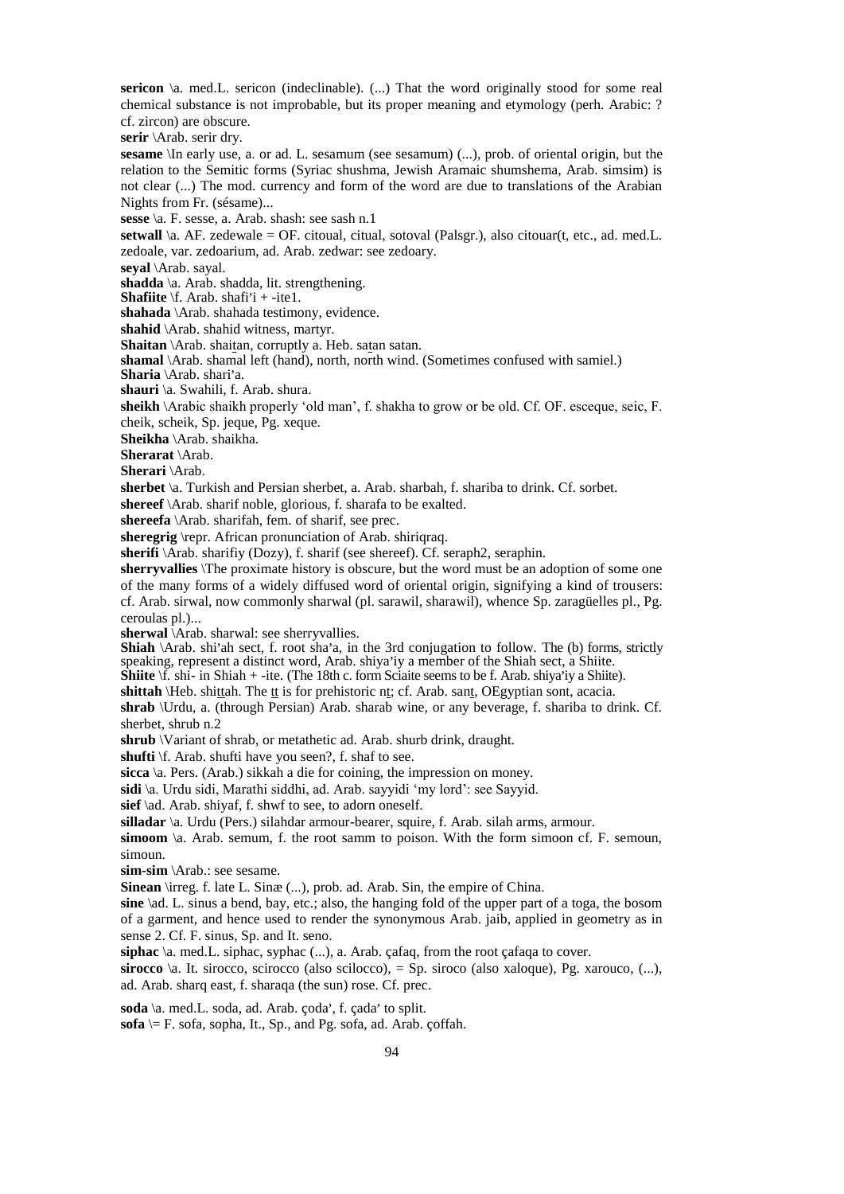**sericon** \a. med.L. sericon (indeclinable). (...) That the word originally stood for some real chemical substance is not improbable, but its proper meaning and etymology (perh. Arabic: ? cf. zircon) are obscure.

**serir** \Arab. serir dry.

**sesame** \In early use, a. or ad. L. sesamum (see sesamum) (...), prob. of oriental origin, but the relation to the Semitic forms (Syriac shushma, Jewish Aramaic shumshema, Arab. simsim) is not clear (...) The mod. currency and form of the word are due to translations of the Arabian Nights from Fr. (sésame)...

**sesse** \a. F. sesse, a. Arab. shash: see sash n.1

**setwall** \a. AF. zedewale = OF. citoual, citual, sotoval (Palsgr.), also citouar(t, etc., ad. med.L. zedoale, var. zedoarium, ad. Arab. zedwar: see zedoary.

**seyal** \Arab. sayal.

**shadda** \a. Arab. shadda, lit. strengthening.

**Shafiite** \f. Arab. shafi'i + -ite1.

**shahada** \Arab. shahada testimony, evidence.

**shahid** \Arab. shahid witness, martyr.

**Shaitan** \Arab. shaiṯan, corruptly a. Heb. saṯan satan.

**shamal** \Arab. shamal left (hand), north, north wind. (Sometimes confused with samiel.)

**Sharia** \Arab. shari'a.

**shauri** \a. Swahili, f. Arab. shura.

**sheikh** \Arabic shaikh properly 'old man', f. shakha to grow or be old. Cf. OF. esceque, seic, F. cheik, scheik, Sp. jeque, Pg. xeque.

**Sheikha** \Arab. shaikha.

**Sherarat** \Arab.

**Sherari** \Arab.

**sherbet** \a. Turkish and Persian sherbet, a. Arab. sharbah, f. shariba to drink. Cf. sorbet.

**shereef** \Arab. sharif noble, glorious, f. sharafa to be exalted.

**shereefa** \Arab. sharifah, fem. of sharif, see prec.

**sheregrig** \repr. African pronunciation of Arab. shiriqraq.

**sherifi** \Arab. sharifiy (Dozy), f. sharif (see shereef). Cf. seraph2, seraphin.

**sherryvallies** \The proximate history is obscure, but the word must be an adoption of some one of the many forms of a widely diffused word of oriental origin, signifying a kind of trousers: cf. Arab. sirwal, now commonly sharwal (pl. sarawil, sharawil), whence Sp. zaragüelles pl., Pg. ceroulas pl.)...

**sherwal** \Arab. sharwal: see sherryvallies.

**Shiah** \Arab. shi'ah sect, f. root sha'a, in the 3rd conjugation to follow. The (b) forms, strictly speaking, represent a distinct word, Arab. shiya'iy a member of the Shiah sect, a Shiite.

**Shiite** \f. shi- in Shiah + -ite. (The 18th c. form Sciaite seems to be f. Arab. shiya'iy a Shiite).

**shittah** \Heb. shiṯṯah. The ṯṯ is for prehistoric nṯ; cf. Arab. sanṯ, OEgyptian sont, acacia.

**shrab** \Urdu, a. (through Persian) Arab. sharab wine, or any beverage, f. shariba to drink. Cf. sherbet, shrub n.2

**shrub** \Variant of shrab, or metathetic ad. Arab. shurb drink, draught.

**shufti** \f. Arab. shufti have you seen?, f. shaf to see.

**sicca** \a. Pers. (Arab.) sikkah a die for coining, the impression on money.

**sidi** \a. Urdu sidi, Marathi siddhi, ad. Arab. sayyidi 'my lord': see Sayyid.

**sief** \ad. Arab. shiyaf, f. shwf to see, to adorn oneself.

**silladar** \a. Urdu (Pers.) silahdar armour-bearer, squire, f. Arab. silah arms, armour.

**simoom** \a. Arab. semum, f. the root samm to poison. With the form simoon cf. F. semoun, simoun.

**sim-sim** \Arab.: see sesame.

**Sinean** \irreg. f. late L. Sinæ (...), prob. ad. Arab. Sin, the empire of China.

**sine** \ad. L. sinus a bend, bay, etc.; also, the hanging fold of the upper part of a toga, the bosom of a garment, and hence used to render the synonymous Arab. jaib, applied in geometry as in sense 2. Cf. F. sinus, Sp. and It. seno.

**siphac** \a. med.L. siphac, syphac (...), a. Arab. çafaq, from the root çafaqa to cover.

**sirocco** \a. It. sirocco, scirocco (also scilocco), = Sp. siroco (also xaloque), Pg. xarouco, (...), ad. Arab. sharq east, f. sharaqa (the sun) rose. Cf. prec.

**soda** \a. med.L. soda, ad. Arab. çoda', f. çada' to split.

**sofa** \= F. sofa, sopha, It., Sp., and Pg. sofa, ad. Arab. çoffah.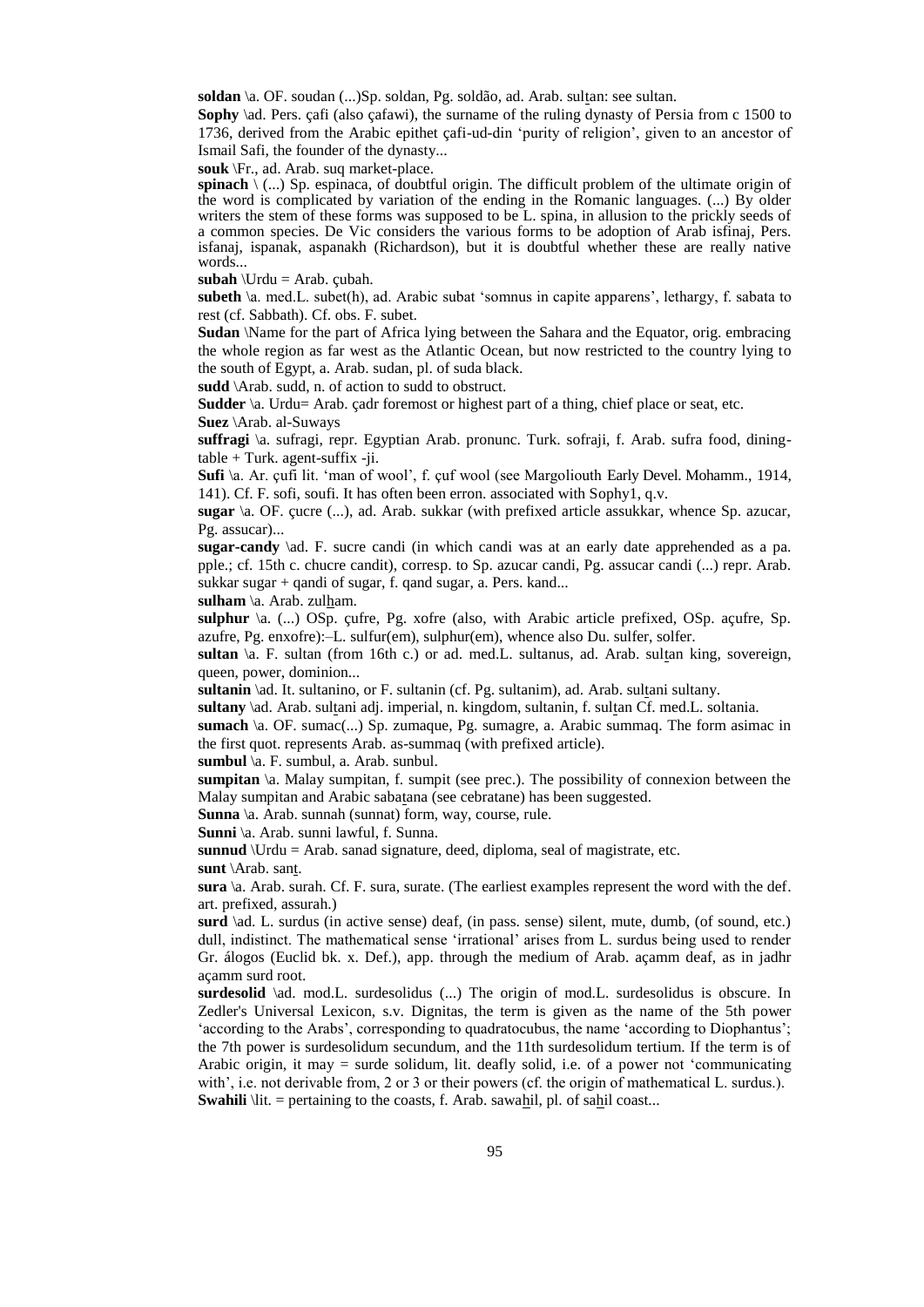**soldan** \a. OF. soudan (...)Sp. soldan, Pg. soldão, ad. Arab. sulṯan: see sultan.

**Sophy** \ad. Pers. çafi (also çafawi), the surname of the ruling dynasty of Persia from c 1500 to 1736, derived from the Arabic epithet çafi-ud-din 'purity of religion', given to an ancestor of Ismail Safi, the founder of the dynasty...

**souk** \Fr., ad. Arab. suq market-place.

**spinach** \ (...) Sp. espinaca, of doubtful origin. The difficult problem of the ultimate origin of the word is complicated by variation of the ending in the Romanic languages. (...) By older writers the stem of these forms was supposed to be L. spina, in allusion to the prickly seeds of a common species. De Vic considers the various forms to be adoption of Arab isfinaj, Pers. isfanaj, ispanak, aspanakh (Richardson), but it is doubtful whether these are really native words...

**subah** \Urdu = Arab. çubah.

**subeth** \a. med.L. subet(h), ad. Arabic subat 'somnus in capite apparens', lethargy, f. sabata to rest (cf. Sabbath). Cf. obs. F. subet.

**Sudan** \Name for the part of Africa lying between the Sahara and the Equator, orig. embracing the whole region as far west as the Atlantic Ocean, but now restricted to the country lying to the south of Egypt, a. Arab. sudan, pl. of suda black.

**sudd** \Arab. sudd, n. of action to sudd to obstruct.

**Sudder** \a. Urdu= Arab. çadr foremost or highest part of a thing, chief place or seat, etc.

**Suez** \Arab. al-Suways

**suffragi** \a. sufragi, repr. Egyptian Arab. pronunc. Turk. sofraji, f. Arab. sufra food, dining-table + Turk. agent-suffix -ji.

**Sufi** \a. Ar. çufi lit. 'man of wool', f. çuf wool (see Margoliouth Early Devel. Mohamm., 1914, 141). Cf. F. sofi, soufi. It has often been erron. associated with Sophy1, q.v.

**sugar** \a. OF. çucre (...), ad. Arab. sukkar (with prefixed article assukkar, whence Sp. azucar, Pg. assucar)...

**sugar-candy** \ad. F. sucre candi (in which candi was at an early date apprehended as a pa. pple.; cf. 15th c. chucre candit), corresp. to Sp. azucar candi, Pg. assucar candi (...) repr. Arab. sukkar sugar + qandi of sugar, f. qand sugar, a. Pers. kand...

**sulham** \a. Arab. zulẖam.

**sulphur** \a. (...) OSp. çufre, Pg. xofre (also, with Arabic article prefixed, OSp. açufre, Sp. azufre, Pg. enxofre):–L. sulfur(em), sulphur(em), whence also Du. sulfer, solfer.

**sultan** \a. F. sultan (from 16th c.) or ad. med.L. sultanus, ad. Arab. sulṯan king, sovereign, queen, power, dominion...

**sultanin** \ad. It. sultanino, or F. sultanin (cf. Pg. sultanim), ad. Arab. sulṯani sultany.

**sultany** \ad. Arab. sulṯani adj. imperial, n. kingdom, sultanin, f. sulṯan Cf. med.L. soltania.

**sumach** \a. OF. sumac(...) Sp. zumaque, Pg. sumagre, a. Arabic summaq. The form asimac in the first quot. represents Arab. as-summaq (with prefixed article).

**sumbul** \a. F. sumbul, a. Arab. sunbul.

**sumpitan** \a. Malay sumpitan, f. sumpit (see prec.). The possibility of connexion between the Malay sumpitan and Arabic sabaṯana (see cebratane) has been suggested.

**Sunna** \a. Arab. sunnah (sunnat) form, way, course, rule.

**Sunni** \a. Arab. sunni lawful, f. Sunna.

**sunnud** \Urdu = Arab. sanad signature, deed, diploma, seal of magistrate, etc.

**sunt** \Arab. sanṯ.

**sura** \a. Arab. surah. Cf. F. sura, surate. (The earliest examples represent the word with the def. art. prefixed, assurah.)

**surd** \ad. L. surdus (in active sense) deaf, (in pass. sense) silent, mute, dumb, (of sound, etc.) dull, indistinct. The mathematical sense 'irrational' arises from L. surdus being used to render Gr. álogos (Euclid bk. x. Def.), app. through the medium of Arab. açamm deaf, as in jadhr açamm surd root.

**surdesolid** \ad. mod.L. surdesolidus (...) The origin of mod.L. surdesolidus is obscure. In Zedler's Universal Lexicon, s.v. Dignitas, the term is given as the name of the 5th power 'according to the Arabs', corresponding to quadratocubus, the name 'according to Diophantus'; the 7th power is surdesolidum secundum, and the 11th surdesolidum tertium. If the term is of Arabic origin, it may = surde solidum, lit. deafly solid, i.e. of a power not 'communicating with', i.e. not derivable from, 2 or 3 or their powers (cf. the origin of mathematical L. surdus.).

**Swahili** \lit. = pertaining to the coasts, f. Arab. sawaẖil, pl. of saẖil coast...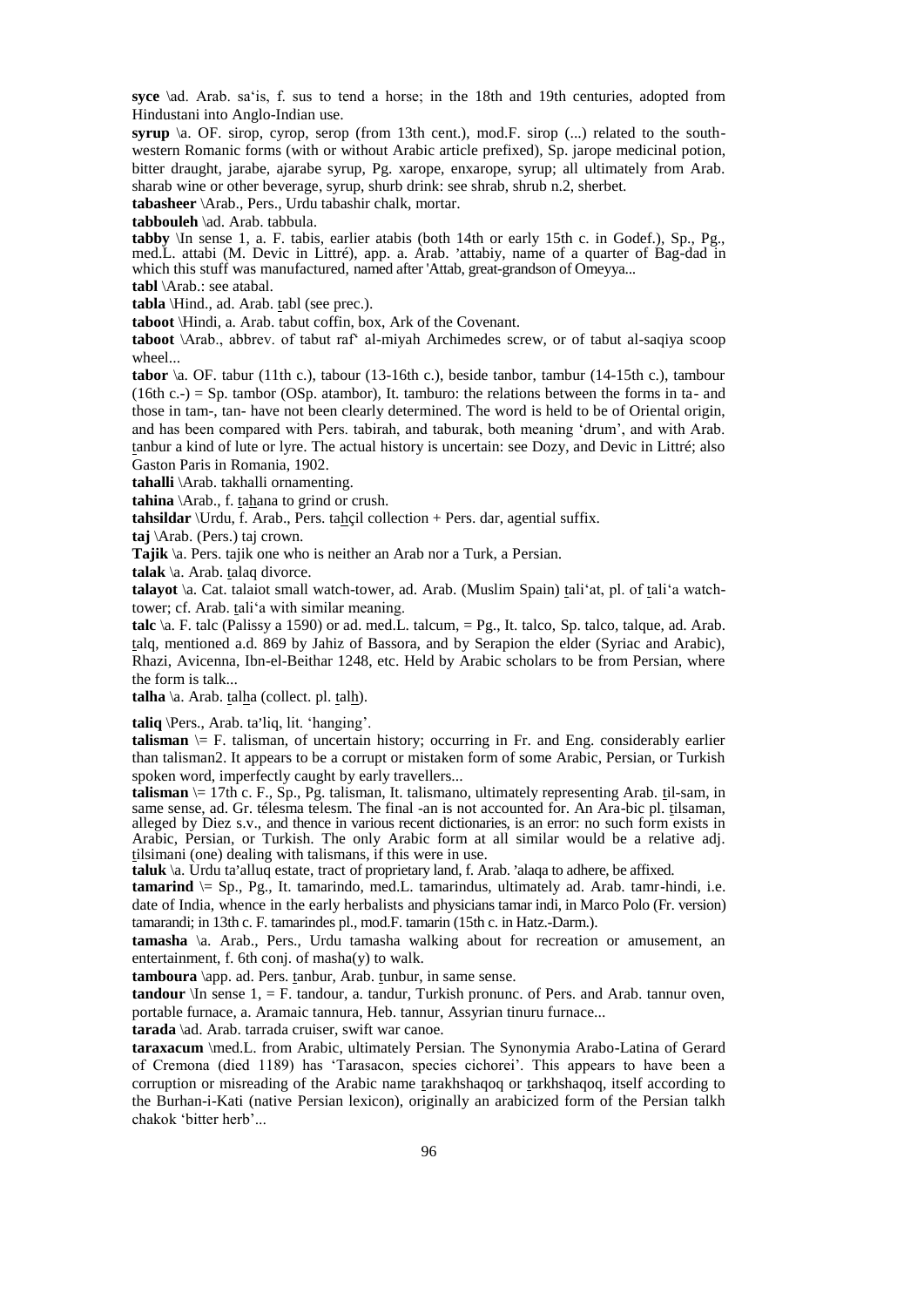**syce** \ad. Arab. sa'is, f. sus to tend a horse; in the 18th and 19th centuries, adopted from Hindustani into Anglo-Indian use.

**syrup** \a. OF. sirop, cyrop, serop (from 13th cent.), mod.F. sirop (...) related to the south-western Romanic forms (with or without Arabic article prefixed), Sp. jarope medicinal potion, bitter draught, jarabe, ajarabe syrup, Pg. xarope, enxarope, syrup; all ultimately from Arab. sharab wine or other beverage, syrup, shurb drink: see shrab, shrub n.2, sherbet.

**tabasheer** \Arab., Pers., Urdu tabashir chalk, mortar.

**tabbouleh** \ad. Arab. tabbula.

**tabby** \In sense 1, a. F. tabis, earlier atabis (both 14th or early 15th c. in Godef.), Sp., Pg., med.L. attabi (M. Devic in Littré), app. a. Arab. 'attabiy, name of a quarter of Bag-dad in which this stuff was manufactured, named after 'Attab, great-grandson of Omeyya...

**tabl** \Arab.: see atabal.

**tabla** \Hind., ad. Arab. ṯabl (see prec.).

**taboot** \Hindi, a. Arab. tabut coffin, box, Ark of the Covenant.

**taboot** \Arab., abbrev. of tabut raf' al-miyah Archimedes screw, or of tabut al-saqiya scoop wheel...

**tabor** \a. OF. tabur (11th c.), tabour (13-16th c.), beside tanbor, tambur (14-15th c.), tambour (16th c.-) = Sp. tambor (OSp. atambor), It. tamburo: the relations between the forms in ta- and those in tam-, tan- have not been clearly determined. The word is held to be of Oriental origin, and has been compared with Pers. tabirah, and taburak, both meaning 'drum', and with Arab. ṯanbur a kind of lute or lyre. The actual history is uncertain: see Dozy, and Devic in Littré; also Gaston Paris in Romania, 1902.

**tahalli** \Arab. takhalli ornamenting.

**tahina** \Arab., f. ṯaḫana to grind or crush.

**tahsildar** \Urdu, f. Arab., Pers. taḫçil collection + Pers. dar, agential suffix.

**taj** \Arab. (Pers.) taj crown.

**Tajik** \a. Pers. tajik one who is neither an Arab nor a Turk, a Persian.

**talak** \a. Arab. ṯalaq divorce.

**talayot** \a. Cat. talaiot small watch-tower, ad. Arab. (Muslim Spain) ṯali'at, pl. of ṯali'a watch-tower; cf. Arab. ṯali'a with similar meaning.

**talc** \a. F. talc (Palissy a 1590) or ad. med.L. talcum, = Pg., It. talco, Sp. talco, talque, ad. Arab. ṯalq, mentioned a.d. 869 by Jahiz of Bassora, and by Serapion the elder (Syriac and Arabic), Rhazi, Avicenna, Ibn-el-Beithar 1248, etc. Held by Arabic scholars to be from Persian, where the form is talk...

**talha** \a. Arab. ṯalḫa (collect. pl. ṯalḫ).

**taliq** \Pers., Arab. ta'liq, lit. 'hanging'.

**talisman** \= F. talisman, of uncertain history; occurring in Fr. and Eng. considerably earlier than talisman2. It appears to be a corrupt or mistaken form of some Arabic, Persian, or Turkish spoken word, imperfectly caught by early travellers...

**talisman** \= 17th c. F., Sp., Pg. talisman, It. talismano, ultimately representing Arab. ṯil-sam, in same sense, ad. Gr. télesma telesm. The final -an is not accounted for. An Ara-bic pl. ṯilsaman, alleged by Diez s.v., and thence in various recent dictionaries, is an error: no such form exists in Arabic, Persian, or Turkish. The only Arabic form at all similar would be a relative adj. ṯilsimani (one) dealing with talismans, if this were in use.

**taluk** \a. Urdu ta'alluq estate, tract of proprietary land, f. Arab. 'alaqa to adhere, be affixed.

**tamarind** \= Sp., Pg., It. tamarindo, med.L. tamarindus, ultimately ad. Arab. tamr-hindi, i.e. date of India, whence in the early herbalists and physicians tamar indi, in Marco Polo (Fr. version) tamarandi; in 13th c. F. tamarindes pl., mod.F. tamarin (15th c. in Hatz.-Darm.).

**tamasha** \a. Arab., Pers., Urdu tamasha walking about for recreation or amusement, an entertainment, f. 6th conj. of masha(y) to walk.

**tamboura** \app. ad. Pers. ṯanbur, Arab. ṯunbur, in same sense.

**tandour** \In sense 1, = F. tandour, a. tandur, Turkish pronunc. of Pers. and Arab. tannur oven, portable furnace, a. Aramaic tannura, Heb. tannur, Assyrian tinuru furnace...

**tarada** \ad. Arab. tarrada cruiser, swift war canoe.

**taraxacum** \med.L. from Arabic, ultimately Persian. The Synonymia Arabo-Latina of Gerard of Cremona (died 1189) has 'Tarasacon, species cichorei'. This appears to have been a corruption or misreading of the Arabic name ṯarakhshaqoq or ṯarkhshaqoq, itself according to the Burhan-i-Kati (native Persian lexicon), originally an arabicized form of the Persian talkh chakok 'bitter herb'...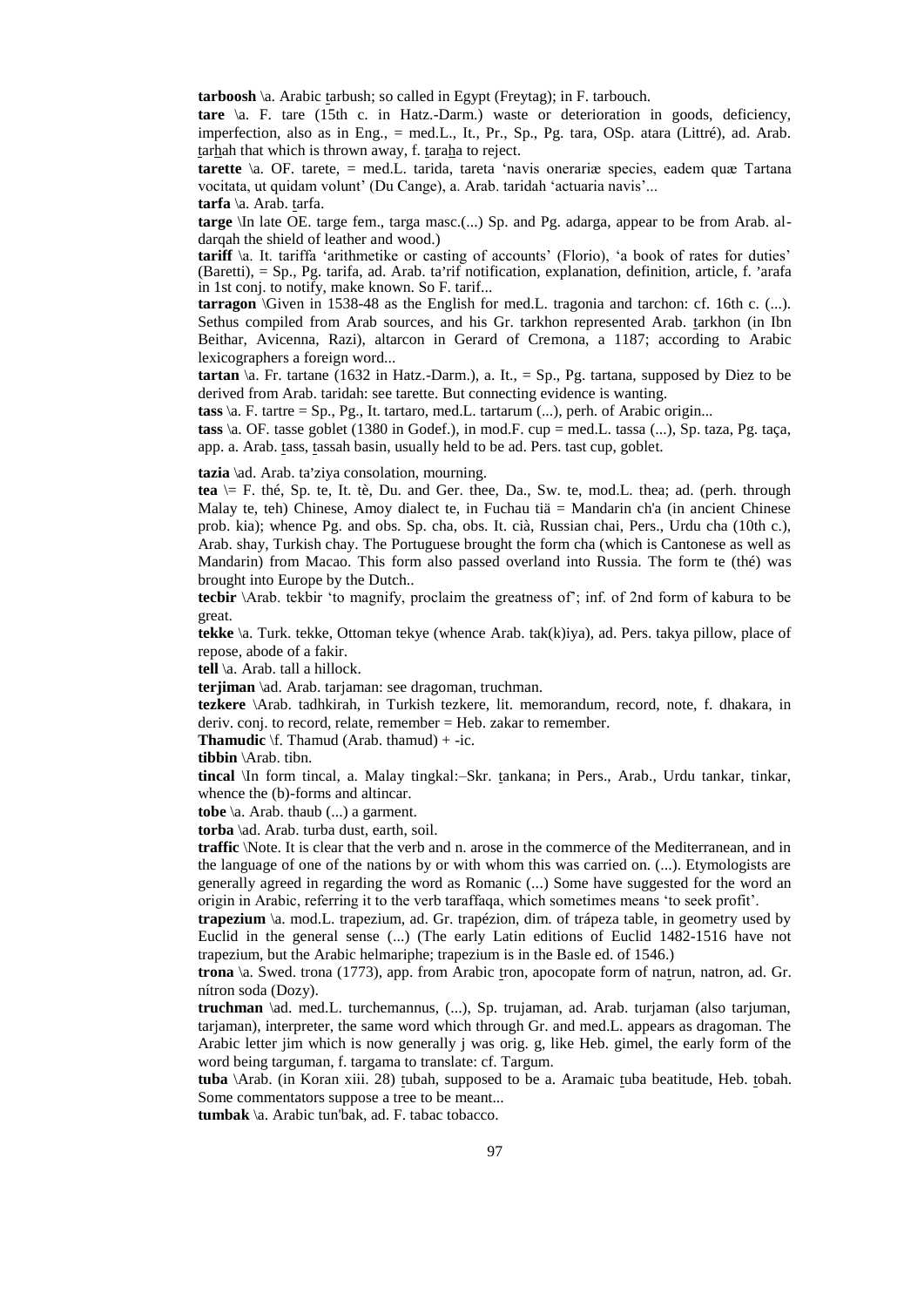**tarboosh** \a. Arabic ṯarbush; so called in Egypt (Freytag); in F. tarbouch.

**tare** \a. F. tare (15th c. in Hatz.-Darm.) waste or deterioration in goods, deficiency, imperfection, also as in Eng., = med.L., It., Pr., Sp., Pg. tara, OSp. atara (Littré), ad. Arab. ṯarḫah that which is thrown away, f. ṯaraḫa to reject.

**tarette** \a. OF. tarete, = med.L. tarida, tareta 'navis onerariæ species, eadem quæ Tartana vocitata, ut quidam volunt' (Du Cange), a. Arab. taridah 'actuaria navis'...

**tarfa** \a. Arab. ṯarfa.

**targe** \In late OE. targe fem., targa masc.(...) Sp. and Pg. adarga, appear to be from Arab. al-darqah the shield of leather and wood.)

**tariff** \a. It. tariffa 'arithmetike or casting of accounts' (Florio), 'a book of rates for duties' (Baretti), = Sp., Pg. tarifa, ad. Arab. ta'rif notification, explanation, definition, article, f. 'arafa in 1st conj. to notify, make known. So F. tarif...

**tarragon** \Given in 1538-48 as the English for med.L. tragonia and tarchon: cf. 16th c. (...). Sethus compiled from Arab sources, and his Gr. tarkhon represented Arab. ṯarkhon (in Ibn Beithar, Avicenna, Razi), altarcon in Gerard of Cremona, a 1187; according to Arabic lexicographers a foreign word...

**tartan** \a. Fr. tartane (1632 in Hatz.-Darm.), a. It., = Sp., Pg. tartana, supposed by Diez to be derived from Arab. taridah: see tarette. But connecting evidence is wanting.

**tass** \a. F. tartre = Sp., Pg., It. tartaro, med.L. tartarum (...), perh. of Arabic origin...

**tass** \a. OF. tasse goblet (1380 in Godef.), in mod.F. cup = med.L. tassa (...), Sp. taza, Pg. taça, app. a. Arab. ṯass, ṯassah basin, usually held to be ad. Pers. tast cup, goblet.

**tazia** \ad. Arab. ta'ziya consolation, mourning.

**tea** \= F. thé, Sp. te, It. tè, Du. and Ger. thee, Da., Sw. te, mod.L. thea; ad. (perh. through Malay te, teh) Chinese, Amoy dialect te, in Fuchau tiä = Mandarin ch'a (in ancient Chinese prob. kia); whence Pg. and obs. Sp. cha, obs. It. cià, Russian chai, Pers., Urdu cha (10th c.), Arab. shay, Turkish chay. The Portuguese brought the form cha (which is Cantonese as well as Mandarin) from Macao. This form also passed overland into Russia. The form te (thé) was brought into Europe by the Dutch..

**tecbir** \Arab. tekbir 'to magnify, proclaim the greatness of'; inf. of 2nd form of kabura to be great.

**tekke** \a. Turk. tekke, Ottoman tekye (whence Arab. tak(k)iya), ad. Pers. takya pillow, place of repose, abode of a fakir.

**tell** \a. Arab. tall a hillock.

**terjiman** \ad. Arab. tarjaman: see dragoman, truchman.

**tezkere** \Arab. tadhkirah, in Turkish tezkere, lit. memorandum, record, note, f. dhakara, in deriv. conj. to record, relate, remember = Heb. zakar to remember.

**Thamudic** \f. Thamud (Arab. thamud) + -ic.

**tibbin** \Arab. tibn.

**tincal** \In form tincal, a. Malay tingkal:–Skr. ṯankana; in Pers., Arab., Urdu tankar, tinkar, whence the (b)-forms and altincar.

**tobe** \a. Arab. thaub (...) a garment.

**torba** \ad. Arab. turba dust, earth, soil.

**traffic** \Note. It is clear that the verb and n. arose in the commerce of the Mediterranean, and in the language of one of the nations by or with whom this was carried on. (...). Etymologists are generally agreed in regarding the word as Romanic (...) Some have suggested for the word an origin in Arabic, referring it to the verb taraffaqa, which sometimes means 'to seek profit'.

**trapezium** \a. mod.L. trapezium, ad. Gr. trapézion, dim. of trápeza table, in geometry used by Euclid in the general sense (...) (The early Latin editions of Euclid 1482-1516 have not trapezium, but the Arabic helmariphe; trapezium is in the Basle ed. of 1546.)

**trona** \a. Swed. trona (1773), app. from Arabic ṯron, apocopate form of naṯrun, natron, ad. Gr. nítron soda (Dozy).

**truchman** \ad. med.L. turchemannus, (...), Sp. trujaman, ad. Arab. turjaman (also tarjuman, tarjaman), interpreter, the same word which through Gr. and med.L. appears as dragoman. The Arabic letter jim which is now generally j was orig. g, like Heb. gimel, the early form of the word being targuman, f. targama to translate: cf. Targum.

**tuba** \Arab. (in Koran xiii. 28) ṯubah, supposed to be a. Aramaic ṯuba beatitude, Heb. ṯobah. Some commentators suppose a tree to be meant...

**tumbak** \a. Arabic tun'bak, ad. F. tabac tobacco.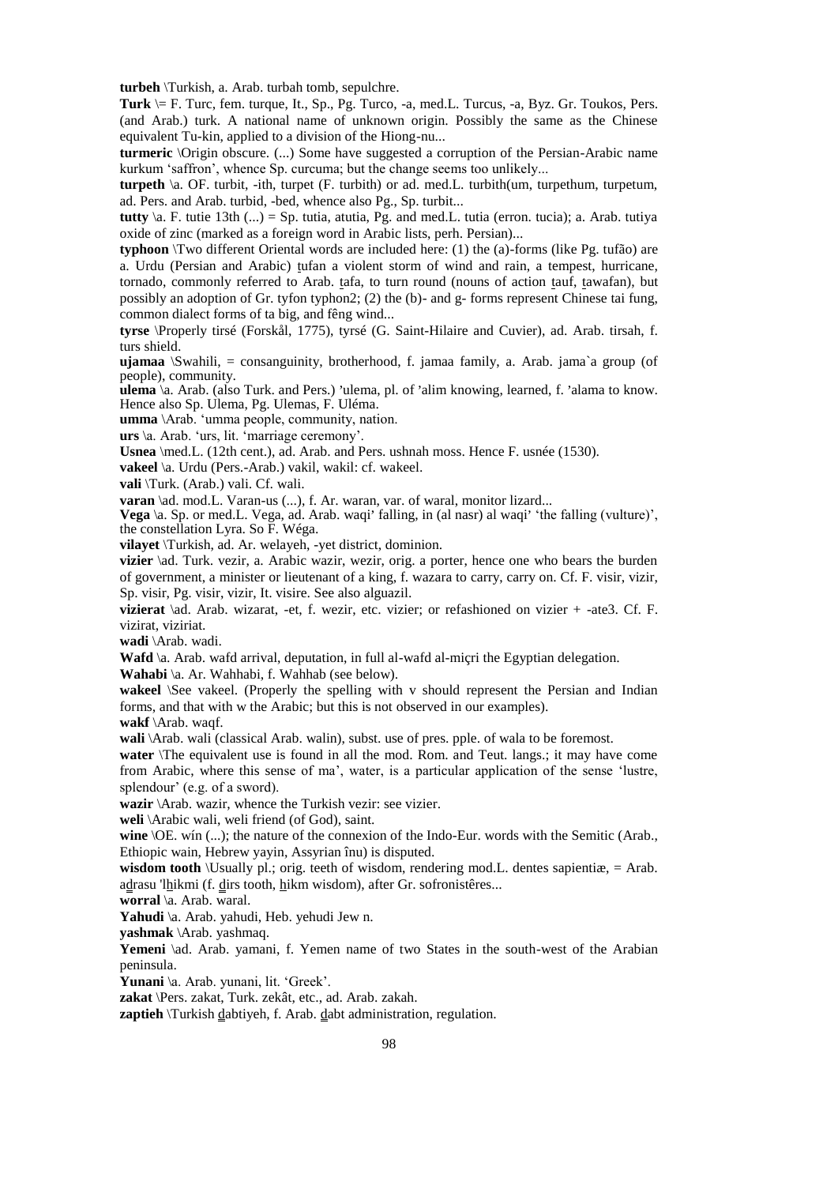**turbeh** \Turkish, a. Arab. turbah tomb, sepulchre.

**Turk** \= F. Turc, fem. turque, It., Sp., Pg. Turco, -a, med.L. Turcus, -a, Byz. Gr. Toukos, Pers. (and Arab.) turk. A national name of unknown origin. Possibly the same as the Chinese equivalent Tu-kin, applied to a division of the Hiong-nu...

**turmeric** \Origin obscure. (...) Some have suggested a corruption of the Persian-Arabic name kurkum 'saffron', whence Sp. curcuma; but the change seems too unlikely...

**turpeth** \a. OF. turbit, -ith, turpet (F. turbith) or ad. med.L. turbith(um, turpethum, turpetum, ad. Pers. and Arab. turbid, -bed, whence also Pg., Sp. turbit...

**tutty** \a. F. tutie 13th (...) = Sp. tutia, atutia, Pg. and med.L. tutia (erron. tucia); a. Arab. tutiya oxide of zinc (marked as a foreign word in Arabic lists, perh. Persian)...

**typhoon** \Two different Oriental words are included here: (1) the (a)-forms (like Pg. tufão) are a. Urdu (Persian and Arabic) ṭufan a violent storm of wind and rain, a tempest, hurricane, tornado, commonly referred to Arab. ṭafa, to turn round (nouns of action ṭauf, ṭawafan), but possibly an adoption of Gr. tyfon typhon2; (2) the (b)- and g- forms represent Chinese tai fung, common dialect forms of ta big, and fêng wind...

**tyrse** \Properly tirsé (Forskål, 1775), tyrsé (G. Saint-Hilaire and Cuvier), ad. Arab. tirsah, f. turs shield.

**ujamaa** \Swahili, = consanguinity, brotherhood, f. jamaa family, a. Arab. jama`a group (of people), community.

**ulema** \a. Arab. (also Turk. and Pers.) 'ulema, pl. of 'alim knowing, learned, f. 'alama to know. Hence also Sp. Ulema, Pg. Ulemas, F. Uléma.

**umma** \Arab. 'umma people, community, nation.

**urs** \a. Arab. 'urs, lit. 'marriage ceremony'.

**Usnea** \med.L. (12th cent.), ad. Arab. and Pers. ushnah moss. Hence F. usnée (1530).

**vakeel** \a. Urdu (Pers.-Arab.) vakil, wakil: cf. wakeel.

**vali** \Turk. (Arab.) vali. Cf. wali.

**varan** \ad. mod.L. Varan-us (...), f. Ar. waran, var. of waral, monitor lizard...

**Vega** \a. Sp. or med.L. Vega, ad. Arab. waqi' falling, in (al nasr) al waqi' 'the falling (vulture)', the constellation Lyra. So F. Wéga.

**vilayet** \Turkish, ad. Ar. welayeh, -yet district, dominion.

**vizier** \ad. Turk. vezir, a. Arabic wazir, wezir, orig. a porter, hence one who bears the burden of government, a minister or lieutenant of a king, f. wazara to carry, carry on. Cf. F. visir, vizir, Sp. visir, Pg. visir, vizir, It. visire. See also alguazil.

**vizierat** \ad. Arab. wizarat, -et, f. wezir, etc. vizier; or refashioned on vizier + -ate3. Cf. F. vizirat, viziriat.

**wadi** \Arab. wadi.

**Wafd** \a. Arab. wafd arrival, deputation, in full al-wafd al-miçri the Egyptian delegation.

**Wahabi** \a. Ar. Wahhabi, f. Wahhab (see below).

**wakeel** \See vakeel. (Properly the spelling with v should represent the Persian and Indian forms, and that with w the Arabic; but this is not observed in our examples).

**wakf** \Arab. waqf.

**wali** \Arab. wali (classical Arab. walin), subst. use of pres. pple. of wala to be foremost.

**water** \The equivalent use is found in all the mod. Rom. and Teut. langs.; it may have come from Arabic, where this sense of ma', water, is a particular application of the sense 'lustre, splendour' (e.g. of a sword).

**wazir** \Arab. wazir, whence the Turkish vezir: see vizier.

**weli** \Arabic wali, weli friend (of God), saint.

**wine** \OE. wín (...); the nature of the connexion of the Indo-Eur. words with the Semitic (Arab., Ethiopic wain, Hebrew yayin, Assyrian înu) is disputed.

**wisdom tooth** \Usually pl.; orig. teeth of wisdom, rendering mod.L. dentes sapientiæ, = Arab. aḏrasu 'lḥikmi (f. ḏirs tooth, ḥikm wisdom), after Gr. sofronistêres...

**worral** \a. Arab. waral.

**Yahudi** \a. Arab. yahudi, Heb. yehudi Jew n.

**yashmak** \Arab. yashmaq.

**Yemeni** \ad. Arab. yamani, f. Yemen name of two States in the south-west of the Arabian peninsula.

**Yunani** \a. Arab. yunani, lit. 'Greek'.

**zakat** \Pers. zakat, Turk. zekât, etc., ad. Arab. zakah.

**zaptieh** \Turkish ḏabtiyeh, f. Arab. ḏabt administration, regulation.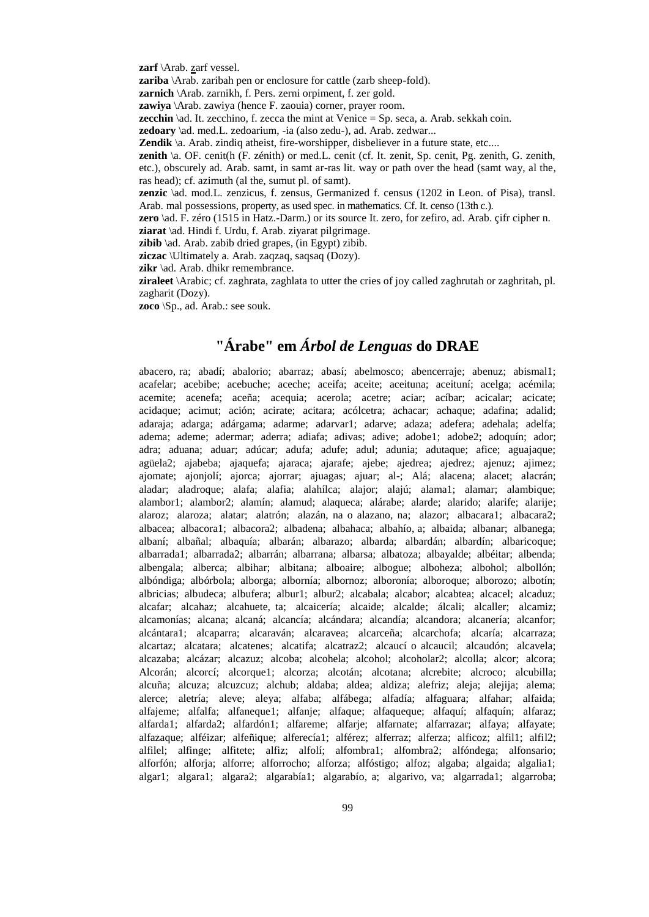**zarf** \Arab. zarf vessel.
**zariba** \Arab. zaribah pen or enclosure for cattle (zarb sheep-fold).
**zarnich** \Arab. zarnikh, f. Pers. zerni orpiment, f. zer gold.
**zawiya** \Arab. zawiya (hence F. zaouia) corner, prayer room.
**zecchin** \ad. It. zecchino, f. zecca the mint at Venice = Sp. seca, a. Arab. sekkah coin.
**zedoary** \ad. med.L. zedoarium, -ia (also zedu-), ad. Arab. zedwar...
**Zendik** \a. Arab. zindiq atheist, fire-worshipper, disbeliever in a future state, etc....
**zenith** \a. OF. cenit(h (F. zénith) or med.L. cenit (cf. It. zenit, Sp. cenit, Pg. zenith, G. zenith, etc.), obscurely ad. Arab. samt, in samt ar-ras lit. way or path over the head (samt way, al the, ras head); cf. azimuth (al the, sumut pl. of samt).
**zenzic** \ad. mod.L. zenzicus, f. zensus, Germanized f. census (1202 in Leon. of Pisa), transl. Arab. mal possessions, property, as used spec. in mathematics. Cf. It. censo (13th c.).
**zero** \ad. F. zéro (1515 in Hatz.-Darm.) or its source It. zero, for zefiro, ad. Arab. çifr cipher n.
**ziarat** \ad. Hindi f. Urdu, f. Arab. ziyarat pilgrimage.
**zibib** \ad. Arab. zabib dried grapes, (in Egypt) zibib.
**ziczac** \Ultimately a. Arab. zaqzaq, saqsaq (Dozy).
**zikr** \ad. Arab. dhikr remembrance.
**ziraleet** \Arabic; cf. zaghrata, zaghlata to utter the cries of joy called zaghrutah or zaghritah, pl. zagharit (Dozy).
**zoco** \Sp., ad. Arab.: see souk.

## "Árabe" em *Árbol de Lenguas* do DRAE

abacero, ra; abadí; abalorio; abarraz; abasí; abelmosco; abencerraje; abenuz; abismal1; acafelar; acebibe; acebuche; aceche; aceifa; aceite; aceituna; aceituní; acelga; acémila; acemite; acenefa; aceña; acequia; acerola; acetre; aciar; acíbar; acicalar; acicate; acidaque; acimut; ación; acirate; acitara; acólcetra; achacar; achaque; adafina; adalid; adaraja; adarga; adárgama; adarme; adarvar1; adarve; adaza; adefera; adehala; adelfa; adema; ademe; adermar; aderra; adiafa; adivas; adive; adobe1; adobe2; adoquín; ador; adra; aduana; aduar; adúcar; adufa; adufe; adul; adunia; adutaque; afice; aguajaque; agüela2; ajabeba; ajaquefa; ajaraca; ajarafe; ajebe; ajedrea; ajedrez; ajenuz; ajimez; ajomate; ajonjolí; ajorca; ajorrar; ajuagas; ajuar; al-; Alá; alacena; alacet; alacrán; aladar; aladroque; alafa; alafia; alahílca; alajor; alajú; alama1; alamar; alambique; alambor1; alambor2; alamín; alamud; alaqueca; alárabe; alarde; alarido; alarife; alarije; alaroz; alaroza; alatar; alatrón; alazán, na o alazano, na; alazor; albacara1; albacara2; albacea; albacora1; albacora2; albadena; albahaca; albahío, a; albaida; albanar; albanega; albaní; albañal; albaquía; albarán; albarazo; albarda; albardán; albardín; albaricoque; albarrada1; albarrada2; albarrán; albarrana; albarsa; albatoza; albayalde; albéitar; albenda; albengala; alberca; albihar; albitana; alboaire; albogue; alboheza; albohol; albollón; albóndiga; albórbola; alborga; albornía; albornoz; alboronía; alboroque; alborozo; albotín; albricias; albudeca; albufera; albur1; albur2; alcabala; alcabor; alcabtea; alcacel; alcaduz; alcafar; alcahaz; alcahuete, ta; alcaicería; alcaide; alcalde; álcali; alcaller; alcamiz; alcamonías; alcana; alcaná; alcancía; alcándara; alcandía; alcandora; alcanería; alcanfor; alcántara1; alcaparra; alcaraván; alcaravea; alcarceña; alcarchofa; alcaría; alcarraza; alcartaz; alcatara; alcatenes; alcatifa; alcatraz2; alcaucí o alcaucil; alcaudón; alcavela; alcazaba; alcázar; alcazuz; alcoba; alcohela; alcohol; alcoholar2; alcolla; alcor; alcora; Alcorán; alcorcí; alcorque1; alcorza; alcotán; alcotana; alcrebite; alcroco; alcubilla; alcuña; alcuza; alcuzcuz; alchub; aldaba; aldea; aldiza; alefriz; aleja; alejija; alema; alerce; aletría; aleve; aleya; alfaba; alfábega; alfadía; alfaguara; alfahar; alfaida; alfajeme; alfalfa; alfaneque1; alfanje; alfaque; alfaqueque; alfaquí; alfaquín; alfaraz; alfarda1; alfarda2; alfardón1; alfareme; alfarje; alfarnate; alfarrazar; alfaya; alfayate; alfazaque; alféizar; alfeñique; alferecía1; alférez; alferraz; alferza; alficoz; alfil1; alfil2; alfilel; alfinge; alfitete; alfiz; alfolí; alfombra1; alfombra2; alfóndega; alfonsario; alforfón; alforja; alforre; alforrocho; alforza; alfóstigo; alfoz; algaba; algaida; algalia1; algar1; algara1; algara2; algarabía1; algarabío, a; algarivo, va; algarrada1; algarroba;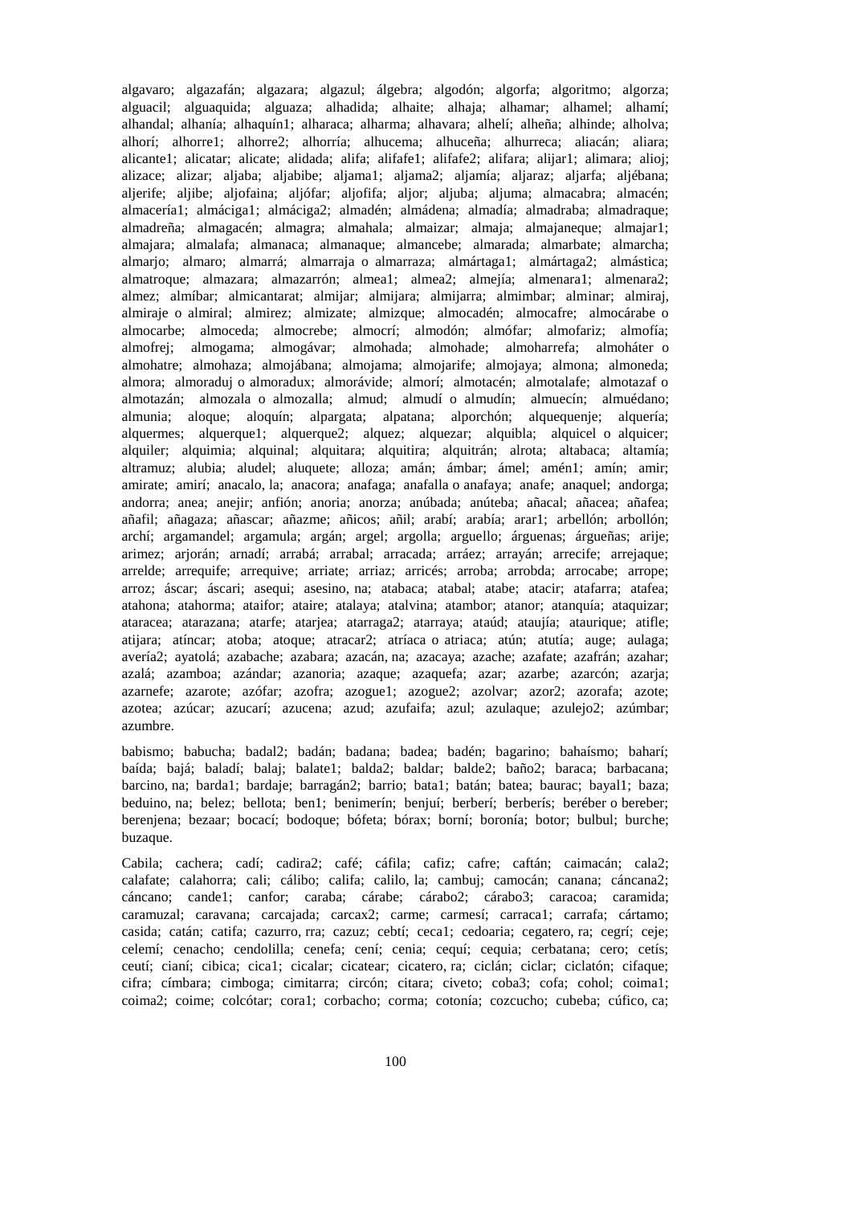algavaro; algazafán; algazara; algazul; álgebra; algodón; algorfa; algoritmo; algorza; alguacil; alguaquida; alguaza; alhadida; alhaite; alhaja; alhamar; alhamel; alhamí; alhandal; alhanía; alhaquín1; alharaca; alharma; alhavara; alhelí; alheña; alhinde; alholva; alhorí; alhorre1; alhorre2; alhorría; alhucema; alhuceña; alhurreca; aliacán; aliara; alicante1; alicatar; alicate; alidada; alifa; alifafe1; alifafe2; alifara; alijar1; alimara; alioj; alizace; alizar; aljaba; aljabibe; aljama1; aljama2; aljamía; aljaraz; aljarfa; aljébana; aljerife; aljibe; aljofaina; aljófar; aljofifa; aljor; aljuba; aljuma; almacabra; almacén; almacería1; almáciga1; almáciga2; almadén; almádena; almadía; almadraba; almadraque; almadreña; almagacén; almagra; almahala; almaizar; almaja; almajaneque; almajar1; almajara; almalafa; almanaca; almanaque; almancebe; almarada; almarbate; almarcha; almarjo; almaro; almarrá; almarraja o almarraza; almártaga1; almártaga2; almástica; almatroque; almazara; almazarrón; almea1; almea2; almejía; almenara1; almenara2; almez; almíbar; almicantarat; almijar; almijara; almijarra; almimbar; alminar; almiraj, almiraje o almiral; almirez; almizate; almizque; almocadén; almocafre; almocárabe o almocarbe; almoceda; almocrebe; almocrí; almodón; almófar; almofariz; almofía; almofrej; almogama; almogávar; almohada; almohade; almoharrefa; almoháter o almohatre; almohaza; almojábana; almojama; almojarife; almojaya; almona; almoneda; almora; almoraduj o almoradux; almorávide; almorí; almotacén; almotalafe; almotazaf o almotazán; almozala o almozalla; almud; almudí o almudín; almuecín; almuédano; almunia; aloque; aloquín; alpargata; alpatana; alporchón; alquequenje; alquería; alquermes; alquerque1; alquerque2; alquez; alquezar; alquibla; alquicel o alquicer; alquiler; alquimia; alquinal; alquitara; alquitira; alquitrán; alrota; altabaca; altamía; altramuz; alubia; aludel; aluquete; alloza; amán; ámbar; ámel; amén1; amín; amir; amirate; amirí; anacalo, la; anacora; anafaga; anafalla o anafaya; anafe; anaquel; andorga; andorra; anea; anejir; anfión; anoria; anorza; anúbada; anúteba; añacal; añacea; añafea; añafil; añagaza; añascar; añazme; añicos; añil; arabí; arabía; arar1; arbellón; arbollón; archí; argamandel; argamula; argán; argel; argolla; arguello; árguenas; árgueñas; arije; arimez; arjorán; arnadí; arrabá; arrabal; arracada; arráez; arrayán; arrecife; arrejaque; arrelde; arrequife; arrequive; arriate; arriaz; arricés; arroba; arrobda; arrocabe; arrope; arroz; áscar; áscari; asequi; asesino, na; atabaca; atabal; atabe; atacir; atafarra; atafea; atahona; atahorma; ataifor; ataire; atalaya; atalvina; atambor; atanor; atanquía; ataquizar; ataracea; atarazana; atarfe; atarjea; atarraga2; atarraya; ataúd; ataujía; ataurique; atifle; atijara; atíncar; atoba; atoque; atracar2; atríaca o atriaca; atún; atutía; auge; aulaga; avería2; ayatolá; azabache; azabara; azacán, na; azacaya; azache; azafate; azafrán; azahar; azalá; azamboa; azándar; azanoria; azaque; azaquefa; azar; azarbe; azarcón; azarja; azarnefe; azarote; azófar; azofra; azogue1; azogue2; azolvar; azor2; azorafa; azote; azotea; azúcar; azucarí; azucena; azud; azufaifa; azul; azulaque; azulejo2; azúmbar; azumbre.

babismo; babucha; badal2; badán; badana; badea; badén; bagarino; bahaísmo; baharí; baída; bajá; baladí; balaj; balate1; balda2; baldar; balde2; baño2; baraca; barbacana; barcino, na; barda1; bardaje; barragán2; barrio; bata1; batán; batea; baurac; bayal1; baza; beduino, na; belez; bellota; ben1; benimerín; benjuí; berberí; berberís; beréber o bereber; berenjena; bezaar; bocací; bodoque; bófeta; bórax; borní; boronía; botor; bulbul; burche; buzaque.

Cabila; cachera; cadí; cadira2; café; cáfila; cafiz; cafre; caftán; caimacán; cala2; calafate; calahorra; cali; cálibo; califa; calilo, la; cambuj; camocán; canana; cáncana2; cáncano; cande1; canfor; caraba; cárabe; cárabo2; cárabo3; caracoa; caramida; caramuzal; caravana; carcajada; carcax2; carme; carmesí; carraca1; carrafa; cártamo; casida; catán; catifa; cazurro, rra; cazuz; cebtí; ceca1; cedoaria; cegatero, ra; cegrí; ceje; celemí; cenacho; cendolilla; cenefa; cení; cenia; cequí; cequia; cerbatana; cero; cetís; ceutí; cianí; cibica; cica1; cicalar; cicatear; cicatero, ra; ciclán; ciclar; ciclatón; cifaque; cifra; címbara; cimboga; cimitarra; circón; citara; civeto; coba3; cofa; cohol; coima1; coima2; coime; colcótar; cora1; corbacho; corma; cotonía; cozcucho; cubeba; cúfico, ca;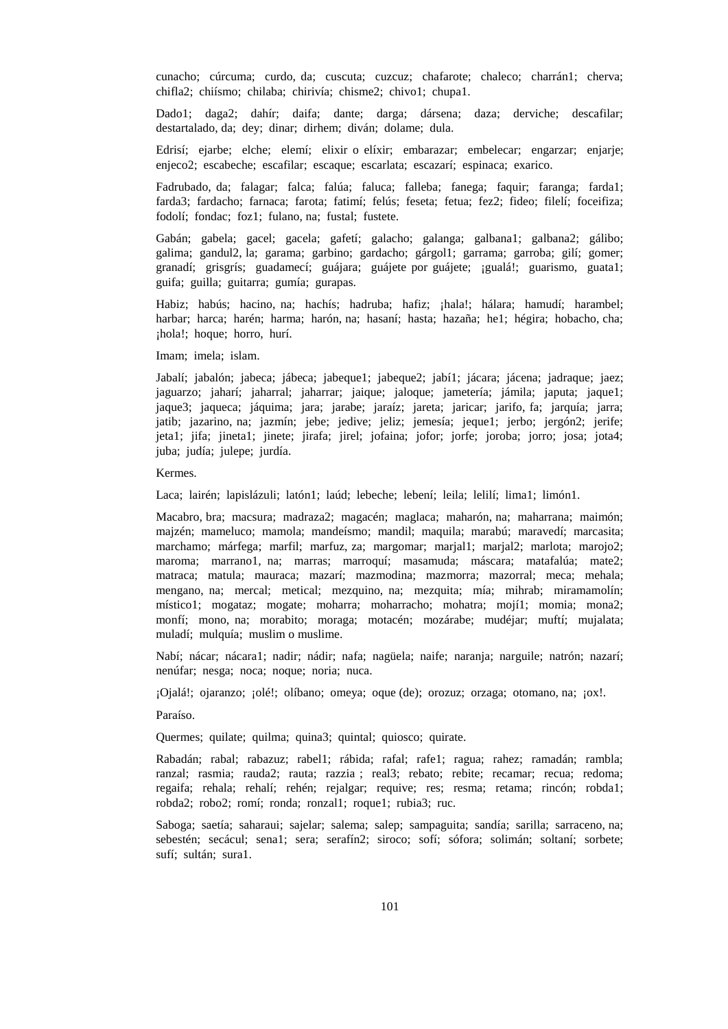cunacho; cúrcuma; curdo, da; cuscuta; cuzcuz; chafarote; chaleco; charrán1; cherva; chifla2; chiísmo; chilaba; chirivía; chisme2; chivo1; chupa1.

Dado1; daga2; dahír; daifa; dante; darga; dársena; daza; derviche; descafilar; destartalado, da; dey; dinar; dirhem; diván; dolame; dula.

Edrisí; ejarbe; elche; elemí; elixir o elíxir; embarazar; embelecar; engarzar; enjarje; enjeco2; escabeche; escafilar; escaque; escarlata; escazarí; espinaca; exarico.

Fadrubado, da; falagar; falca; falúa; faluca; falleba; fanega; faquir; faranga; farda1; farda3; fardacho; farnaca; farota; fatimí; felús; feseta; fetua; fez2; fideo; filelí; foceifiza; fodolí; fondac; foz1; fulano, na; fustal; fustete.

Gabán; gabela; gacel; gacela; gafetí; galacho; galanga; galbana1; galbana2; gálibo; galima; gandul2, la; garama; garbino; gardacho; gárgol1; garrama; garroba; gilí; gomer; granadí; grisgrís; guadamecí; guájara; guájete por guájete; ¡gualá!; guarismo, guata1; guifa; guilla; guitarra; gumía; gurapas.

Habiz; habús; hacino, na; hachís; hadruba; hafiz; ¡hala!; hálara; hamudí; harambel; harbar; harca; harén; harma; harón, na; hasaní; hasta; hazaña; he1; hégira; hobacho, cha; ¡hola!; hoque; horro, hurí.

Imam; imela; islam.

Jabalí; jabalón; jabeca; jábeca; jabeque1; jabeque2; jabí1; jácara; jácena; jadraque; jaez; jaguarzo; jaharí; jaharral; jaharrar; jaique; jaloque; jametería; jámila; japuta; jaque1; jaque3; jaqueca; jáquima; jara; jarabe; jaraíz; jareta; jaricar; jarifo, fa; jarquía; jarra; jatib; jazarino, na; jazmín; jebe; jedive; jeliz; jemesía; jeque1; jerbo; jergón2; jerife; jeta1; jifa; jineta1; jinete; jirafa; jirel; jofaina; jofor; jorfe; joroba; jorro; josa; jota4; juba; judía; julepe; jurdía.

Kermes.

Laca; lairén; lapislázuli; latón1; laúd; lebeche; lebení; leila; lelilí; lima1; limón1.

Macabro, bra; macsura; madraza2; magacén; maglaca; maharón, na; maharrana; maimón; majzén; mameluco; mamola; mandeísmo; mandil; maquila; marabú; maravedí; marcasita; marchamo; márfega; marfil; marfuz, za; margomar; marjal1; marjal2; marlota; marojo2; maroma; marrano1, na; marras; marroquí; masamuda; máscara; matafalúa; mate2; matraca; matula; mauraca; mazarí; mazmodina; mazmorra; mazorral; meca; mehala; mengano, na; mercal; metical; mezquino, na; mezquita; mía; mihrab; miramamolín; místico1; mogataz; mogate; moharra; moharracho; mohatra; mojí1; momia; mona2; monfí; mono, na; morabito; moraga; motacén; mozárabe; mudéjar; muftí; mujalata; muladí; mulquía; muslim o muslime.

Nabí; nácar; nácara1; nadir; nádir; nafa; nagüela; naife; naranja; narguile; natrón; nazarí; nenúfar; nesga; noca; noque; noria; nuca.

¡Ojalá!; ojaranzo; ¡olé!; olíbano; omeya; oque (de); orozuz; orzaga; otomano, na; ¡ox!.

Paraíso.

Quermes; quilate; quilma; quina3; quintal; quiosco; quirate.

Rabadán; rabal; rabazuz; rabel1; rábida; rafal; rafe1; ragua; rahez; ramadán; rambla; ranzal; rasmia; rauda2; rauta; razzia ; real3; rebato; rebite; recamar; recua; redoma; regaifa; rehala; rehalí; rehén; rejalgar; requive; res; resma; retama; rincón; robda1; robda2; robo2; romí; ronda; ronzal1; roque1; rubia3; ruc.

Saboga; saetía; saharaui; sajelar; salema; salep; sampaguita; sandía; sarilla; sarraceno, na; sebestén; secácul; sena1; sera; serafín2; siroco; sofí; sófora; solimán; soltaní; sorbete; sufí; sultán; sura1.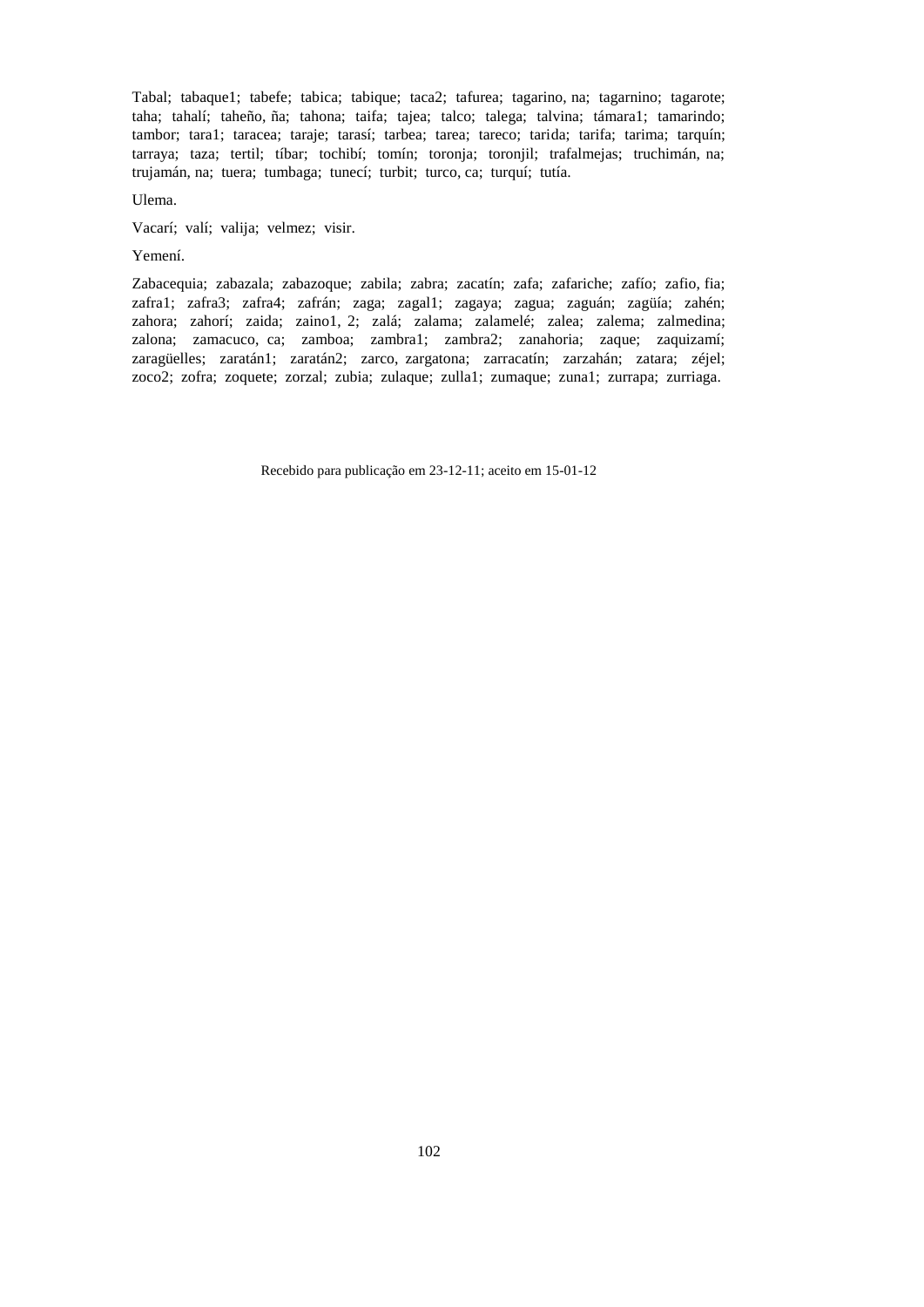Tabal; tabaque1; tabefe; tabica; tabique; taca2; tafurea; tagarino, na; tagarnino; tagarote; taha; tahalí; taheño, ña; tahona; taifa; tajea; talco; talega; talvina; támara1; tamarindo; tambor; tara1; taracea; taraje; tarasí; tarbea; tarea; tareco; tarida; tarifa; tarima; tarquín; tarraya; taza; tertil; tíbar; tochibí; tomín; toronja; toronjil; trafalmejas; truchimán, na; trujamán, na; tuera; tumbaga; tunecí; turbit; turco, ca; turquí; tutía.

Ulema.

Vacarí; valí; valija; velmez; visir.

Yemení.

Zabacequia; zabazala; zabazoque; zabila; zabra; zacatín; zafa; zafariche; zafío; zafio, fia; zafra1; zafra3; zafra4; zafrán; zaga; zagal1; zagaya; zagua; zaguán; zagüía; zahén; zahora; zahorí; zaida; zaino1, 2; zalá; zalama; zalamelé; zalea; zalema; zalmedina; zalona; zamacuco, ca; zamboa; zambra1; zambra2; zanahoria; zaque; zaquizamí; zaragüelles; zaratán1; zaratán2; zarco, zargatona; zarracatín; zarzahán; zatara; zéjel; zoco2; zofra; zoquete; zorzal; zubia; zulaque; zulla1; zumaque; zuna1; zurrapa; zurriaga.

Recebido para publicação em 23-12-11; aceito em 15-01-12